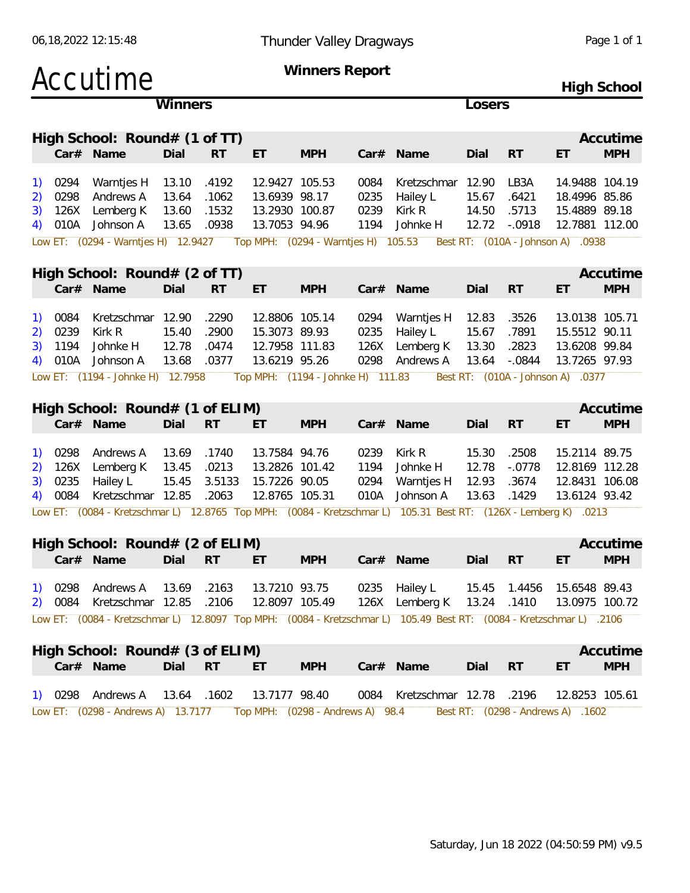# Accutime

## Thunder Valley Dragways

### Winners Report

**High School**

06,18,2022 12:15:48

## High School: Round# (1 of TT)

| | Winners Car# | Name | Dial | RT | ET | MPH | Losers Car# | Name | Dial | RT | ET | MPH |
|---|---|---|---|---|---|---|---|---|---|---|---|---|
| 1) | 0294 | Warntjes H | 13.10 | .4192 | 12.9427 | 105.53 | 0084 | Kretzschmar | 12.90 | LB3A | 14.9488 | 104.19 |
| 2) | 0298 | Andrews A | 13.64 | .1062 | 13.6939 | 98.17 | 0235 | Hailey L | 15.67 | .6421 | 18.4996 | 85.86 |
| 3) | 126X | Lemberg K | 13.60 | .1532 | 13.2930 | 100.87 | 0239 | Kirk R | 14.50 | .5713 | 15.4889 | 89.18 |
| 4) | 010A | Johnson A | 13.65 | .0938 | 13.7053 | 94.96 | 1194 | Johnke H | 12.72 | -.0918 | 12.7881 | 112.00 |

Low ET: (0294 - Warntjes H) 12.9427 Top MPH: (0294 - Warntjes H) 105.53 Best RT: (010A - Johnson A) .0938

## High School: Round# (2 of TT)

| | Winners Car# | Name | Dial | RT | ET | MPH | Losers Car# | Name | Dial | RT | ET | MPH |
|---|---|---|---|---|---|---|---|---|---|---|---|---|
| 1) | 0084 | Kretzschmar | 12.90 | .2290 | 12.8806 | 105.14 | 0294 | Warntjes H | 12.83 | .3526 | 13.0138 | 105.71 |
| 2) | 0239 | Kirk R | 15.40 | .2900 | 15.3073 | 89.93 | 0235 | Hailey L | 15.67 | .7891 | 15.5512 | 90.11 |
| 3) | 1194 | Johnke H | 12.78 | .0474 | 12.7958 | 111.83 | 126X | Lemberg K | 13.30 | .2823 | 13.6208 | 99.84 |
| 4) | 010A | Johnson A | 13.68 | .0377 | 13.6219 | 95.26 | 0298 | Andrews A | 13.64 | -.0844 | 13.7265 | 97.93 |

Low ET: (1194 - Johnke H) 12.7958 Top MPH: (1194 - Johnke H) 111.83 Best RT: (010A - Johnson A) .0377

## High School: Round# (1 of ELIM)

| | Winners Car# | Name | Dial | RT | ET | MPH | Losers Car# | Name | Dial | RT | ET | MPH |
|---|---|---|---|---|---|---|---|---|---|---|---|---|
| 1) | 0298 | Andrews A | 13.69 | .1740 | 13.7584 | 94.76 | 0239 | Kirk R | 15.30 | .2508 | 15.2114 | 89.75 |
| 2) | 126X | Lemberg K | 13.45 | .0213 | 13.2826 | 101.42 | 1194 | Johnke H | 12.78 | -.0778 | 12.8169 | 112.28 |
| 3) | 0235 | Hailey L | 15.45 | 3.5133 | 15.7226 | 90.05 | 0294 | Warntjes H | 12.93 | .3674 | 12.8431 | 106.08 |
| 4) | 0084 | Kretzschmar | 12.85 | .2063 | 12.8765 | 105.31 | 010A | Johnson A | 13.63 | .1429 | 13.6124 | 93.42 |

Low ET: (0084 - Kretzschmar L) 12.8765 Top MPH: (0084 - Kretzschmar L) 105.31 Best RT: (126X - Lemberg K) .0213

## High School: Round# (2 of ELIM)

| | Winners Car# | Name | Dial | RT | ET | MPH | Losers Car# | Name | Dial | RT | ET | MPH |
|---|---|---|---|---|---|---|---|---|---|---|---|---|
| 1) | 0298 | Andrews A | 13.69 | .2163 | 13.7210 | 93.75 | 0235 | Hailey L | 15.45 | 1.4456 | 15.6548 | 89.43 |
| 2) | 0084 | Kretzschmar | 12.85 | .2106 | 12.8097 | 105.49 | 126X | Lemberg K | 13.24 | .1410 | 13.0975 | 100.72 |

Low ET: (0084 - Kretzschmar L) 12.8097 Top MPH: (0084 - Kretzschmar L) 105.49 Best RT: (0084 - Kretzschmar L) .2106

## High School: Round# (3 of ELIM)

| | Winners Car# | Name | Dial | RT | ET | MPH | Losers Car# | Name | Dial | RT | ET | MPH |
|---|---|---|---|---|---|---|---|---|---|---|---|---|
| 1) | 0298 | Andrews A | 13.64 | .1602 | 13.7177 | 98.40 | 0084 | Kretzschmar | 12.78 | .2196 | 12.8253 | 105.61 |

Low ET: (0298 - Andrews A) 13.7177 Top MPH: (0298 - Andrews A) 98.4 Best RT: (0298 - Andrews A) .1602

Saturday, Jun 18 2022 (04:50:59 PM) v9.5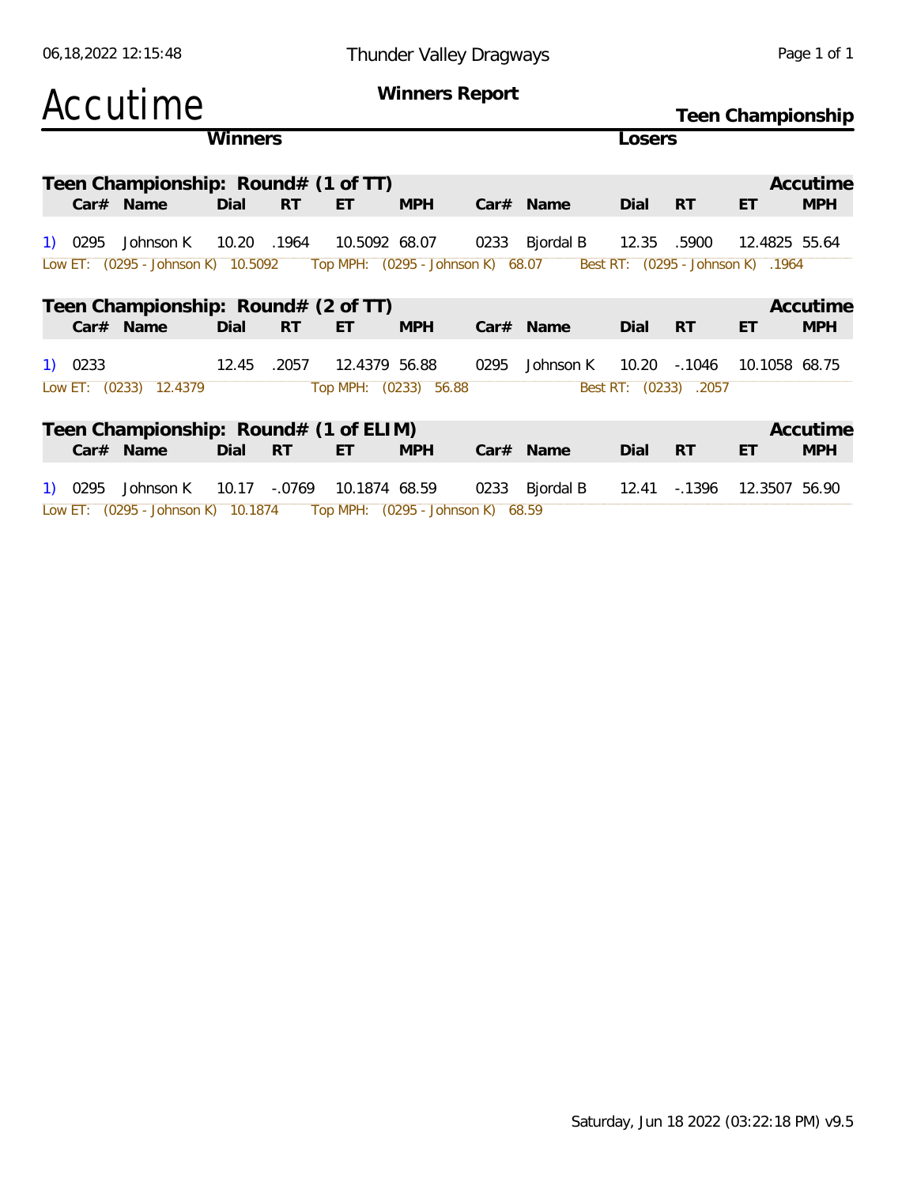# Thunder Valley Dragways

## Accutime

### Winners Report

### Teen Championship

**Winners** | **Losers**

## Teen Championship: Round# (1 of TT)

Accutime

| | Car# | Name | Dial | RT | ET | MPH | Car# | Name | Dial | RT | ET | MPH |
|---|---|---|---|---|---|---|---|---|---|---|---|---|
| 1) | 0295 | Johnson K | 10.20 | .1964 | 10.5092 | 68.07 | 0233 | Bjordal B | 12.35 | .5900 | 12.4825 | 55.64 |

Low ET: (0295 - Johnson K) 10.5092 Top MPH: (0295 - Johnson K) 68.07 Best RT: (0295 - Johnson K) .1964

## Teen Championship: Round# (2 of TT)

Accutime

| | Car# | Name | Dial | RT | ET | MPH | Car# | Name | Dial | RT | ET | MPH |
|---|---|---|---|---|---|---|---|---|---|---|---|---|
| 1) | 0233 | | 12.45 | .2057 | 12.4379 | 56.88 | 0295 | Johnson K | 10.20 | -.1046 | 10.1058 | 68.75 |

Low ET: (0233) 12.4379 Top MPH: (0233) 56.88 Best RT: (0233) .2057

## Teen Championship: Round# (1 of ELIM)

Accutime

| | Car# | Name | Dial | RT | ET | MPH | Car# | Name | Dial | RT | ET | MPH |
|---|---|---|---|---|---|---|---|---|---|---|---|---|
| 1) | 0295 | Johnson K | 10.17 | -.0769 | 10.1874 | 68.59 | 0233 | Bjordal B | 12.41 | -.1396 | 12.3507 | 56.90 |

Low ET: (0295 - Johnson K) 10.1874 Top MPH: (0295 - Johnson K) 68.59

Saturday, Jun 18 2022 (03:22:18 PM) v9.5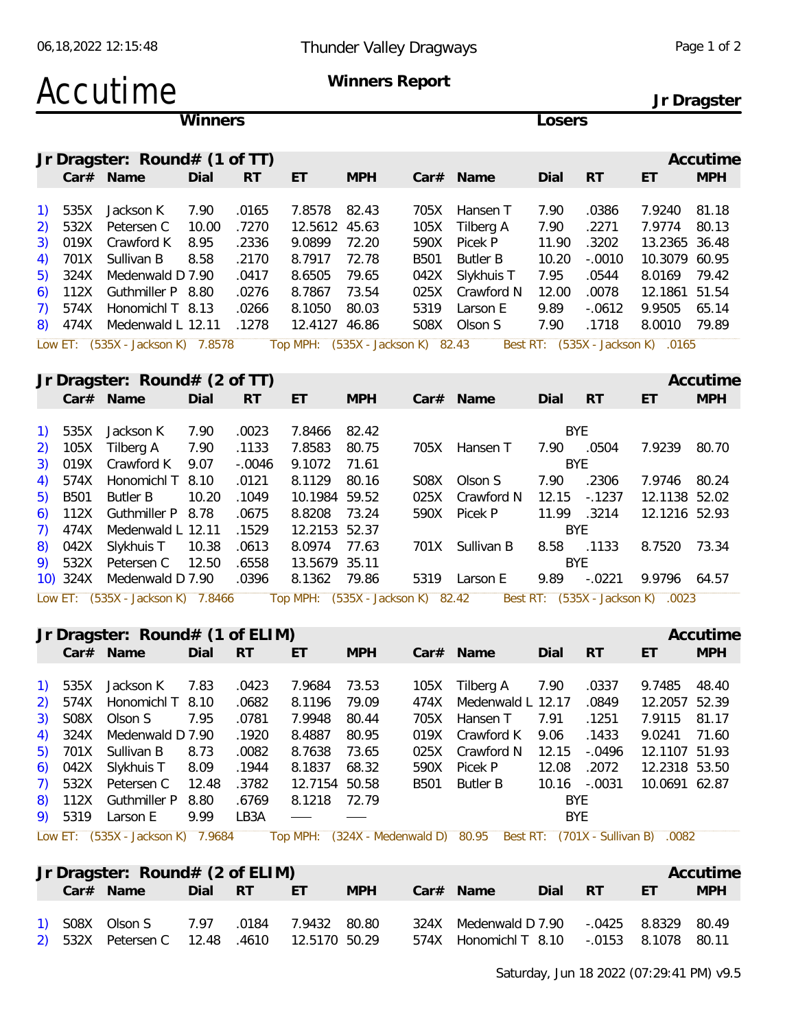Thunder Valley Dragways

# Accutime

**Winners Report**

**Jr Dragster**

## Jr Dragster: Round# (1 of TT)

| | Winners Car# | Name | Dial | RT | ET | MPH | Losers Car# | Name | Dial | RT | ET | MPH |
|---|---|---|---|---|---|---|---|---|---|---|---|---|
| 1) | 535X | Jackson K | 7.90 | .0165 | 7.8578 | 82.43 | 705X | Hansen T | 7.90 | .0386 | 7.9240 | 81.18 |
| 2) | 532X | Petersen C | 10.00 | .7270 | 12.5612 | 45.63 | 105X | Tilberg A | 7.90 | .2271 | 7.9774 | 80.13 |
| 3) | 019X | Crawford K | 8.95 | .2336 | 9.0899 | 72.20 | 590X | Picek P | 11.90 | .3202 | 13.2365 | 36.48 |
| 4) | 701X | Sullivan B | 8.58 | .2170 | 8.7917 | 72.78 | B501 | Butler B | 10.20 | -.0010 | 10.3079 | 60.95 |
| 5) | 324X | Medenwald D | 7.90 | .0417 | 8.6505 | 79.65 | 042X | Slykhuis T | 7.95 | .0544 | 8.0169 | 79.42 |
| 6) | 112X | Guthmiller P | 8.80 | .0276 | 8.7867 | 73.54 | 025X | Crawford N | 12.00 | .0078 | 12.1861 | 51.54 |
| 7) | 574X | Honomichl T | 8.13 | .0266 | 8.1050 | 80.03 | 5319 | Larson E | 9.89 | -.0612 | 9.9505 | 65.14 |
| 8) | 474X | Medenwald L | 12.11 | .1278 | 12.4127 | 46.86 | S08X | Olson S | 7.90 | .1718 | 8.0010 | 79.89 |

Low ET: (535X - Jackson K) 7.8578 Top MPH: (535X - Jackson K) 82.43 Best RT: (535X - Jackson K) .0165

## Jr Dragster: Round# (2 of TT)

| | Winners Car# | Name | Dial | RT | ET | MPH | Losers Car# | Name | Dial | RT | ET | MPH |
|---|---|---|---|---|---|---|---|---|---|---|---|---|
| 1) | 535X | Jackson K | 7.90 | .0023 | 7.8466 | 82.42 | | | | BYE | | |
| 2) | 105X | Tilberg A | 7.90 | .1133 | 7.8583 | 80.75 | 705X | Hansen T | 7.90 | .0504 | 7.9239 | 80.70 |
| 3) | 019X | Crawford K | 9.07 | -.0046 | 9.1072 | 71.61 | | | | BYE | | |
| 4) | 574X | Honomichl T | 8.10 | .0121 | 8.1129 | 80.16 | S08X | Olson S | 7.90 | .2306 | 7.9746 | 80.24 |
| 5) | B501 | Butler B | 10.20 | .1049 | 10.1984 | 59.52 | 025X | Crawford N | 12.15 | -.1237 | 12.1138 | 52.02 |
| 6) | 112X | Guthmiller P | 8.78 | .0675 | 8.8208 | 73.24 | 590X | Picek P | 11.99 | .3214 | 12.1216 | 52.93 |
| 7) | 474X | Medenwald L | 12.11 | .1529 | 12.2153 | 52.37 | | | | BYE | | |
| 8) | 042X | Slykhuis T | 10.38 | .0613 | 8.0974 | 77.63 | 701X | Sullivan B | 8.58 | .1133 | 8.7520 | 73.34 |
| 9) | 532X | Petersen C | 12.50 | .6558 | 13.5679 | 35.11 | | | | BYE | | |
| 10) | 324X | Medenwald D | 7.90 | .0396 | 8.1362 | 79.86 | 5319 | Larson E | 9.89 | -.0221 | 9.9796 | 64.57 |

Low ET: (535X - Jackson K) 7.8466 Top MPH: (535X - Jackson K) 82.42 Best RT: (535X - Jackson K) .0023

## Jr Dragster: Round# (1 of ELIM)

| | Winners Car# | Name | Dial | RT | ET | MPH | Losers Car# | Name | Dial | RT | ET | MPH |
|---|---|---|---|---|---|---|---|---|---|---|---|---|
| 1) | 535X | Jackson K | 7.83 | .0423 | 7.9684 | 73.53 | 105X | Tilberg A | 7.90 | .0337 | 9.7485 | 48.40 |
| 2) | 574X | Honomichl T | 8.10 | .0682 | 8.1196 | 79.09 | 474X | Medenwald L | 12.17 | .0849 | 12.2057 | 52.39 |
| 3) | S08X | Olson S | 7.95 | .0781 | 7.9948 | 80.44 | 705X | Hansen T | 7.91 | .1251 | 7.9115 | 81.17 |
| 4) | 324X | Medenwald D | 7.90 | .1920 | 8.4887 | 80.95 | 019X | Crawford K | 9.06 | .1433 | 9.0241 | 71.60 |
| 5) | 701X | Sullivan B | 8.73 | .0082 | 8.7638 | 73.65 | 025X | Crawford N | 12.15 | -.0496 | 12.1107 | 51.93 |
| 6) | 042X | Slykhuis T | 8.09 | .1944 | 8.1837 | 68.32 | 590X | Picek P | 12.08 | .2072 | 12.2318 | 53.50 |
| 7) | 532X | Petersen C | 12.48 | .3782 | 12.7154 | 50.58 | B501 | Butler B | 10.16 | -.0031 | 10.0691 | 62.87 |
| 8) | 112X | Guthmiller P | 8.80 | .6769 | 8.1218 | 72.79 | | | | BYE | | |
| 9) | 5319 | Larson E | 9.99 | LB3A | — | — | | | | BYE | | |

Low ET: (535X - Jackson K) 7.9684 Top MPH: (324X - Medenwald D) 80.95 Best RT: (701X - Sullivan B) .0082

## Jr Dragster: Round# (2 of ELIM)

| | Winners Car# | Name | Dial | RT | ET | MPH | Losers Car# | Name | Dial | RT | ET | MPH |
|---|---|---|---|---|---|---|---|---|---|---|---|---|
| 1) | S08X | Olson S | 7.97 | .0184 | 7.9432 | 80.80 | 324X | Medenwald D | 7.90 | -.0425 | 8.8329 | 80.49 |
| 2) | 532X | Petersen C | 12.48 | .4610 | 12.5170 | 50.29 | 574X | Honomichl T | 8.10 | -.0153 | 8.1078 | 80.11 |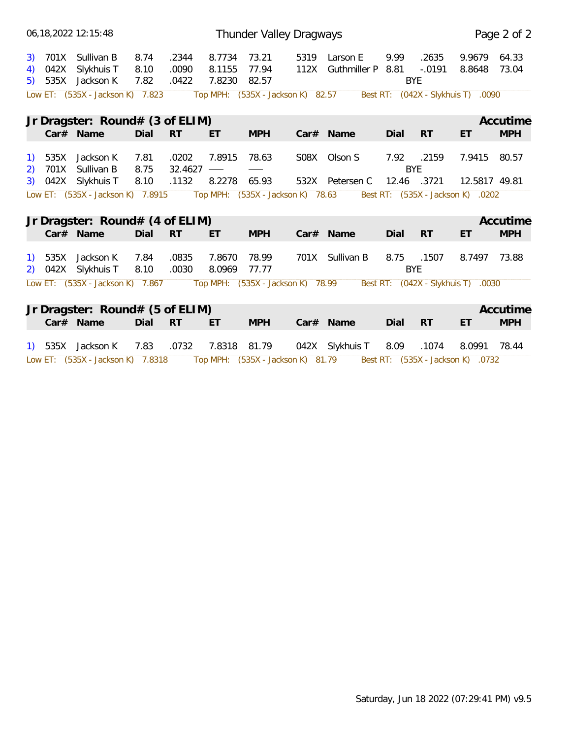| | Car# | Name | Dial | RT | ET | MPH | Car# | Name | Dial | RT | ET | MPH |
|---|---|---|---|---|---|---|---|---|---|---|---|---|
| 3) | 701X | Sullivan B | 8.74 | .2344 | 8.7734 | 73.21 | 5319 | Larson E | 9.99 | .2635 | 9.9679 | 64.33 |
| 4) | 042X | Slykhuis T | 8.10 | .0090 | 8.1155 | 77.94 | 112X | Guthmiller P | 8.81 | -.0191 | 8.8648 | 73.04 |
| 5) | 535X | Jackson K | 7.82 | .0422 | 7.8230 | 82.57 | | | | BYE | | |

Low ET: (535X - Jackson K) 7.823 Top MPH: (535X - Jackson K) 82.57 Best RT: (042X - Slykhuis T) .0090

## Jr Dragster: Round# (3 of ELIM)

Accutime

| | Car# | Name | Dial | RT | ET | MPH | Car# | Name | Dial | RT | ET | MPH |
|---|---|---|---|---|---|---|---|---|---|---|---|---|
| 1) | 535X | Jackson K | 7.81 | .0202 | 7.8915 | 78.63 | S08X | Olson S | 7.92 | .2159 | 7.9415 | 80.57 |
| 2) | 701X | Sullivan B | 8.75 | 32.4627 | — | — | | | | BYE | | |
| 3) | 042X | Slykhuis T | 8.10 | .1132 | 8.2278 | 65.93 | 532X | Petersen C | 12.46 | .3721 | 12.5817 | 49.81 |

Low ET: (535X - Jackson K) 7.8915 Top MPH: (535X - Jackson K) 78.63 Best RT: (535X - Jackson K) .0202

## Jr Dragster: Round# (4 of ELIM)

Accutime

| | Car# | Name | Dial | RT | ET | MPH | Car# | Name | Dial | RT | ET | MPH |
|---|---|---|---|---|---|---|---|---|---|---|---|---|
| 1) | 535X | Jackson K | 7.84 | .0835 | 7.8670 | 78.99 | 701X | Sullivan B | 8.75 | .1507 | 8.7497 | 73.88 |
| 2) | 042X | Slykhuis T | 8.10 | .0030 | 8.0969 | 77.77 | | | | BYE | | |

Low ET: (535X - Jackson K) 7.867 Top MPH: (535X - Jackson K) 78.99 Best RT: (042X - Slykhuis T) .0030

## Jr Dragster: Round# (5 of ELIM)

Accutime

| | Car# | Name | Dial | RT | ET | MPH | Car# | Name | Dial | RT | ET | MPH |
|---|---|---|---|---|---|---|---|---|---|---|---|---|
| 1) | 535X | Jackson K | 7.83 | .0732 | 7.8318 | 81.79 | 042X | Slykhuis T | 8.09 | .1074 | 8.0991 | 78.44 |

Low ET: (535X - Jackson K) 7.8318 Top MPH: (535X - Jackson K) 81.79 Best RT: (535X - Jackson K) .0732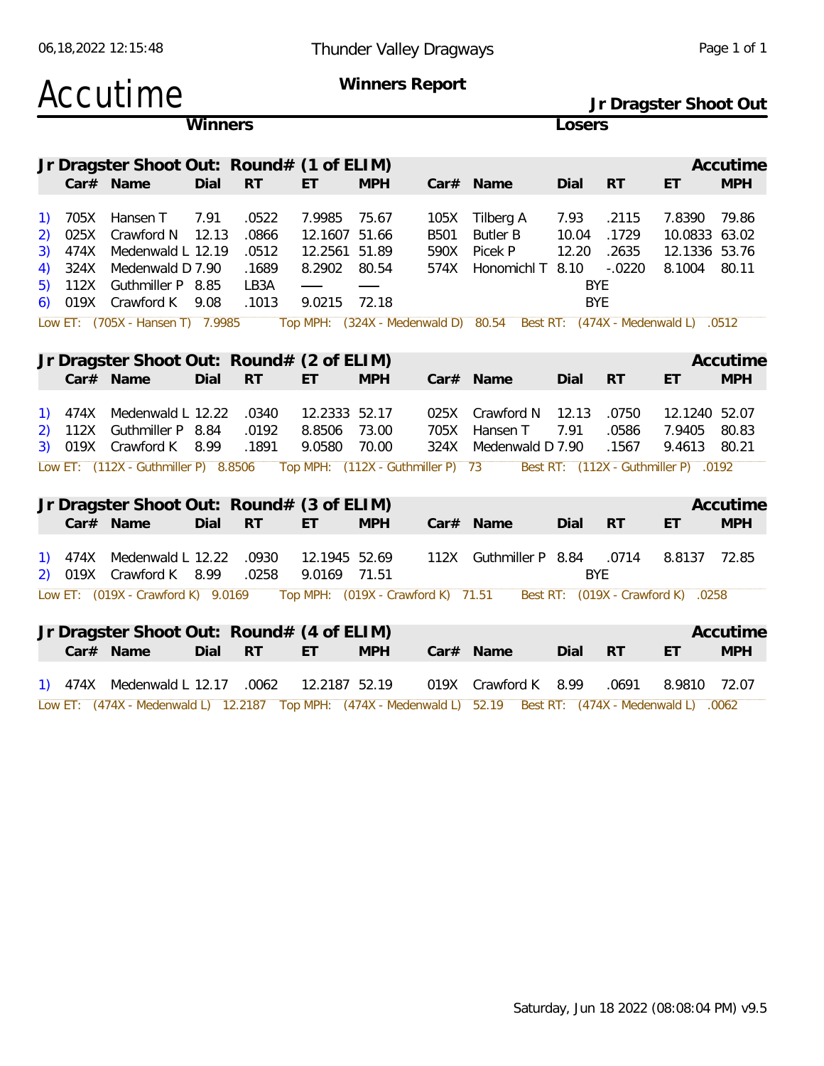Thunder Valley Dragways

# Accutime

**Winners Report**

**Jr Dragster Shoot Out**

| | **Winners** | | | | | | **Losers** | | | | | |
|---|---|---|---|---|---|---|---|---|---|---|---|---|

## Jr Dragster Shoot Out: Round# (1 of ELIM)

| | Car# | Name | Dial | RT | ET | MPH | Car# | Name | Dial | RT | ET | MPH |
|---|---|---|---|---|---|---|---|---|---|---|---|---|
| 1) | 705X | Hansen T | 7.91 | .0522 | 7.9985 | 75.67 | 105X | Tilberg A | 7.93 | .2115 | 7.8390 | 79.86 |
| 2) | 025X | Crawford N | 12.13 | .0866 | 12.1607 | 51.66 | B501 | Butler B | 10.04 | .1729 | 10.0833 | 63.02 |
| 3) | 474X | Medenwald L | 12.19 | .0512 | 12.2561 | 51.89 | 590X | Picek P | 12.20 | .2635 | 12.1336 | 53.76 |
| 4) | 324X | Medenwald D | 7.90 | .1689 | 8.2902 | 80.54 | 574X | Honomichl T | 8.10 | -.0220 | 8.1004 | 80.11 |
| 5) | 112X | Guthmiller P | 8.85 | LB3A | — | — | | | BYE | | | |
| 6) | 019X | Crawford K | 9.08 | .1013 | 9.0215 | 72.18 | | | BYE | | | |

Low ET: (705X - Hansen T) 7.9985 Top MPH: (324X - Medenwald D) 80.54 Best RT: (474X - Medenwald L) .0512

## Jr Dragster Shoot Out: Round# (2 of ELIM)

| | Car# | Name | Dial | RT | ET | MPH | Car# | Name | Dial | RT | ET | MPH |
|---|---|---|---|---|---|---|---|---|---|---|---|---|
| 1) | 474X | Medenwald L | 12.22 | .0340 | 12.2333 | 52.17 | 025X | Crawford N | 12.13 | .0750 | 12.1240 | 52.07 |
| 2) | 112X | Guthmiller P | 8.84 | .0192 | 8.8506 | 73.00 | 705X | Hansen T | 7.91 | .0586 | 7.9405 | 80.83 |
| 3) | 019X | Crawford K | 8.99 | .1891 | 9.0580 | 70.00 | 324X | Medenwald D | 7.90 | .1567 | 9.4613 | 80.21 |

Low ET: (112X - Guthmiller P) 8.8506 Top MPH: (112X - Guthmiller P) 73 Best RT: (112X - Guthmiller P) .0192

## Jr Dragster Shoot Out: Round# (3 of ELIM)

| | Car# | Name | Dial | RT | ET | MPH | Car# | Name | Dial | RT | ET | MPH |
|---|---|---|---|---|---|---|---|---|---|---|---|---|
| 1) | 474X | Medenwald L | 12.22 | .0930 | 12.1945 | 52.69 | 112X | Guthmiller P | 8.84 | .0714 | 8.8137 | 72.85 |
| 2) | 019X | Crawford K | 8.99 | .0258 | 9.0169 | 71.51 | | | BYE | | | |

Low ET: (019X - Crawford K) 9.0169 Top MPH: (019X - Crawford K) 71.51 Best RT: (019X - Crawford K) .0258

## Jr Dragster Shoot Out: Round# (4 of ELIM)

| | Car# | Name | Dial | RT | ET | MPH | Car# | Name | Dial | RT | ET | MPH |
|---|---|---|---|---|---|---|---|---|---|---|---|---|
| 1) | 474X | Medenwald L | 12.17 | .0062 | 12.2187 | 52.19 | 019X | Crawford K | 8.99 | .0691 | 8.9810 | 72.07 |

Low ET: (474X - Medenwald L) 12.2187 Top MPH: (474X - Medenwald L) 52.19 Best RT: (474X - Medenwald L) .0062

Saturday, Jun 18 2022 (08:08:04 PM) v9.5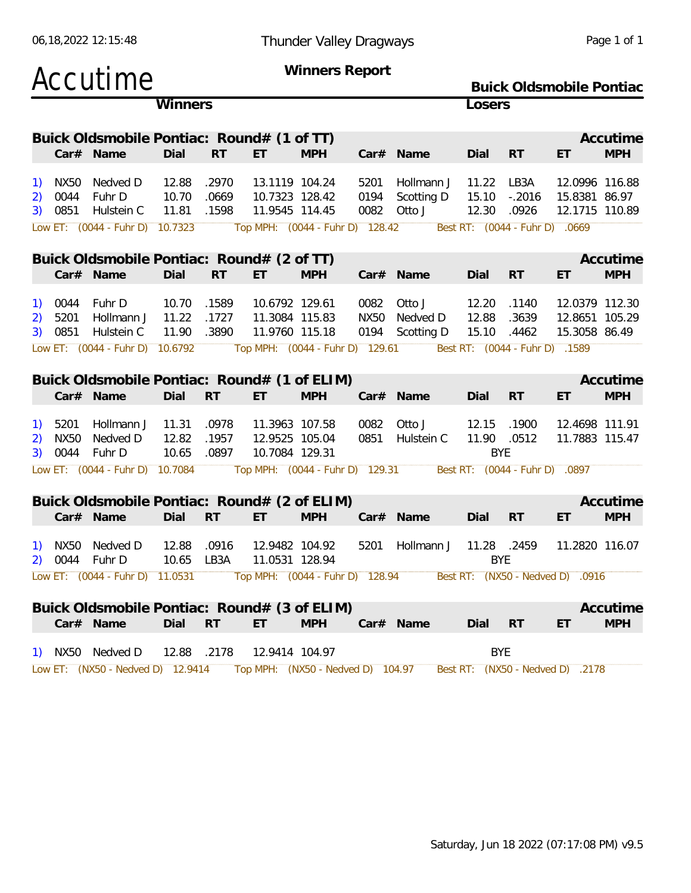Thunder Valley Dragways

# Accutime

**Winners Report**

**Buick Oldsmobile Pontiac**

## Buick Oldsmobile Pontiac: Round# (1 of TT)

| | Car# | Name | Dial | RT | ET | MPH | Car# | Name | Dial | RT | ET | MPH |
|---|---|---|---|---|---|---|---|---|---|---|---|---|
| 1) | NX50 | Nedved D | 12.88 | .2970 | 13.1119 | 104.24 | 5201 | Hollmann J | 11.22 | LB3A | 12.0996 | 116.88 |
| 2) | 0044 | Fuhr D | 10.70 | .0669 | 10.7323 | 128.42 | 0194 | Scotting D | 15.10 | -.2016 | 15.8381 | 86.97 |
| 3) | 0851 | Hulstein C | 11.81 | .1598 | 11.9545 | 114.45 | 0082 | Otto J | 12.30 | .0926 | 12.1715 | 110.89 |

Low ET: (0044 - Fuhr D) 10.7323 Top MPH: (0044 - Fuhr D) 128.42 Best RT: (0044 - Fuhr D) .0669

## Buick Oldsmobile Pontiac: Round# (2 of TT)

| | Car# | Name | Dial | RT | ET | MPH | Car# | Name | Dial | RT | ET | MPH |
|---|---|---|---|---|---|---|---|---|---|---|---|---|
| 1) | 0044 | Fuhr D | 10.70 | .1589 | 10.6792 | 129.61 | 0082 | Otto J | 12.20 | .1140 | 12.0379 | 112.30 |
| 2) | 5201 | Hollmann J | 11.22 | .1727 | 11.3084 | 115.83 | NX50 | Nedved D | 12.88 | .3639 | 12.8651 | 105.29 |
| 3) | 0851 | Hulstein C | 11.90 | .3890 | 11.9760 | 115.18 | 0194 | Scotting D | 15.10 | .4462 | 15.3058 | 86.49 |

Low ET: (0044 - Fuhr D) 10.6792 Top MPH: (0044 - Fuhr D) 129.61 Best RT: (0044 - Fuhr D) .1589

## Buick Oldsmobile Pontiac: Round# (1 of ELIM)

| | Car# | Name | Dial | RT | ET | MPH | Car# | Name | Dial | RT | ET | MPH |
|---|---|---|---|---|---|---|---|---|---|---|---|---|
| 1) | 5201 | Hollmann J | 11.31 | .0978 | 11.3963 | 107.58 | 0082 | Otto J | 12.15 | .1900 | 12.4698 | 111.91 |
| 2) | NX50 | Nedved D | 12.82 | .1957 | 12.9525 | 105.04 | 0851 | Hulstein C | 11.90 | .0512 | 11.7883 | 115.47 |
| 3) | 0044 | Fuhr D | 10.65 | .0897 | 10.7084 | 129.31 | | | | BYE | | |

Low ET: (0044 - Fuhr D) 10.7084 Top MPH: (0044 - Fuhr D) 129.31 Best RT: (0044 - Fuhr D) .0897

## Buick Oldsmobile Pontiac: Round# (2 of ELIM)

| | Car# | Name | Dial | RT | ET | MPH | Car# | Name | Dial | RT | ET | MPH |
|---|---|---|---|---|---|---|---|---|---|---|---|---|
| 1) | NX50 | Nedved D | 12.88 | .0916 | 12.9482 | 104.92 | 5201 | Hollmann J | 11.28 | .2459 | 11.2820 | 116.07 |
| 2) | 0044 | Fuhr D | 10.65 | LB3A | 11.0531 | 128.94 | | | | BYE | | |

Low ET: (0044 - Fuhr D) 11.0531 Top MPH: (0044 - Fuhr D) 128.94 Best RT: (NX50 - Nedved D) .0916

## Buick Oldsmobile Pontiac: Round# (3 of ELIM)

| | Car# | Name | Dial | RT | ET | MPH | Car# | Name | Dial | RT | ET | MPH |
|---|---|---|---|---|---|---|---|---|---|---|---|---|
| 1) | NX50 | Nedved D | 12.88 | .2178 | 12.9414 | 104.97 | | | | BYE | | |

Low ET: (NX50 - Nedved D) 12.9414 Top MPH: (NX50 - Nedved D) 104.97 Best RT: (NX50 - Nedved D) .2178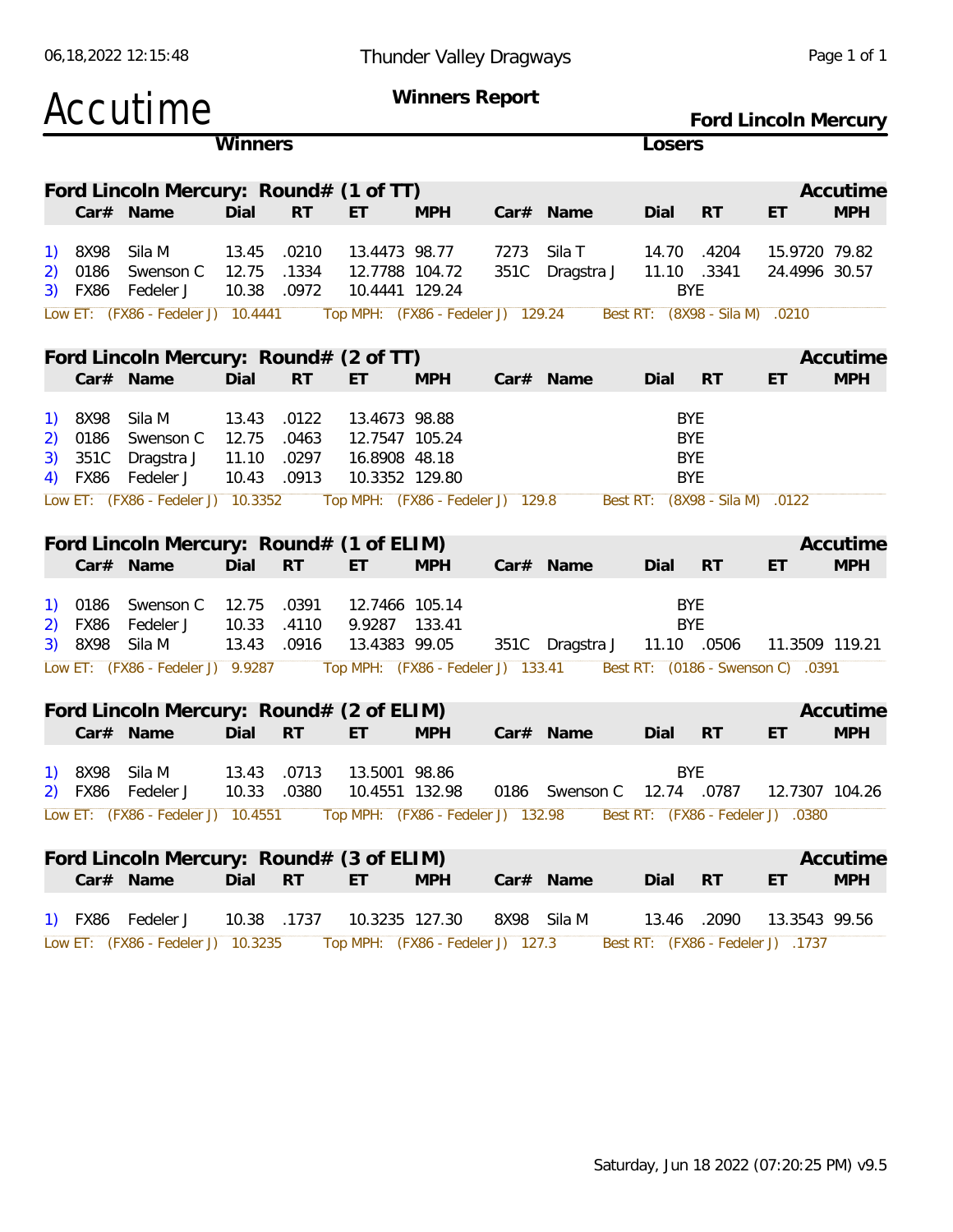# Accutime

**Thunder Valley Dragways**

**Winners Report**

**Ford Lincoln Mercury**

## Ford Lincoln Mercury: Round# (1 of TT)

| | Winner Car# | Name | Dial | RT | ET | MPH | Loser Car# | Name | Dial | RT | ET | MPH |
|---|---|---|---|---|---|---|---|---|---|---|---|---|
| 1) | 8X98 | Sila M | 13.45 | .0210 | 13.4473 | 98.77 | 7273 | Sila T | 14.70 | .4204 | 15.9720 | 79.82 |
| 2) | 0186 | Swenson C | 12.75 | .1334 | 12.7788 | 104.72 | 351C | Dragstra J | 11.10 | .3341 | 24.4996 | 30.57 |
| 3) | FX86 | Fedeler J | 10.38 | .0972 | 10.4441 | 129.24 | | | | BYE | | |

Low ET: (FX86 - Fedeler J) 10.4441 Top MPH: (FX86 - Fedeler J) 129.24 Best RT: (8X98 - Sila M) .0210

## Ford Lincoln Mercury: Round# (2 of TT)

| | Winner Car# | Name | Dial | RT | ET | MPH | Loser Car# | Name | Dial | RT | ET | MPH |
|---|---|---|---|---|---|---|---|---|---|---|---|---|
| 1) | 8X98 | Sila M | 13.43 | .0122 | 13.4673 | 98.88 | | | | BYE | | |
| 2) | 0186 | Swenson C | 12.75 | .0463 | 12.7547 | 105.24 | | | | BYE | | |
| 3) | 351C | Dragstra J | 11.10 | .0297 | 16.8908 | 48.18 | | | | BYE | | |
| 4) | FX86 | Fedeler J | 10.43 | .0913 | 10.3352 | 129.80 | | | | BYE | | |

Low ET: (FX86 - Fedeler J) 10.3352 Top MPH: (FX86 - Fedeler J) 129.8 Best RT: (8X98 - Sila M) .0122

## Ford Lincoln Mercury: Round# (1 of ELIM)

| | Winner Car# | Name | Dial | RT | ET | MPH | Loser Car# | Name | Dial | RT | ET | MPH |
|---|---|---|---|---|---|---|---|---|---|---|---|---|
| 1) | 0186 | Swenson C | 12.75 | .0391 | 12.7466 | 105.14 | | | | BYE | | |
| 2) | FX86 | Fedeler J | 10.33 | .4110 | 9.9287 | 133.41 | | | | BYE | | |
| 3) | 8X98 | Sila M | 13.43 | .0916 | 13.4383 | 99.05 | 351C | Dragstra J | 11.10 | .0506 | 11.3509 | 119.21 |

Low ET: (FX86 - Fedeler J) 9.9287 Top MPH: (FX86 - Fedeler J) 133.41 Best RT: (0186 - Swenson C) .0391

## Ford Lincoln Mercury: Round# (2 of ELIM)

| | Winner Car# | Name | Dial | RT | ET | MPH | Loser Car# | Name | Dial | RT | ET | MPH |
|---|---|---|---|---|---|---|---|---|---|---|---|---|
| 1) | 8X98 | Sila M | 13.43 | .0713 | 13.5001 | 98.86 | | | | BYE | | |
| 2) | FX86 | Fedeler J | 10.33 | .0380 | 10.4551 | 132.98 | 0186 | Swenson C | 12.74 | .0787 | 12.7307 | 104.26 |

Low ET: (FX86 - Fedeler J) 10.4551 Top MPH: (FX86 - Fedeler J) 132.98 Best RT: (FX86 - Fedeler J) .0380

## Ford Lincoln Mercury: Round# (3 of ELIM)

| | Winner Car# | Name | Dial | RT | ET | MPH | Loser Car# | Name | Dial | RT | ET | MPH |
|---|---|---|---|---|---|---|---|---|---|---|---|---|
| 1) | FX86 | Fedeler J | 10.38 | .1737 | 10.3235 | 127.30 | 8X98 | Sila M | 13.46 | .2090 | 13.3543 | 99.56 |

Low ET: (FX86 - Fedeler J) 10.3235 Top MPH: (FX86 - Fedeler J) 127.3 Best RT: (FX86 - Fedeler J) .1737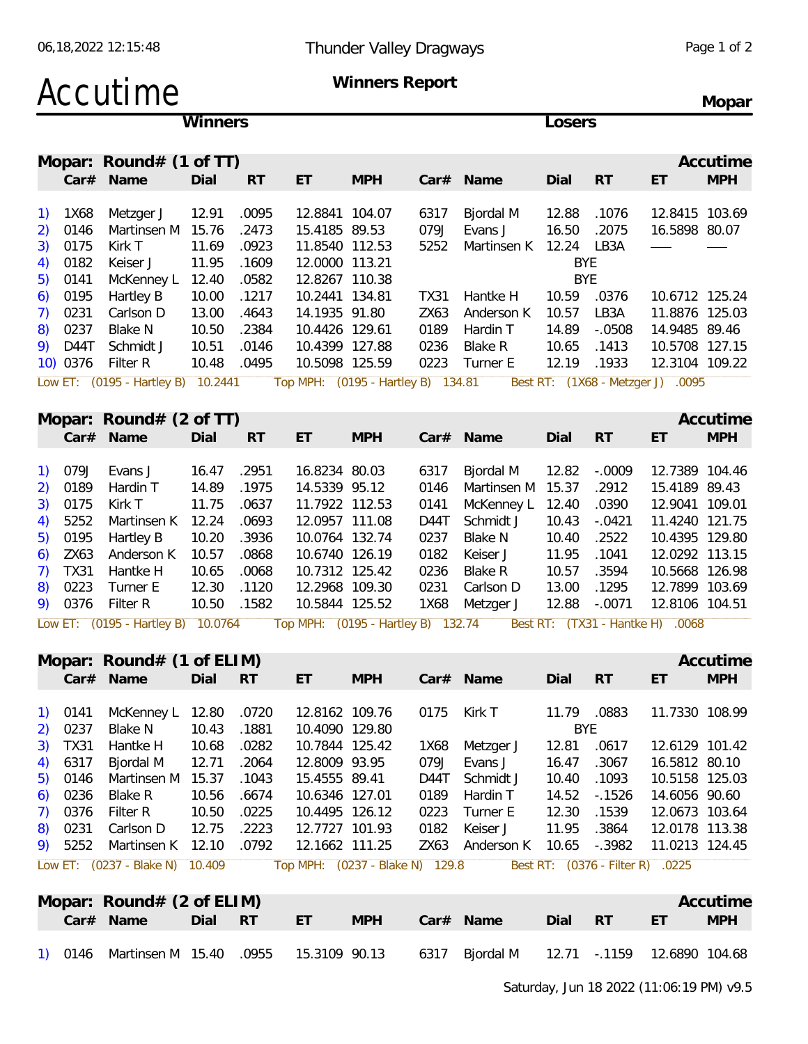Thunder Valley Dragways

# Accutime

**Winners Report**

**Mopar**

## Mopar: Round# (1 of TT)

| | Winner Car# | Name | Dial | RT | ET | MPH | Loser Car# | Name | Dial | RT | ET | MPH |
|---|---|---|---|---|---|---|---|---|---|---|---|---|
| 1) | 1X68 | Metzger J | 12.91 | .0095 | 12.8841 | 104.07 | 6317 | Bjordal M | 12.88 | .1076 | 12.8415 | 103.69 |
| 2) | 0146 | Martinsen M | 15.76 | .2473 | 15.4185 | 89.53 | 079J | Evans J | 16.50 | .2075 | 16.5898 | 80.07 |
| 3) | 0175 | Kirk T | 11.69 | .0923 | 11.8540 | 112.53 | 5252 | Martinsen K | 12.24 | LB3A | — | — |
| 4) | 0182 | Keiser J | 11.95 | .1609 | 12.0000 | 113.21 | | | BYE | | | |
| 5) | 0141 | McKenney L | 12.40 | .0582 | 12.8267 | 110.38 | | | BYE | | | |
| 6) | 0195 | Hartley B | 10.00 | .1217 | 10.2441 | 134.81 | TX31 | Hantke H | 10.59 | .0376 | 10.6712 | 125.24 |
| 7) | 0231 | Carlson D | 13.00 | .4643 | 14.1935 | 91.80 | ZX63 | Anderson K | 10.57 | LB3A | 11.8876 | 125.03 |
| 8) | 0237 | Blake N | 10.50 | .2384 | 10.4426 | 129.61 | 0189 | Hardin T | 14.89 | -.0508 | 14.9485 | 89.46 |
| 9) | D44T | Schmidt J | 10.51 | .0146 | 10.4399 | 127.88 | 0236 | Blake R | 10.65 | .1413 | 10.5708 | 127.15 |
| 10) | 0376 | Filter R | 10.48 | .0495 | 10.5098 | 125.59 | 0223 | Turner E | 12.19 | .1933 | 12.3104 | 109.22 |

Low ET: (0195 - Hartley B) 10.2441 Top MPH: (0195 - Hartley B) 134.81 Best RT: (1X68 - Metzger J) .0095

## Mopar: Round# (2 of TT)

| | Winner Car# | Name | Dial | RT | ET | MPH | Loser Car# | Name | Dial | RT | ET | MPH |
|---|---|---|---|---|---|---|---|---|---|---|---|---|
| 1) | 079J | Evans J | 16.47 | .2951 | 16.8234 | 80.03 | 6317 | Bjordal M | 12.82 | -.0009 | 12.7389 | 104.46 |
| 2) | 0189 | Hardin T | 14.89 | .1975 | 14.5339 | 95.12 | 0146 | Martinsen M | 15.37 | .2912 | 15.4189 | 89.43 |
| 3) | 0175 | Kirk T | 11.75 | .0637 | 11.7922 | 112.53 | 0141 | McKenney L | 12.40 | .0390 | 12.9041 | 109.01 |
| 4) | 5252 | Martinsen K | 12.24 | .0693 | 12.0957 | 111.08 | D44T | Schmidt J | 10.43 | -.0421 | 11.4240 | 121.75 |
| 5) | 0195 | Hartley B | 10.20 | .3936 | 10.0764 | 132.74 | 0237 | Blake N | 10.40 | .2522 | 10.4395 | 129.80 |
| 6) | ZX63 | Anderson K | 10.57 | .0868 | 10.6740 | 126.19 | 0182 | Keiser J | 11.95 | .1041 | 12.0292 | 113.15 |
| 7) | TX31 | Hantke H | 10.65 | .0068 | 10.7312 | 125.42 | 0236 | Blake R | 10.57 | .3594 | 10.5668 | 126.98 |
| 8) | 0223 | Turner E | 12.30 | .1120 | 12.2968 | 109.30 | 0231 | Carlson D | 13.00 | .1295 | 12.7899 | 103.69 |
| 9) | 0376 | Filter R | 10.50 | .1582 | 10.5844 | 125.52 | 1X68 | Metzger J | 12.88 | -.0071 | 12.8106 | 104.51 |

Low ET: (0195 - Hartley B) 10.0764 Top MPH: (0195 - Hartley B) 132.74 Best RT: (TX31 - Hantke H) .0068

## Mopar: Round# (1 of ELIM)

| | Winner Car# | Name | Dial | RT | ET | MPH | Loser Car# | Name | Dial | RT | ET | MPH |
|---|---|---|---|---|---|---|---|---|---|---|---|---|
| 1) | 0141 | McKenney L | 12.80 | .0720 | 12.8162 | 109.76 | 0175 | Kirk T | 11.79 | .0883 | 11.7330 | 108.99 |
| 2) | 0237 | Blake N | 10.43 | .1881 | 10.4090 | 129.80 | | | BYE | | | |
| 3) | TX31 | Hantke H | 10.68 | .0282 | 10.7844 | 125.42 | 1X68 | Metzger J | 12.81 | .0617 | 12.6129 | 101.42 |
| 4) | 6317 | Bjordal M | 12.71 | .2064 | 12.8009 | 93.95 | 079J | Evans J | 16.47 | .3067 | 16.5812 | 80.10 |
| 5) | 0146 | Martinsen M | 15.37 | .1043 | 15.4555 | 89.41 | D44T | Schmidt J | 10.40 | .1093 | 10.5158 | 125.03 |
| 6) | 0236 | Blake R | 10.56 | .6674 | 10.6346 | 127.01 | 0189 | Hardin T | 14.52 | -.1526 | 14.6056 | 90.60 |
| 7) | 0376 | Filter R | 10.50 | .0225 | 10.4495 | 126.12 | 0223 | Turner E | 12.30 | .1539 | 12.0673 | 103.64 |
| 8) | 0231 | Carlson D | 12.75 | .2223 | 12.7727 | 101.93 | 0182 | Keiser J | 11.95 | .3864 | 12.0178 | 113.38 |
| 9) | 5252 | Martinsen K | 12.10 | .0792 | 12.1662 | 111.25 | ZX63 | Anderson K | 10.65 | -.3982 | 11.0213 | 124.45 |

Low ET: (0237 - Blake N) 10.409 Top MPH: (0237 - Blake N) 129.8 Best RT: (0376 - Filter R) .0225

## Mopar: Round# (2 of ELIM)

| | Winner Car# | Name | Dial | RT | ET | MPH | Loser Car# | Name | Dial | RT | ET | MPH |
|---|---|---|---|---|---|---|---|---|---|---|---|---|
| 1) | 0146 | Martinsen M | 15.40 | .0955 | 15.3109 | 90.13 | 6317 | Bjordal M | 12.71 | -.1159 | 12.6890 | 104.68 |

Saturday, Jun 18 2022 (11:06:19 PM) v9.5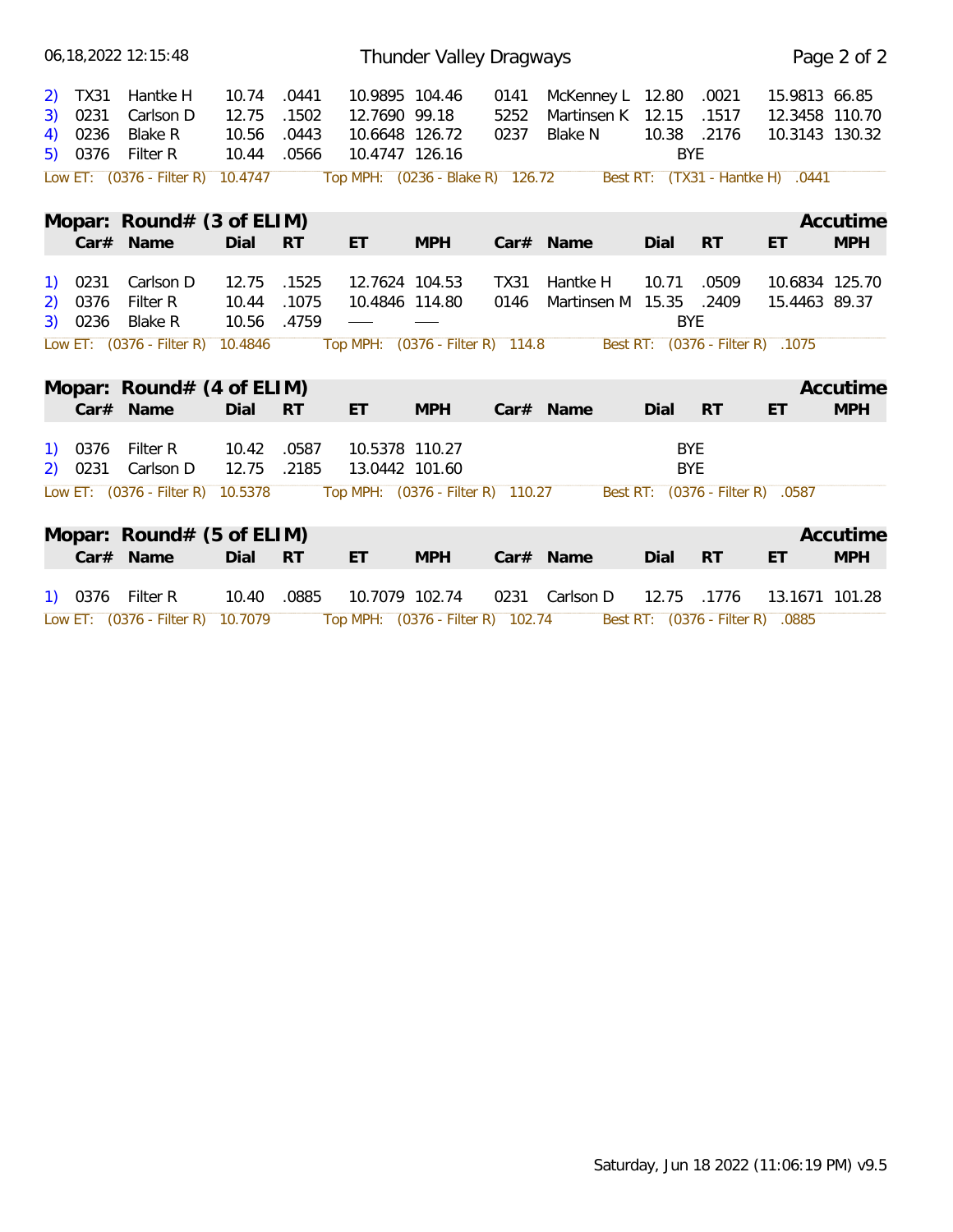| | Car# | Name | Dial | RT | ET | MPH | Car# | Name | Dial | RT | ET | MPH |
|---|---|---|---|---|---|---|---|---|---|---|---|---|
| 2) | TX31 | Hantke H | 10.74 | .0441 | 10.9895 | 104.46 | 0141 | McKenney L | 12.80 | .0021 | 15.9813 | 66.85 |
| 3) | 0231 | Carlson D | 12.75 | .1502 | 12.7690 | 99.18 | 5252 | Martinsen K | 12.15 | .1517 | 12.3458 | 110.70 |
| 4) | 0236 | Blake R | 10.56 | .0443 | 10.6648 | 126.72 | 0237 | Blake N | 10.38 | .2176 | 10.3143 | 130.32 |
| 5) | 0376 | Filter R | 10.44 | .0566 | 10.4747 | 126.16 | | | | BYE | | |

Low ET: (0376 - Filter R) 10.4747 Top MPH: (0236 - Blake R) 126.72 Best RT: (TX31 - Hantke H) .0441

## Mopar: Round# (3 of ELIM) — Accutime

| | Car# | Name | Dial | RT | ET | MPH | Car# | Name | Dial | RT | ET | MPH |
|---|---|---|---|---|---|---|---|---|---|---|---|---|
| 1) | 0231 | Carlson D | 12.75 | .1525 | 12.7624 | 104.53 | TX31 | Hantke H | 10.71 | .0509 | 10.6834 | 125.70 |
| 2) | 0376 | Filter R | 10.44 | .1075 | 10.4846 | 114.80 | 0146 | Martinsen M | 15.35 | .2409 | 15.4463 | 89.37 |
| 3) | 0236 | Blake R | 10.56 | .4759 | — | — | | | | BYE | | |

Low ET: (0376 - Filter R) 10.4846 Top MPH: (0376 - Filter R) 114.8 Best RT: (0376 - Filter R) .1075

## Mopar: Round# (4 of ELIM) — Accutime

| | Car# | Name | Dial | RT | ET | MPH | Car# | Name | Dial | RT | ET | MPH |
|---|---|---|---|---|---|---|---|---|---|---|---|---|
| 1) | 0376 | Filter R | 10.42 | .0587 | 10.5378 | 110.27 | | | | BYE | | |
| 2) | 0231 | Carlson D | 12.75 | .2185 | 13.0442 | 101.60 | | | | BYE | | |

Low ET: (0376 - Filter R) 10.5378 Top MPH: (0376 - Filter R) 110.27 Best RT: (0376 - Filter R) .0587

## Mopar: Round# (5 of ELIM) — Accutime

| | Car# | Name | Dial | RT | ET | MPH | Car# | Name | Dial | RT | ET | MPH |
|---|---|---|---|---|---|---|---|---|---|---|---|---|
| 1) | 0376 | Filter R | 10.40 | .0885 | 10.7079 | 102.74 | 0231 | Carlson D | 12.75 | .1776 | 13.1671 | 101.28 |

Low ET: (0376 - Filter R) 10.7079 Top MPH: (0376 - Filter R) 102.74 Best RT: (0376 - Filter R) .0885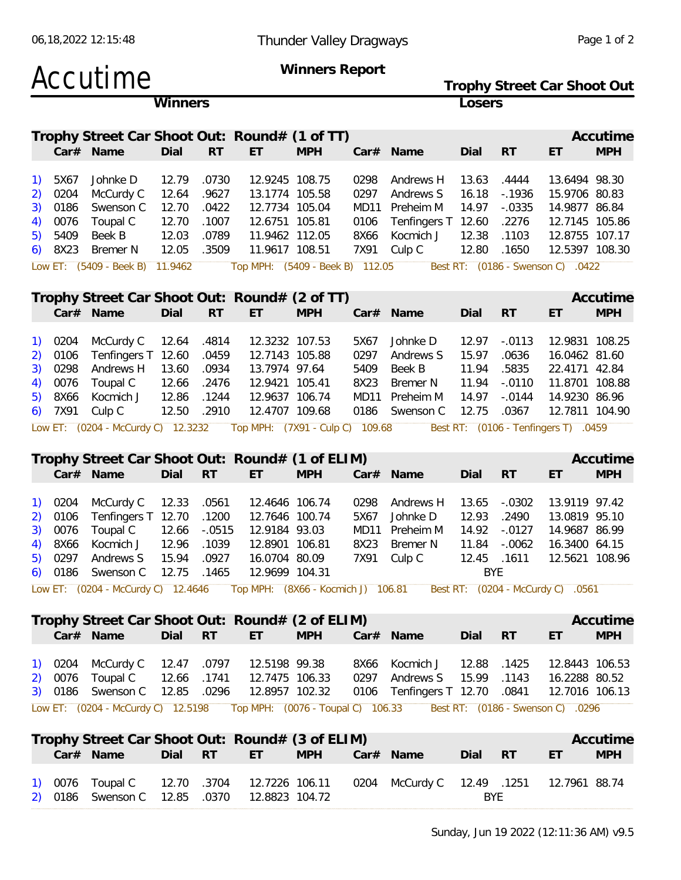Thunder Valley Dragways

# Accutime

**Winners Report**

**Trophy Street Car Shoot Out**

**Winners** | **Losers**

## Trophy Street Car Shoot Out: Round# (1 of TT)

| | Car# | Name | Dial | RT | ET | MPH | Car# | Name | Dial | RT | ET | MPH |
|---|---|---|---|---|---|---|---|---|---|---|---|---|
| 1) | 5X67 | Johnke D | 12.79 | .0730 | 12.9245 | 108.75 | 0298 | Andrews H | 13.63 | .4444 | 13.6494 | 98.30 |
| 2) | 0204 | McCurdy C | 12.64 | .9627 | 13.1774 | 105.58 | 0297 | Andrews S | 16.18 | -.1936 | 15.9706 | 80.83 |
| 3) | 0186 | Swenson C | 12.70 | .0422 | 12.7734 | 105.04 | MD11 | Preheim M | 14.97 | -.0335 | 14.9877 | 86.84 |
| 4) | 0076 | Toupal C | 12.70 | .1007 | 12.6751 | 105.81 | 0106 | Tenfingers T | 12.60 | .2276 | 12.7145 | 105.86 |
| 5) | 5409 | Beek B | 12.03 | .0789 | 11.9462 | 112.05 | 8X66 | Kocmich J | 12.38 | .1103 | 12.8755 | 107.17 |
| 6) | 8X23 | Bremer N | 12.05 | .3509 | 11.9617 | 108.51 | 7X91 | Culp C | 12.80 | .1650 | 12.5397 | 108.30 |

Low ET: (5409 - Beek B) 11.9462 Top MPH: (5409 - Beek B) 112.05 Best RT: (0186 - Swenson C) .0422

## Trophy Street Car Shoot Out: Round# (2 of TT)

| | Car# | Name | Dial | RT | ET | MPH | Car# | Name | Dial | RT | ET | MPH |
|---|---|---|---|---|---|---|---|---|---|---|---|---|
| 1) | 0204 | McCurdy C | 12.64 | .4814 | 12.3232 | 107.53 | 5X67 | Johnke D | 12.97 | -.0113 | 12.9831 | 108.25 |
| 2) | 0106 | Tenfingers T | 12.60 | .0459 | 12.7143 | 105.88 | 0297 | Andrews S | 15.97 | .0636 | 16.0462 | 81.60 |
| 3) | 0298 | Andrews H | 13.60 | .0934 | 13.7974 | 97.64 | 5409 | Beek B | 11.94 | .5835 | 22.4171 | 42.84 |
| 4) | 0076 | Toupal C | 12.66 | .2476 | 12.9421 | 105.41 | 8X23 | Bremer N | 11.94 | -.0110 | 11.8701 | 108.88 |
| 5) | 8X66 | Kocmich J | 12.86 | .1244 | 12.9637 | 106.74 | MD11 | Preheim M | 14.97 | -.0144 | 14.9230 | 86.96 |
| 6) | 7X91 | Culp C | 12.50 | .2910 | 12.4707 | 109.68 | 0186 | Swenson C | 12.75 | .0367 | 12.7811 | 104.90 |

Low ET: (0204 - McCurdy C) 12.3232 Top MPH: (7X91 - Culp C) 109.68 Best RT: (0106 - Tenfingers T) .0459

## Trophy Street Car Shoot Out: Round# (1 of ELIM)

| | Car# | Name | Dial | RT | ET | MPH | Car# | Name | Dial | RT | ET | MPH |
|---|---|---|---|---|---|---|---|---|---|---|---|---|
| 1) | 0204 | McCurdy C | 12.33 | .0561 | 12.4646 | 106.74 | 0298 | Andrews H | 13.65 | -.0302 | 13.9119 | 97.42 |
| 2) | 0106 | Tenfingers T | 12.70 | .1200 | 12.7646 | 100.74 | 5X67 | Johnke D | 12.93 | .2490 | 13.0819 | 95.10 |
| 3) | 0076 | Toupal C | 12.66 | -.0515 | 12.9184 | 93.03 | MD11 | Preheim M | 14.92 | -.0127 | 14.9687 | 86.99 |
| 4) | 8X66 | Kocmich J | 12.96 | .1039 | 12.8901 | 106.81 | 8X23 | Bremer N | 11.84 | -.0062 | 16.3400 | 64.15 |
| 5) | 0297 | Andrews S | 15.94 | .0927 | 16.0704 | 80.09 | 7X91 | Culp C | 12.45 | .1611 | 12.5621 | 108.96 |
| 6) | 0186 | Swenson C | 12.75 | .1465 | 12.9699 | 104.31 | | | BYE | | | |

Low ET: (0204 - McCurdy C) 12.4646 Top MPH: (8X66 - Kocmich J) 106.81 Best RT: (0204 - McCurdy C) .0561

## Trophy Street Car Shoot Out: Round# (2 of ELIM)

| | Car# | Name | Dial | RT | ET | MPH | Car# | Name | Dial | RT | ET | MPH |
|---|---|---|---|---|---|---|---|---|---|---|---|---|
| 1) | 0204 | McCurdy C | 12.47 | .0797 | 12.5198 | 99.38 | 8X66 | Kocmich J | 12.88 | .1425 | 12.8443 | 106.53 |
| 2) | 0076 | Toupal C | 12.66 | .1741 | 12.7475 | 106.33 | 0297 | Andrews S | 15.99 | .1143 | 16.2288 | 80.52 |
| 3) | 0186 | Swenson C | 12.85 | .0296 | 12.8957 | 102.32 | 0106 | Tenfingers T | 12.70 | .0841 | 12.7016 | 106.13 |

Low ET: (0204 - McCurdy C) 12.5198 Top MPH: (0076 - Toupal C) 106.33 Best RT: (0186 - Swenson C) .0296

## Trophy Street Car Shoot Out: Round# (3 of ELIM)

| | Car# | Name | Dial | RT | ET | MPH | Car# | Name | Dial | RT | ET | MPH |
|---|---|---|---|---|---|---|---|---|---|---|---|---|
| 1) | 0076 | Toupal C | 12.70 | .3704 | 12.7226 | 106.11 | 0204 | McCurdy C | 12.49 | .1251 | 12.7961 | 88.74 |
| 2) | 0186 | Swenson C | 12.85 | .0370 | 12.8823 | 104.72 | | | BYE | | | |

Sunday, Jun 19 2022 (12:11:36 AM) v9.5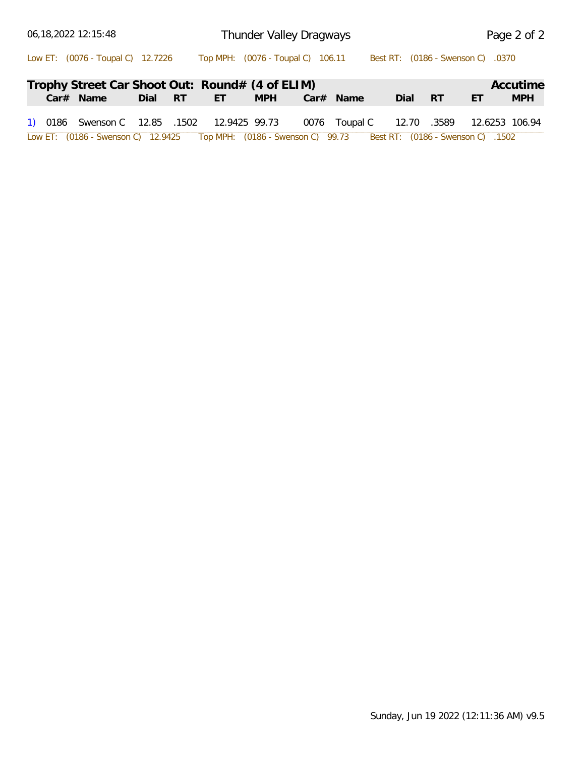Low ET: (0076 - Toupal C) 12.7226 Top MPH: (0076 - Toupal C) 106.11 Best RT: (0186 - Swenson C) .0370

## Trophy Street Car Shoot Out: Round# (4 of ELIM)

Accutime

| | Car# | Name | Dial | RT | ET | MPH | Car# | Name | Dial | RT | ET | MPH |
|---|---|---|---|---|---|---|---|---|---|---|---|---|
| 1) | 0186 | Swenson C | 12.85 | .1502 | 12.9425 | 99.73 | 0076 | Toupal C | 12.70 | .3589 | 12.6253 | 106.94 |

Low ET: (0186 - Swenson C) 12.9425 Top MPH: (0186 - Swenson C) 99.73 Best RT: (0186 - Swenson C) .1502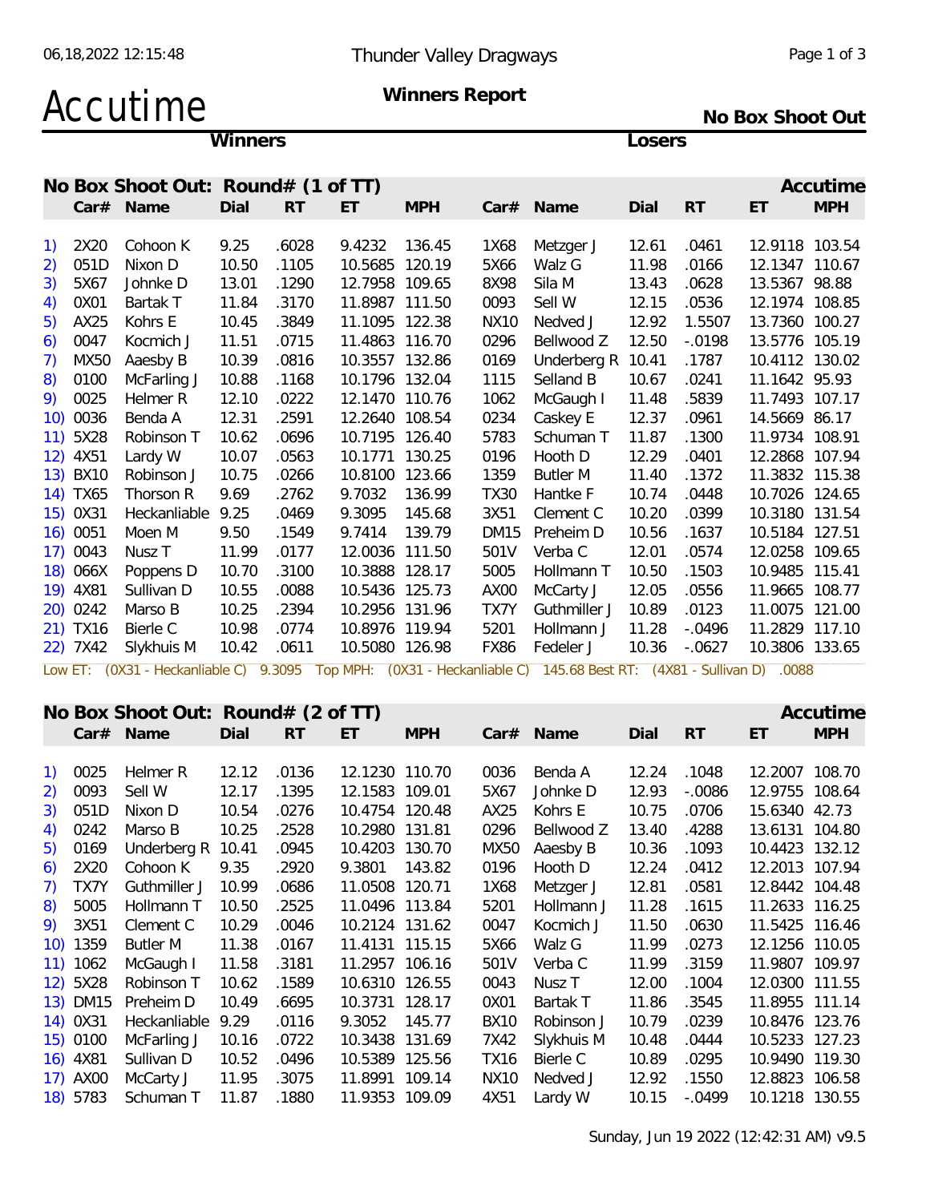# Accutime

**Thunder Valley Dragways**

**Winners Report**

**No Box Shoot Out**

## No Box Shoot Out: Round# (1 of TT)

| # | Car# | Name | Dial | RT | ET | MPH | Car# | Name | Dial | RT | ET | MPH |
|---|---|---|---|---|---|---|---|---|---|---|---|---|
| | **Winners** | | | | | | **Losers** | | | | | |
| 1) | 2X20 | Cohoon K | 9.25 | .6028 | 9.4232 | 136.45 | 1X68 | Metzger J | 12.61 | .0461 | 12.9118 | 103.54 |
| 2) | 051D | Nixon D | 10.50 | .1105 | 10.5685 | 120.19 | 5X66 | Walz G | 11.98 | .0166 | 12.1347 | 110.67 |
| 3) | 5X67 | Johnke D | 13.01 | .1290 | 12.7958 | 109.65 | 8X98 | Sila M | 13.43 | .0628 | 13.5367 | 98.88 |
| 4) | 0X01 | Bartak T | 11.84 | .3170 | 11.8987 | 111.50 | 0093 | Sell W | 12.15 | .0536 | 12.1974 | 108.85 |
| 5) | AX25 | Kohrs E | 10.45 | .3849 | 11.1095 | 122.38 | NX10 | Nedved J | 12.92 | 1.5507 | 13.7360 | 100.27 |
| 6) | 0047 | Kocmich J | 11.51 | .0715 | 11.4863 | 116.70 | 0296 | Bellwood Z | 12.50 | -.0198 | 13.5776 | 105.19 |
| 7) | MX50 | Aaesby B | 10.39 | .0816 | 10.3557 | 132.86 | 0169 | Underberg R | 10.41 | .1787 | 10.4112 | 130.02 |
| 8) | 0100 | McFarling J | 10.88 | .1168 | 10.1796 | 132.04 | 1115 | Selland B | 10.67 | .0241 | 11.1642 | 95.93 |
| 9) | 0025 | Helmer R | 12.10 | .0222 | 12.1470 | 110.76 | 1062 | McGaugh I | 11.48 | .5839 | 11.7493 | 107.17 |
| 10) | 0036 | Benda A | 12.31 | .2591 | 12.2640 | 108.54 | 0234 | Caskey E | 12.37 | .0961 | 14.5669 | 86.17 |
| 11) | 5X28 | Robinson T | 10.62 | .0696 | 10.7195 | 126.40 | 5783 | Schuman T | 11.87 | .1300 | 11.9734 | 108.91 |
| 12) | 4X51 | Lardy W | 10.07 | .0563 | 10.1771 | 130.25 | 0196 | Hooth D | 12.29 | .0401 | 12.2868 | 107.94 |
| 13) | BX10 | Robinson J | 10.75 | .0266 | 10.8100 | 123.66 | 1359 | Butler M | 11.40 | .1372 | 11.3832 | 115.38 |
| 14) | TX65 | Thorson R | 9.69 | .2762 | 9.7032 | 136.99 | TX30 | Hantke F | 10.74 | .0448 | 10.7026 | 124.65 |
| 15) | 0X31 | Heckanliable | 9.25 | .0469 | 9.3095 | 145.68 | 3X51 | Clement C | 10.20 | .0399 | 10.3180 | 131.54 |
| 16) | 0051 | Moen M | 9.50 | .1549 | 9.7414 | 139.79 | DM15 | Preheim D | 10.56 | .1637 | 10.5184 | 127.51 |
| 17) | 0043 | Nusz T | 11.99 | .0177 | 12.0036 | 111.50 | 501V | Verba C | 12.01 | .0574 | 12.0258 | 109.65 |
| 18) | 066X | Poppens D | 10.70 | .3100 | 10.3888 | 128.17 | 5005 | Hollmann T | 10.50 | .1503 | 10.9485 | 115.41 |
| 19) | 4X81 | Sullivan D | 10.55 | .0088 | 10.5436 | 125.73 | AX00 | McCarty J | 12.05 | .0556 | 11.9665 | 108.77 |
| 20) | 0242 | Marso B | 10.25 | .2394 | 10.2956 | 131.96 | TX7Y | Guthmiller J | 10.89 | .0123 | 11.0075 | 121.00 |
| 21) | TX16 | Bierle C | 10.98 | .0774 | 10.8976 | 119.94 | 5201 | Hollmann J | 11.28 | -.0496 | 11.2829 | 117.10 |
| 22) | 7X42 | Slykhuis M | 10.42 | .0611 | 10.5080 | 126.98 | FX86 | Fedeler J | 10.36 | -.0627 | 10.3806 | 133.65 |

Low ET: (0X31 - Heckanliable C) 9.3095 Top MPH: (0X31 - Heckanliable C) 145.68 Best RT: (4X81 - Sullivan D) .0088

## No Box Shoot Out: Round# (2 of TT)

| # | Car# | Name | Dial | RT | ET | MPH | Car# | Name | Dial | RT | ET | MPH |
|---|---|---|---|---|---|---|---|---|---|---|---|---|
| 1) | 0025 | Helmer R | 12.12 | .0136 | 12.1230 | 110.70 | 0036 | Benda A | 12.24 | .1048 | 12.2007 | 108.70 |
| 2) | 0093 | Sell W | 12.17 | .1395 | 12.1583 | 109.01 | 5X67 | Johnke D | 12.93 | -.0086 | 12.9755 | 108.64 |
| 3) | 051D | Nixon D | 10.54 | .0276 | 10.4754 | 120.48 | AX25 | Kohrs E | 10.75 | .0706 | 15.6340 | 42.73 |
| 4) | 0242 | Marso B | 10.25 | .2528 | 10.2980 | 131.81 | 0296 | Bellwood Z | 13.40 | .4288 | 13.6131 | 104.80 |
| 5) | 0169 | Underberg R | 10.41 | .0945 | 10.4203 | 130.70 | MX50 | Aaesby B | 10.36 | .1093 | 10.4423 | 132.12 |
| 6) | 2X20 | Cohoon K | 9.35 | .2920 | 9.3801 | 143.82 | 0196 | Hooth D | 12.24 | .0412 | 12.2013 | 107.94 |
| 7) | TX7Y | Guthmiller J | 10.99 | .0686 | 11.0508 | 120.71 | 1X68 | Metzger J | 12.81 | .0581 | 12.8442 | 104.48 |
| 8) | 5005 | Hollmann T | 10.50 | .2525 | 11.0496 | 113.84 | 5201 | Hollmann J | 11.28 | .1615 | 11.2633 | 116.25 |
| 9) | 3X51 | Clement C | 10.29 | .0046 | 10.2124 | 131.62 | 0047 | Kocmich J | 11.50 | .0630 | 11.5425 | 116.46 |
| 10) | 1359 | Butler M | 11.38 | .0167 | 11.4131 | 115.15 | 5X66 | Walz G | 11.99 | .0273 | 12.1256 | 110.05 |
| 11) | 1062 | McGaugh I | 11.58 | .3181 | 11.2957 | 106.16 | 501V | Verba C | 11.99 | .3159 | 11.9807 | 109.97 |
| 12) | 5X28 | Robinson T | 10.62 | .1589 | 10.6310 | 126.55 | 0043 | Nusz T | 12.00 | .1004 | 12.0300 | 111.55 |
| 13) | DM15 | Preheim D | 10.49 | .6695 | 10.3731 | 128.17 | 0X01 | Bartak T | 11.86 | .3545 | 11.8955 | 111.14 |
| 14) | 0X31 | Heckanliable | 9.29 | .0116 | 9.3052 | 145.77 | BX10 | Robinson J | 10.79 | .0239 | 10.8476 | 123.76 |
| 15) | 0100 | McFarling J | 10.16 | .0722 | 10.3438 | 131.69 | 7X42 | Slykhuis M | 10.48 | .0444 | 10.5233 | 127.23 |
| 16) | 4X81 | Sullivan D | 10.52 | .0496 | 10.5389 | 125.56 | TX16 | Bierle C | 10.89 | .0295 | 10.9490 | 119.30 |
| 17) | AX00 | McCarty J | 11.95 | .3075 | 11.8991 | 109.14 | NX10 | Nedved J | 12.92 | .1550 | 12.8823 | 106.58 |
| 18) | 5783 | Schuman T | 11.87 | .1880 | 11.9353 | 109.09 | 4X51 | Lardy W | 10.15 | -.0499 | 10.1218 | 130.55 |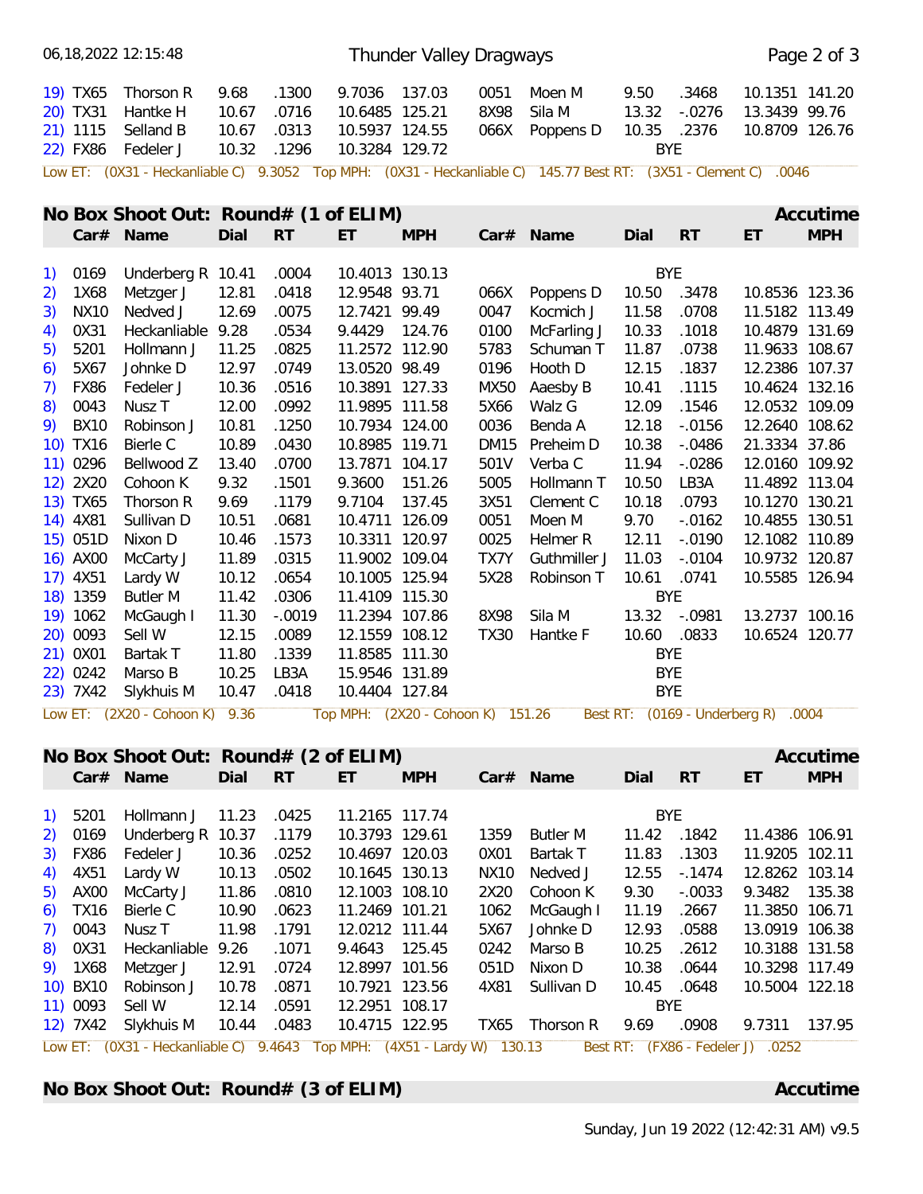| # | Car# | Name | Dial | RT | ET | MPH | Car# | Name | Dial | RT | ET | MPH |
|---|---|---|---|---|---|---|---|---|---|---|---|---|
| 19) | TX65 | Thorson R | 9.68 | .1300 | 9.7036 | 137.03 | 0051 | Moen M | 9.50 | .3468 | 10.1351 | 141.20 |
| 20) | TX31 | Hantke H | 10.67 | .0716 | 10.6485 | 125.21 | 8X98 | Sila M | 13.32 | -.0276 | 13.3439 | 99.76 |
| 21) | 1115 | Selland B | 10.67 | .0313 | 10.5937 | 124.55 | 066X | Poppens D | 10.35 | .2376 | 10.8709 | 126.76 |
| 22) | FX86 | Fedeler J | 10.32 | .1296 | 10.3284 | 129.72 | | | | BYE | | |

Low ET: (0X31 - Heckanliable C) 9.3052 Top MPH: (0X31 - Heckanliable C) 145.77 Best RT: (3X51 - Clement C) .0046

## No Box Shoot Out: Round# (1 of ELIM) — Accutime

| # | Car# | Name | Dial | RT | ET | MPH | Car# | Name | Dial | RT | ET | MPH |
|---|---|---|---|---|---|---|---|---|---|---|---|---|
| 1) | 0169 | Underberg R | 10.41 | .0004 | 10.4013 | 130.13 | | | | BYE | | |
| 2) | 1X68 | Metzger J | 12.81 | .0418 | 12.9548 | 93.71 | 066X | Poppens D | 10.50 | .3478 | 10.8536 | 123.36 |
| 3) | NX10 | Nedved J | 12.69 | .0075 | 12.7421 | 99.49 | 0047 | Kocmich J | 11.58 | .0708 | 11.5182 | 113.49 |
| 4) | 0X31 | Heckanliable | 9.28 | .0534 | 9.4429 | 124.76 | 0100 | McFarling J | 10.33 | .1018 | 10.4879 | 131.69 |
| 5) | 5201 | Hollmann J | 11.25 | .0825 | 11.2572 | 112.90 | 5783 | Schuman T | 11.87 | .0738 | 11.9633 | 108.67 |
| 6) | 5X67 | Johnke D | 12.97 | .0749 | 13.0520 | 98.49 | 0196 | Hooth D | 12.15 | .1837 | 12.2386 | 107.37 |
| 7) | FX86 | Fedeler J | 10.36 | .0516 | 10.3891 | 127.33 | MX50 | Aaesby B | 10.41 | .1115 | 10.4624 | 132.16 |
| 8) | 0043 | Nusz T | 12.00 | .0992 | 11.9895 | 111.58 | 5X66 | Walz G | 12.09 | .1546 | 12.0532 | 109.09 |
| 9) | BX10 | Robinson J | 10.81 | .1250 | 10.7934 | 124.00 | 0036 | Benda A | 12.18 | -.0156 | 12.2640 | 108.62 |
| 10) | TX16 | Bierle C | 10.89 | .0430 | 10.8985 | 119.71 | DM15 | Preheim D | 10.38 | -.0486 | 21.3334 | 37.86 |
| 11) | 0296 | Bellwood Z | 13.40 | .0700 | 13.7871 | 104.17 | 501V | Verba C | 11.94 | -.0286 | 12.0160 | 109.92 |
| 12) | 2X20 | Cohoon K | 9.32 | .1501 | 9.3600 | 151.26 | 5005 | Hollmann T | 10.50 | LB3A | 11.4892 | 113.04 |
| 13) | TX65 | Thorson R | 9.69 | .1179 | 9.7104 | 137.45 | 3X51 | Clement C | 10.18 | .0793 | 10.1270 | 130.21 |
| 14) | 4X81 | Sullivan D | 10.51 | .0681 | 10.4711 | 126.09 | 0051 | Moen M | 9.70 | -.0162 | 10.4855 | 130.51 |
| 15) | 051D | Nixon D | 10.46 | .1573 | 10.3311 | 120.97 | 0025 | Helmer R | 12.11 | -.0190 | 12.1082 | 110.89 |
| 16) | AX00 | McCarty J | 11.89 | .0315 | 11.9002 | 109.04 | TX7Y | Guthmiller J | 11.03 | -.0104 | 10.9732 | 120.87 |
| 17) | 4X51 | Lardy W | 10.12 | .0654 | 10.1005 | 125.94 | 5X28 | Robinson T | 10.61 | .0741 | 10.5585 | 126.94 |
| 18) | 1359 | Butler M | 11.42 | .0306 | 11.4109 | 115.30 | | | | BYE | | |
| 19) | 1062 | McGaugh I | 11.30 | -.0019 | 11.2394 | 107.86 | 8X98 | Sila M | 13.32 | -.0981 | 13.2737 | 100.16 |
| 20) | 0093 | Sell W | 12.15 | .0089 | 12.1559 | 108.12 | TX30 | Hantke F | 10.60 | .0833 | 10.6524 | 120.77 |
| 21) | 0X01 | Bartak T | 11.80 | .1339 | 11.8585 | 111.30 | | | | BYE | | |
| 22) | 0242 | Marso B | 10.25 | LB3A | 15.9546 | 131.89 | | | | BYE | | |
| 23) | 7X42 | Slykhuis M | 10.47 | .0418 | 10.4404 | 127.84 | | | | BYE | | |

Low ET: (2X20 - Cohoon K) 9.36 Top MPH: (2X20 - Cohoon K) 151.26 Best RT: (0169 - Underberg R) .0004

## No Box Shoot Out: Round# (2 of ELIM) — Accutime

| # | Car# | Name | Dial | RT | ET | MPH | Car# | Name | Dial | RT | ET | MPH |
|---|---|---|---|---|---|---|---|---|---|---|---|---|
| 1) | 5201 | Hollmann J | 11.23 | .0425 | 11.2165 | 117.74 | | | | BYE | | |
| 2) | 0169 | Underberg R | 10.37 | .1179 | 10.3793 | 129.61 | 1359 | Butler M | 11.42 | .1842 | 11.4386 | 106.91 |
| 3) | FX86 | Fedeler J | 10.36 | .0252 | 10.4697 | 120.03 | 0X01 | Bartak T | 11.83 | .1303 | 11.9205 | 102.11 |
| 4) | 4X51 | Lardy W | 10.13 | .0502 | 10.1645 | 130.13 | NX10 | Nedved J | 12.55 | -.1474 | 12.8262 | 103.14 |
| 5) | AX00 | McCarty J | 11.86 | .0810 | 12.1003 | 108.10 | 2X20 | Cohoon K | 9.30 | -.0033 | 9.3482 | 135.38 |
| 6) | TX16 | Bierle C | 10.90 | .0623 | 11.2469 | 101.21 | 1062 | McGaugh I | 11.19 | .2667 | 11.3850 | 106.71 |
| 7) | 0043 | Nusz T | 11.98 | .1791 | 12.0212 | 111.44 | 5X67 | Johnke D | 12.93 | .0588 | 13.0919 | 106.38 |
| 8) | 0X31 | Heckanliable | 9.26 | .1071 | 9.4643 | 125.45 | 0242 | Marso B | 10.25 | .2612 | 10.3188 | 131.58 |
| 9) | 1X68 | Metzger J | 12.91 | .0724 | 12.8997 | 101.56 | 051D | Nixon D | 10.38 | .0644 | 10.3298 | 117.49 |
| 10) | BX10 | Robinson J | 10.78 | .0871 | 10.7921 | 123.56 | 4X81 | Sullivan D | 10.45 | .0648 | 10.5004 | 122.18 |
| 11) | 0093 | Sell W | 12.14 | .0591 | 12.2951 | 108.17 | | | | BYE | | |
| 12) | 7X42 | Slykhuis M | 10.44 | .0483 | 10.4715 | 122.95 | TX65 | Thorson R | 9.69 | .0908 | 9.7311 | 137.95 |

Low ET: (0X31 - Heckanliable C) 9.4643 Top MPH: (4X51 - Lardy W) 130.13 Best RT: (FX86 - Fedeler J) .0252

## No Box Shoot Out: Round# (3 of ELIM) — Accutime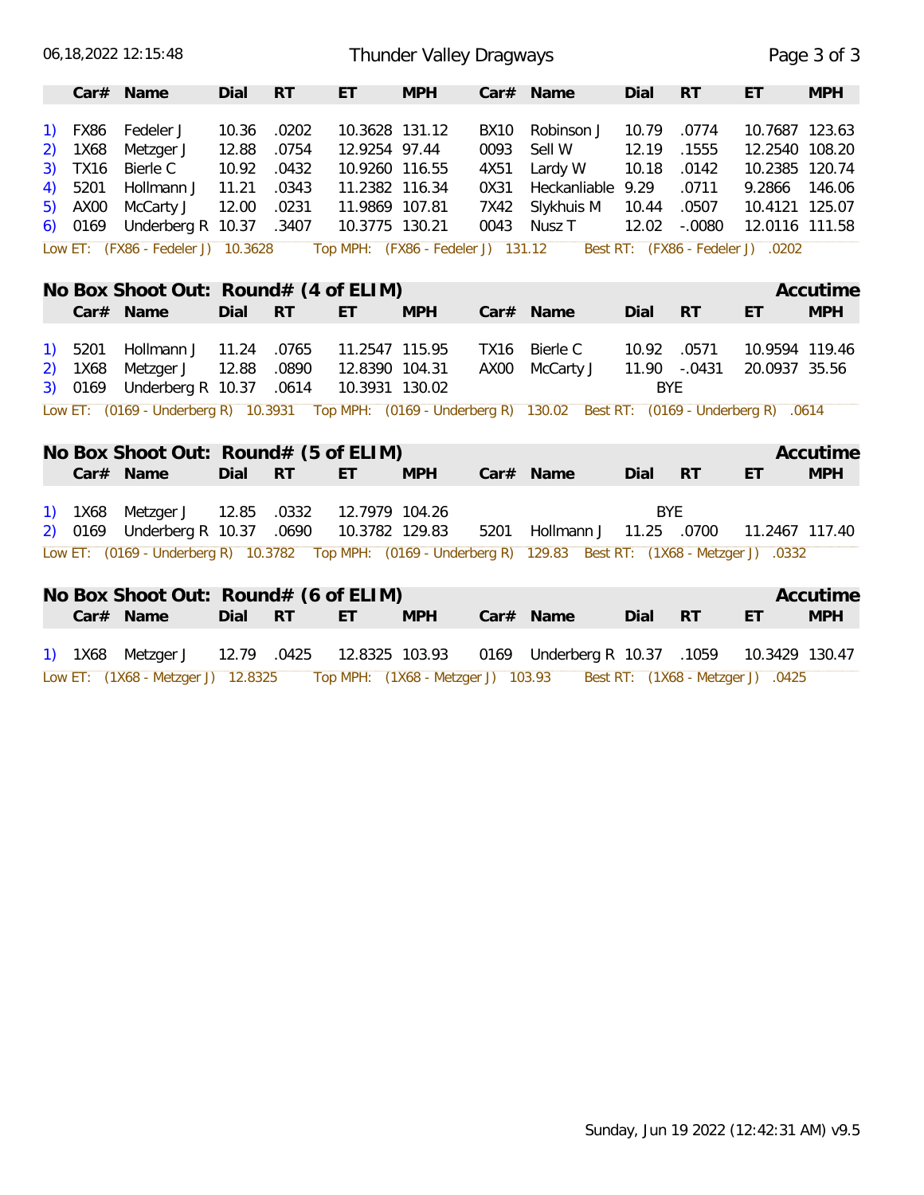| | Car# | Name | Dial | RT | ET | MPH | Car# | Name | Dial | RT | ET | MPH |
|---|---|---|---|---|---|---|---|---|---|---|---|---|
| 1) | FX86 | Fedeler J | 10.36 | .0202 | 10.3628 | 131.12 | BX10 | Robinson J | 10.79 | .0774 | 10.7687 | 123.63 |
| 2) | 1X68 | Metzger J | 12.88 | .0754 | 12.9254 | 97.44 | 0093 | Sell W | 12.19 | .1555 | 12.2540 | 108.20 |
| 3) | TX16 | Bierle C | 10.92 | .0432 | 10.9260 | 116.55 | 4X51 | Lardy W | 10.18 | .0142 | 10.2385 | 120.74 |
| 4) | 5201 | Hollmann J | 11.21 | .0343 | 11.2382 | 116.34 | 0X31 | Heckanliable | 9.29 | .0711 | 9.2866 | 146.06 |
| 5) | AX00 | McCarty J | 12.00 | .0231 | 11.9869 | 107.81 | 7X42 | Slykhuis M | 10.44 | .0507 | 10.4121 | 125.07 |
| 6) | 0169 | Underberg R | 10.37 | .3407 | 10.3775 | 130.21 | 0043 | Nusz T | 12.02 | -.0080 | 12.0116 | 111.58 |

Low ET: (FX86 - Fedeler J) 10.3628 Top MPH: (FX86 - Fedeler J) 131.12 Best RT: (FX86 - Fedeler J) .0202

## No Box Shoot Out: Round# (4 of ELIM) — Accutime

| | Car# | Name | Dial | RT | ET | MPH | Car# | Name | Dial | RT | ET | MPH |
|---|---|---|---|---|---|---|---|---|---|---|---|---|
| 1) | 5201 | Hollmann J | 11.24 | .0765 | 11.2547 | 115.95 | TX16 | Bierle C | 10.92 | .0571 | 10.9594 | 119.46 |
| 2) | 1X68 | Metzger J | 12.88 | .0890 | 12.8390 | 104.31 | AX00 | McCarty J | 11.90 | -.0431 | 20.0937 | 35.56 |
| 3) | 0169 | Underberg R | 10.37 | .0614 | 10.3931 | 130.02 | | | | BYE | | |

Low ET: (0169 - Underberg R) 10.3931 Top MPH: (0169 - Underberg R) 130.02 Best RT: (0169 - Underberg R) .0614

## No Box Shoot Out: Round# (5 of ELIM) — Accutime

| | Car# | Name | Dial | RT | ET | MPH | Car# | Name | Dial | RT | ET | MPH |
|---|---|---|---|---|---|---|---|---|---|---|---|---|
| 1) | 1X68 | Metzger J | 12.85 | .0332 | 12.7979 | 104.26 | | | | BYE | | |
| 2) | 0169 | Underberg R | 10.37 | .0690 | 10.3782 | 129.83 | 5201 | Hollmann J | 11.25 | .0700 | 11.2467 | 117.40 |

Low ET: (0169 - Underberg R) 10.3782 Top MPH: (0169 - Underberg R) 129.83 Best RT: (1X68 - Metzger J) .0332

## No Box Shoot Out: Round# (6 of ELIM) — Accutime

| | Car# | Name | Dial | RT | ET | MPH | Car# | Name | Dial | RT | ET | MPH |
|---|---|---|---|---|---|---|---|---|---|---|---|---|
| 1) | 1X68 | Metzger J | 12.79 | .0425 | 12.8325 | 103.93 | 0169 | Underberg R | 10.37 | .1059 | 10.3429 | 130.47 |

Low ET: (1X68 - Metzger J) 12.8325 Top MPH: (1X68 - Metzger J) 103.93 Best RT: (1X68 - Metzger J) .0425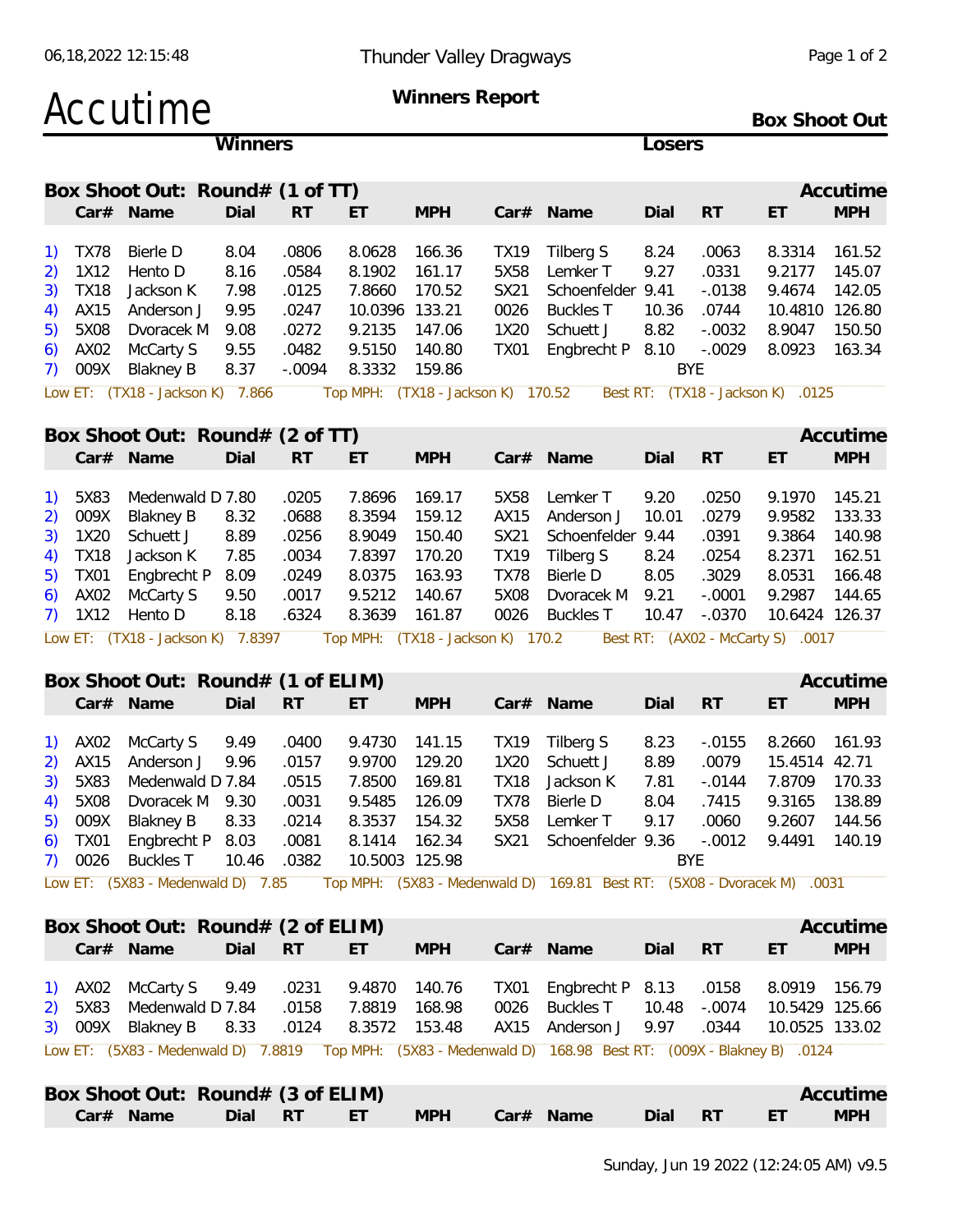Accutime

# Winners Report

**Box Shoot Out**

**Winners** | **Losers**

## Box Shoot Out: Round# (1 of TT)

| # | Car# | Name | Dial | RT | ET | MPH | Car# | Name | Dial | RT | ET | MPH |
|---|---|---|---|---|---|---|---|---|---|---|---|---|
| 1) | TX78 | Bierle D | 8.04 | .0806 | 8.0628 | 166.36 | TX19 | Tilberg S | 8.24 | .0063 | 8.3314 | 161.52 |
| 2) | 1X12 | Hento D | 8.16 | .0584 | 8.1902 | 161.17 | 5X58 | Lemker T | 9.27 | .0331 | 9.2177 | 145.07 |
| 3) | TX18 | Jackson K | 7.98 | .0125 | 7.8660 | 170.52 | SX21 | Schoenfelder | 9.41 | -.0138 | 9.4674 | 142.05 |
| 4) | AX15 | Anderson J | 9.95 | .0247 | 10.0396 | 133.21 | 0026 | Buckles T | 10.36 | .0744 | 10.4810 | 126.80 |
| 5) | 5X08 | Dvoracek M | 9.08 | .0272 | 9.2135 | 147.06 | 1X20 | Schuett J | 8.82 | -.0032 | 8.9047 | 150.50 |
| 6) | AX02 | McCarty S | 9.55 | .0482 | 9.5150 | 140.80 | TX01 | Engbrecht P | 8.10 | -.0029 | 8.0923 | 163.34 |
| 7) | 009X | Blakney B | 8.37 | -.0094 | 8.3332 | 159.86 | | BYE | | | | |

Low ET: (TX18 - Jackson K) 7.866 Top MPH: (TX18 - Jackson K) 170.52 Best RT: (TX18 - Jackson K) .0125

## Box Shoot Out: Round# (2 of TT)

| # | Car# | Name | Dial | RT | ET | MPH | Car# | Name | Dial | RT | ET | MPH |
|---|---|---|---|---|---|---|---|---|---|---|---|---|
| 1) | 5X83 | Medenwald D | 7.80 | .0205 | 7.8696 | 169.17 | 5X58 | Lemker T | 9.20 | .0250 | 9.1970 | 145.21 |
| 2) | 009X | Blakney B | 8.32 | .0688 | 8.3594 | 159.12 | AX15 | Anderson J | 10.01 | .0279 | 9.9582 | 133.33 |
| 3) | 1X20 | Schuett J | 8.89 | .0256 | 8.9049 | 150.40 | SX21 | Schoenfelder | 9.44 | .0391 | 9.3864 | 140.98 |
| 4) | TX18 | Jackson K | 7.85 | .0034 | 7.8397 | 170.20 | TX19 | Tilberg S | 8.24 | .0254 | 8.2371 | 162.51 |
| 5) | TX01 | Engbrecht P | 8.09 | .0249 | 8.0375 | 163.93 | TX78 | Bierle D | 8.05 | .3029 | 8.0531 | 166.48 |
| 6) | AX02 | McCarty S | 9.50 | .0017 | 9.5212 | 140.67 | 5X08 | Dvoracek M | 9.21 | -.0001 | 9.2987 | 144.65 |
| 7) | 1X12 | Hento D | 8.18 | .6324 | 8.3639 | 161.87 | 0026 | Buckles T | 10.47 | -.0370 | 10.6424 | 126.37 |

Low ET: (TX18 - Jackson K) 7.8397 Top MPH: (TX18 - Jackson K) 170.2 Best RT: (AX02 - McCarty S) .0017

## Box Shoot Out: Round# (1 of ELIM)

| # | Car# | Name | Dial | RT | ET | MPH | Car# | Name | Dial | RT | ET | MPH |
|---|---|---|---|---|---|---|---|---|---|---|---|---|
| 1) | AX02 | McCarty S | 9.49 | .0400 | 9.4730 | 141.15 | TX19 | Tilberg S | 8.23 | -.0155 | 8.2660 | 161.93 |
| 2) | AX15 | Anderson J | 9.96 | .0157 | 9.9700 | 129.20 | 1X20 | Schuett J | 8.89 | .0079 | 15.4514 | 42.71 |
| 3) | 5X83 | Medenwald D | 7.84 | .0515 | 7.8500 | 169.81 | TX18 | Jackson K | 7.81 | -.0144 | 7.8709 | 170.33 |
| 4) | 5X08 | Dvoracek M | 9.30 | .0031 | 9.5485 | 126.09 | TX78 | Bierle D | 8.04 | .7415 | 9.3165 | 138.89 |
| 5) | 009X | Blakney B | 8.33 | .0214 | 8.3537 | 154.32 | 5X58 | Lemker T | 9.17 | .0060 | 9.2607 | 144.56 |
| 6) | TX01 | Engbrecht P | 8.03 | .0081 | 8.1414 | 162.34 | SX21 | Schoenfelder | 9.36 | -.0012 | 9.4491 | 140.19 |
| 7) | 0026 | Buckles T | 10.46 | .0382 | 10.5003 | 125.98 | | BYE | | | | |

Low ET: (5X83 - Medenwald D) 7.85 Top MPH: (5X83 - Medenwald D) 169.81 Best RT: (5X08 - Dvoracek M) .0031

## Box Shoot Out: Round# (2 of ELIM)

| # | Car# | Name | Dial | RT | ET | MPH | Car# | Name | Dial | RT | ET | MPH |
|---|---|---|---|---|---|---|---|---|---|---|---|---|
| 1) | AX02 | McCarty S | 9.49 | .0231 | 9.4870 | 140.76 | TX01 | Engbrecht P | 8.13 | .0158 | 8.0919 | 156.79 |
| 2) | 5X83 | Medenwald D | 7.84 | .0158 | 7.8819 | 168.98 | 0026 | Buckles T | 10.48 | -.0074 | 10.5429 | 125.66 |
| 3) | 009X | Blakney B | 8.33 | .0124 | 8.3572 | 153.48 | AX15 | Anderson J | 9.97 | .0344 | 10.0525 | 133.02 |

Low ET: (5X83 - Medenwald D) 7.8819 Top MPH: (5X83 - Medenwald D) 168.98 Best RT: (009X - Blakney B) .0124

## Box Shoot Out: Round# (3 of ELIM)

| Car# | Name | Dial | RT | ET | MPH | Car# | Name | Dial | RT | ET | MPH |
|---|---|---|---|---|---|---|---|---|---|---|---|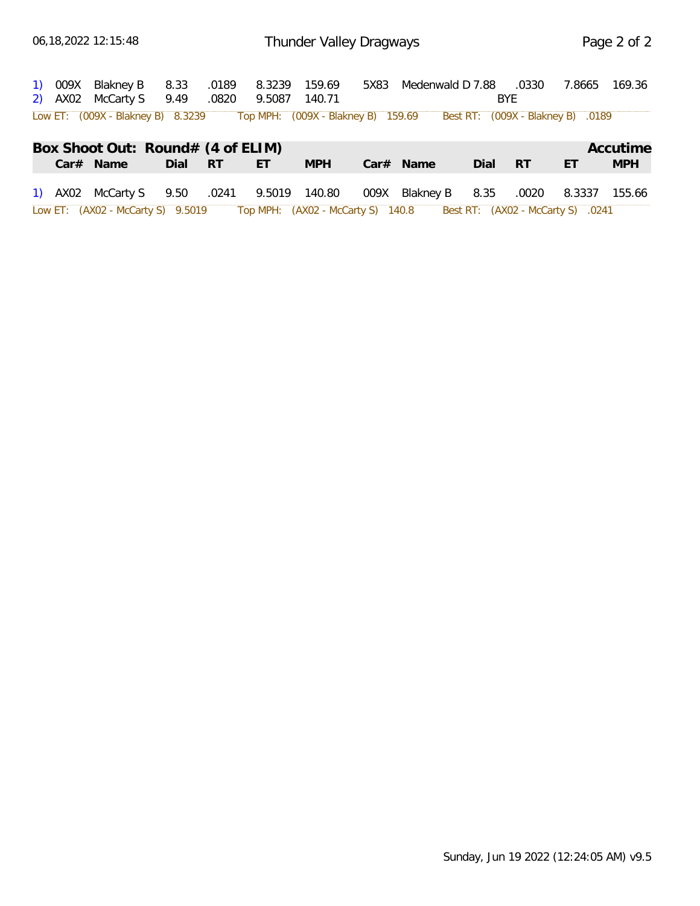| | Car# | Name | Dial | RT | ET | MPH | Car# | Name | Dial | RT | ET | MPH |
|---|---|---|---|---|---|---|---|---|---|---|---|---|
| 1) | 009X | Blakney B | 8.33 | .0189 | 8.3239 | 159.69 | 5X83 | Medenwald D | 7.88 | .0330 | 7.8665 | 169.36 |
| 2) | AX02 | McCarty S | 9.49 | .0820 | 9.5087 | 140.71 | | | BYE | | | |

Low ET: (009X - Blakney B) 8.3239 Top MPH: (009X - Blakney B) 159.69 Best RT: (009X - Blakney B) .0189

## Box Shoot Out: Round# (4 of ELIM) Accutime

| | Car# | Name | Dial | RT | ET | MPH | Car# | Name | Dial | RT | ET | MPH |
|---|---|---|---|---|---|---|---|---|---|---|---|---|
| 1) | AX02 | McCarty S | 9.50 | .0241 | 9.5019 | 140.80 | 009X | Blakney B | 8.35 | .0020 | 8.3337 | 155.66 |

Low ET: (AX02 - McCarty S) 9.5019 Top MPH: (AX02 - McCarty S) 140.8 Best RT: (AX02 - McCarty S) .0241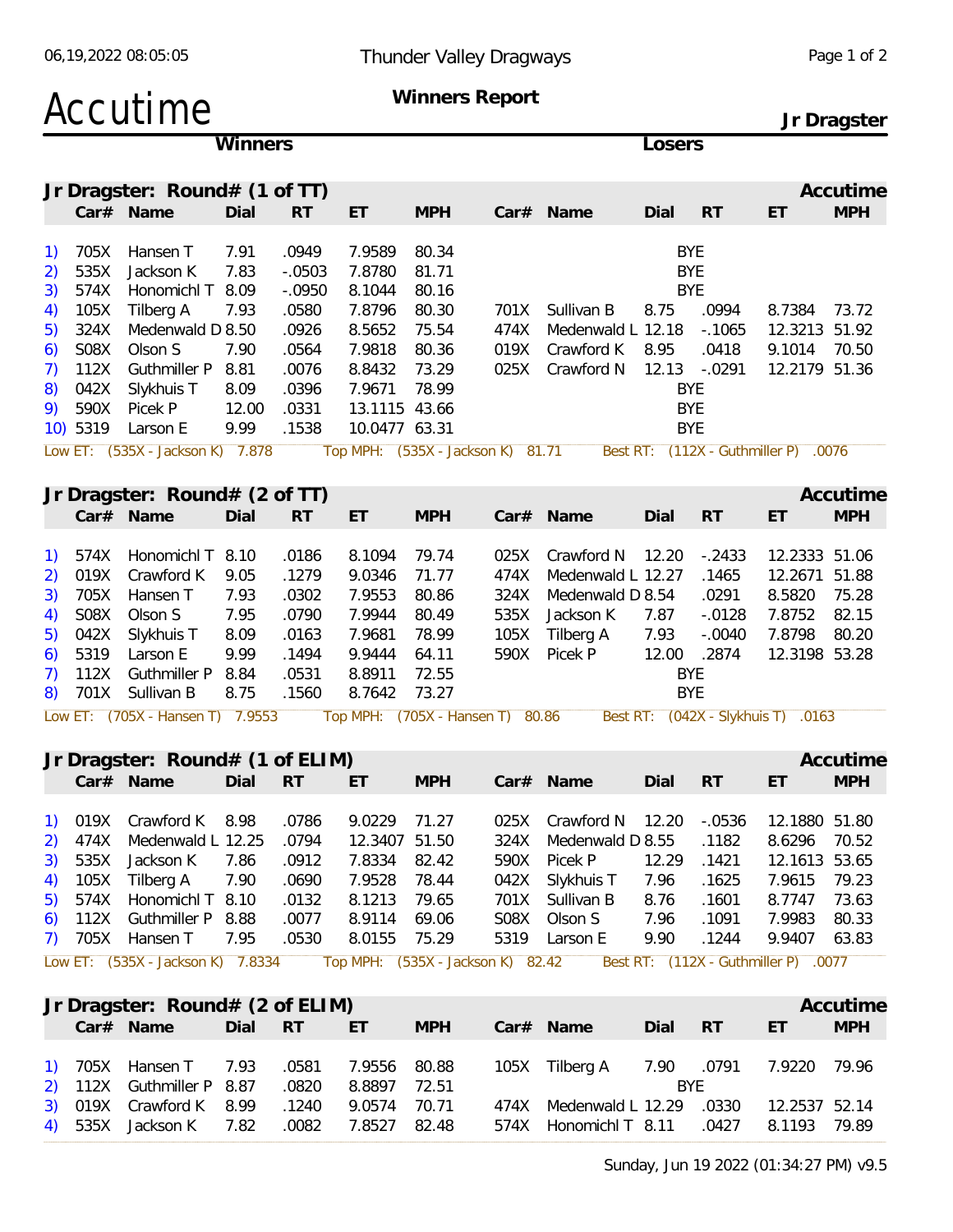# Accutime

**Thunder Valley Dragways**

**Winners Report**

**Jr Dragster**

## Jr Dragster: Round# (1 of TT)

| # | Car# | Name | Dial | RT | ET | MPH | Car# | Name | Dial | RT | ET | MPH |
|---|---|---|---|---|---|---|---|---|---|---|---|---|
| 1) | 705X | Hansen T | 7.91 | .0949 | 7.9589 | 80.34 | | | | BYE | | |
| 2) | 535X | Jackson K | 7.83 | -.0503 | 7.8780 | 81.71 | | | | BYE | | |
| 3) | 574X | Honomichl T | 8.09 | -.0950 | 8.1044 | 80.16 | | | | BYE | | |
| 4) | 105X | Tilberg A | 7.93 | .0580 | 7.8796 | 80.30 | 701X | Sullivan B | 8.75 | .0994 | 8.7384 | 73.72 |
| 5) | 324X | Medenwald D | 8.50 | .0926 | 8.5652 | 75.54 | 474X | Medenwald L | 12.18 | -.1065 | 12.3213 | 51.92 |
| 6) | S08X | Olson S | 7.90 | .0564 | 7.9818 | 80.36 | 019X | Crawford K | 8.95 | .0418 | 9.1014 | 70.50 |
| 7) | 112X | Guthmiller P | 8.81 | .0076 | 8.8432 | 73.29 | 025X | Crawford N | 12.13 | -.0291 | 12.2179 | 51.36 |
| 8) | 042X | Slykhuis T | 8.09 | .0396 | 7.9671 | 78.99 | | | | BYE | | |
| 9) | 590X | Picek P | 12.00 | .0331 | 13.1115 | 43.66 | | | | BYE | | |
| 10) | 5319 | Larson E | 9.99 | .1538 | 10.0477 | 63.31 | | | | BYE | | |

Low ET: (535X - Jackson K) 7.878 Top MPH: (535X - Jackson K) 81.71 Best RT: (112X - Guthmiller P) .0076

## Jr Dragster: Round# (2 of TT)

| # | Car# | Name | Dial | RT | ET | MPH | Car# | Name | Dial | RT | ET | MPH |
|---|---|---|---|---|---|---|---|---|---|---|---|---|
| 1) | 574X | Honomichl T | 8.10 | .0186 | 8.1094 | 79.74 | 025X | Crawford N | 12.20 | -.2433 | 12.2333 | 51.06 |
| 2) | 019X | Crawford K | 9.05 | .1279 | 9.0346 | 71.77 | 474X | Medenwald L | 12.27 | .1465 | 12.2671 | 51.88 |
| 3) | 705X | Hansen T | 7.93 | .0302 | 7.9553 | 80.86 | 324X | Medenwald D | 8.54 | .0291 | 8.5820 | 75.28 |
| 4) | S08X | Olson S | 7.95 | .0790 | 7.9944 | 80.49 | 535X | Jackson K | 7.87 | -.0128 | 7.8752 | 82.15 |
| 5) | 042X | Slykhuis T | 8.09 | .0163 | 7.9681 | 78.99 | 105X | Tilberg A | 7.93 | -.0040 | 7.8798 | 80.20 |
| 6) | 5319 | Larson E | 9.99 | .1494 | 9.9444 | 64.11 | 590X | Picek P | 12.00 | .2874 | 12.3198 | 53.28 |
| 7) | 112X | Guthmiller P | 8.84 | .0531 | 8.8911 | 72.55 | | | | BYE | | |
| 8) | 701X | Sullivan B | 8.75 | .1560 | 8.7642 | 73.27 | | | | BYE | | |

Low ET: (705X - Hansen T) 7.9553 Top MPH: (705X - Hansen T) 80.86 Best RT: (042X - Slykhuis T) .0163

## Jr Dragster: Round# (1 of ELIM)

| # | Car# | Name | Dial | RT | ET | MPH | Car# | Name | Dial | RT | ET | MPH |
|---|---|---|---|---|---|---|---|---|---|---|---|---|
| 1) | 019X | Crawford K | 8.98 | .0786 | 9.0229 | 71.27 | 025X | Crawford N | 12.20 | -.0536 | 12.1880 | 51.80 |
| 2) | 474X | Medenwald L | 12.25 | .0794 | 12.3407 | 51.50 | 324X | Medenwald D | 8.55 | .1182 | 8.6296 | 70.52 |
| 3) | 535X | Jackson K | 7.86 | .0912 | 7.8334 | 82.42 | 590X | Picek P | 12.29 | .1421 | 12.1613 | 53.65 |
| 4) | 105X | Tilberg A | 7.90 | .0690 | 7.9528 | 78.44 | 042X | Slykhuis T | 7.96 | .1625 | 7.9615 | 79.23 |
| 5) | 574X | Honomichl T | 8.10 | .0132 | 8.1213 | 79.65 | 701X | Sullivan B | 8.76 | .1601 | 8.7747 | 73.63 |
| 6) | 112X | Guthmiller P | 8.88 | .0077 | 8.9114 | 69.06 | S08X | Olson S | 7.96 | .1091 | 7.9983 | 80.33 |
| 7) | 705X | Hansen T | 7.95 | .0530 | 8.0155 | 75.29 | 5319 | Larson E | 9.90 | .1244 | 9.9407 | 63.83 |

Low ET: (535X - Jackson K) 7.8334 Top MPH: (535X - Jackson K) 82.42 Best RT: (112X - Guthmiller P) .0077

## Jr Dragster: Round# (2 of ELIM)

| # | Car# | Name | Dial | RT | ET | MPH | Car# | Name | Dial | RT | ET | MPH |
|---|---|---|---|---|---|---|---|---|---|---|---|---|
| 1) | 705X | Hansen T | 7.93 | .0581 | 7.9556 | 80.88 | 105X | Tilberg A | 7.90 | .0791 | 7.9220 | 79.96 |
| 2) | 112X | Guthmiller P | 8.87 | .0820 | 8.8897 | 72.51 | | | | BYE | | |
| 3) | 019X | Crawford K | 8.99 | .1240 | 9.0574 | 70.71 | 474X | Medenwald L | 12.29 | .0330 | 12.2537 | 52.14 |
| 4) | 535X | Jackson K | 7.82 | .0082 | 7.8527 | 82.48 | 574X | Honomichl T | 8.11 | .0427 | 8.1193 | 79.89 |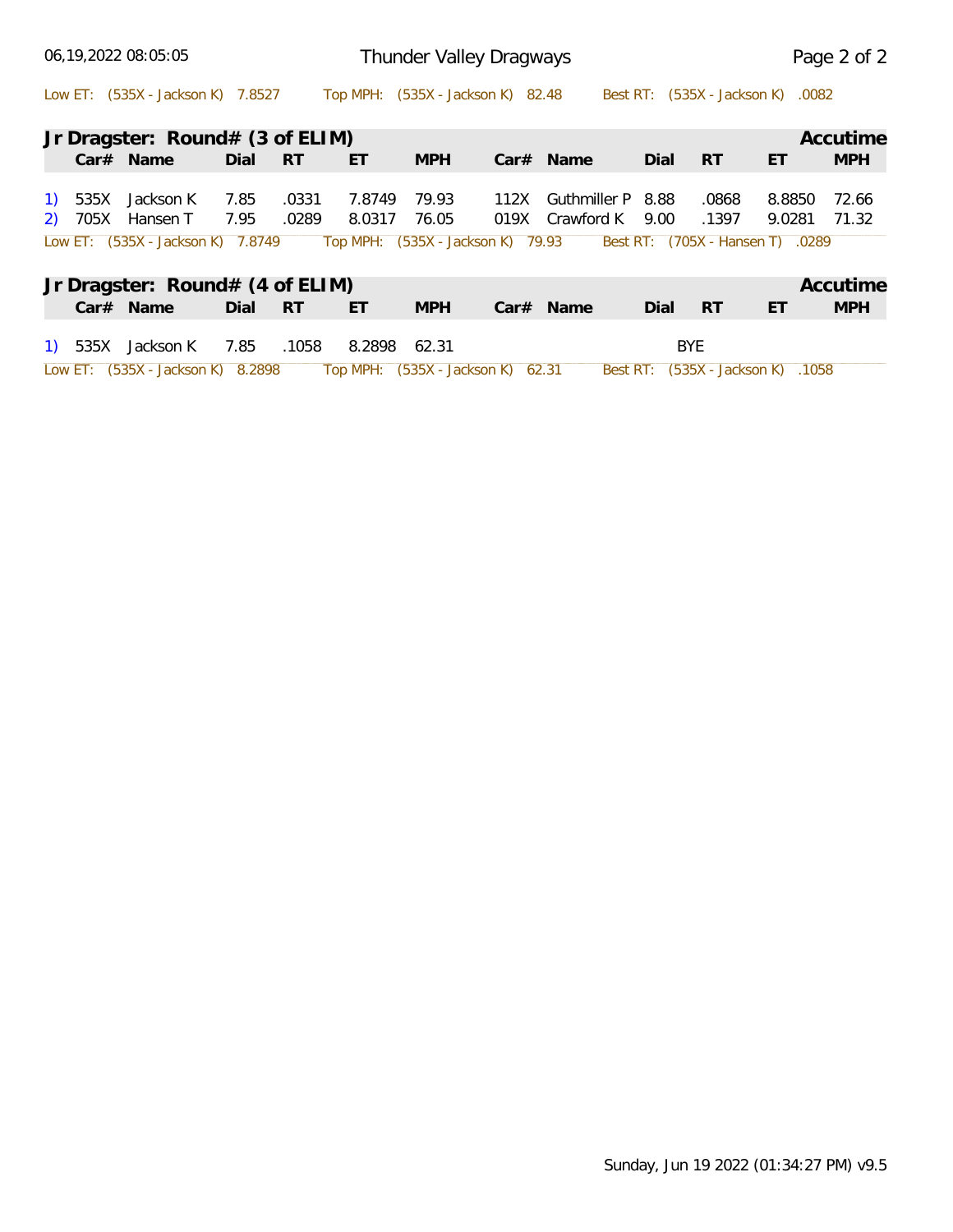Low ET: (535X - Jackson K) 7.8527 Top MPH: (535X - Jackson K) 82.48 Best RT: (535X - Jackson K) .0082

## Jr Dragster: Round# (3 of ELIM)

Accutime

| | Car# | Name | Dial | RT | ET | MPH | Car# | Name | Dial | RT | ET | MPH |
|---|---|---|---|---|---|---|---|---|---|---|---|---|
| 1) | 535X | Jackson K | 7.85 | .0331 | 7.8749 | 79.93 | 112X | Guthmiller P | 8.88 | .0868 | 8.8850 | 72.66 |
| 2) | 705X | Hansen T | 7.95 | .0289 | 8.0317 | 76.05 | 019X | Crawford K | 9.00 | .1397 | 9.0281 | 71.32 |

Low ET: (535X - Jackson K) 7.8749 Top MPH: (535X - Jackson K) 79.93 Best RT: (705X - Hansen T) .0289

## Jr Dragster: Round# (4 of ELIM)

Accutime

| | Car# | Name | Dial | RT | ET | MPH | Car# | Name | Dial | RT | ET | MPH |
|---|---|---|---|---|---|---|---|---|---|---|---|---|
| 1) | 535X | Jackson K | 7.85 | .1058 | 8.2898 | 62.31 | | | | BYE | | |

Low ET: (535X - Jackson K) 8.2898 Top MPH: (535X - Jackson K) 62.31 Best RT: (535X - Jackson K) .1058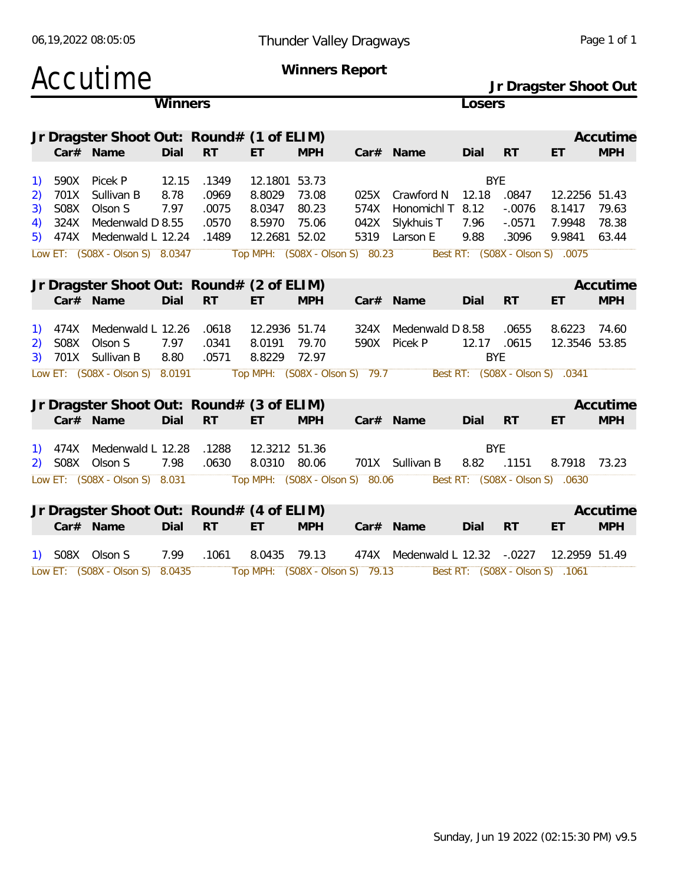Thunder Valley Dragways

# Accutime

**Winners Report**

**Jr Dragster Shoot Out**

## Jr Dragster Shoot Out: Round# (1 of ELIM)

| | Winner Car# | Name | Dial | RT | ET | MPH | Loser Car# | Name | Dial | RT | ET | MPH |
|---|---|---|---|---|---|---|---|---|---|---|---|---|
| 1) | 590X | Picek P | 12.15 | .1349 | 12.1801 | 53.73 | | BYE | | | | |
| 2) | 701X | Sullivan B | 8.78 | .0969 | 8.8029 | 73.08 | 025X | Crawford N | 12.18 | .0847 | 12.2256 | 51.43 |
| 3) | S08X | Olson S | 7.97 | .0075 | 8.0347 | 80.23 | 574X | Honomichl T | 8.12 | -.0076 | 8.1417 | 79.63 |
| 4) | 324X | Medenwald D | 8.55 | .0570 | 8.5970 | 75.06 | 042X | Slykhuis T | 7.96 | -.0571 | 7.9948 | 78.38 |
| 5) | 474X | Medenwald L | 12.24 | .1489 | 12.2681 | 52.02 | 5319 | Larson E | 9.88 | .3096 | 9.9841 | 63.44 |

Low ET: (S08X - Olson S) 8.0347 Top MPH: (S08X - Olson S) 80.23 Best RT: (S08X - Olson S) .0075

## Jr Dragster Shoot Out: Round# (2 of ELIM)

| | Winner Car# | Name | Dial | RT | ET | MPH | Loser Car# | Name | Dial | RT | ET | MPH |
|---|---|---|---|---|---|---|---|---|---|---|---|---|
| 1) | 474X | Medenwald L | 12.26 | .0618 | 12.2936 | 51.74 | 324X | Medenwald D | 8.58 | .0655 | 8.6223 | 74.60 |
| 2) | S08X | Olson S | 7.97 | .0341 | 8.0191 | 79.70 | 590X | Picek P | 12.17 | .0615 | 12.3546 | 53.85 |
| 3) | 701X | Sullivan B | 8.80 | .0571 | 8.8229 | 72.97 | | BYE | | | | |

Low ET: (S08X - Olson S) 8.0191 Top MPH: (S08X - Olson S) 79.7 Best RT: (S08X - Olson S) .0341

## Jr Dragster Shoot Out: Round# (3 of ELIM)

| | Winner Car# | Name | Dial | RT | ET | MPH | Loser Car# | Name | Dial | RT | ET | MPH |
|---|---|---|---|---|---|---|---|---|---|---|---|---|
| 1) | 474X | Medenwald L | 12.28 | .1288 | 12.3212 | 51.36 | | BYE | | | | |
| 2) | S08X | Olson S | 7.98 | .0630 | 8.0310 | 80.06 | 701X | Sullivan B | 8.82 | .1151 | 8.7918 | 73.23 |

Low ET: (S08X - Olson S) 8.031 Top MPH: (S08X - Olson S) 80.06 Best RT: (S08X - Olson S) .0630

## Jr Dragster Shoot Out: Round# (4 of ELIM)

| | Winner Car# | Name | Dial | RT | ET | MPH | Loser Car# | Name | Dial | RT | ET | MPH |
|---|---|---|---|---|---|---|---|---|---|---|---|---|
| 1) | S08X | Olson S | 7.99 | .1061 | 8.0435 | 79.13 | 474X | Medenwald L | 12.32 | -.0227 | 12.2959 | 51.49 |

Low ET: (S08X - Olson S) 8.0435 Top MPH: (S08X - Olson S) 79.13 Best RT: (S08X - Olson S) .1061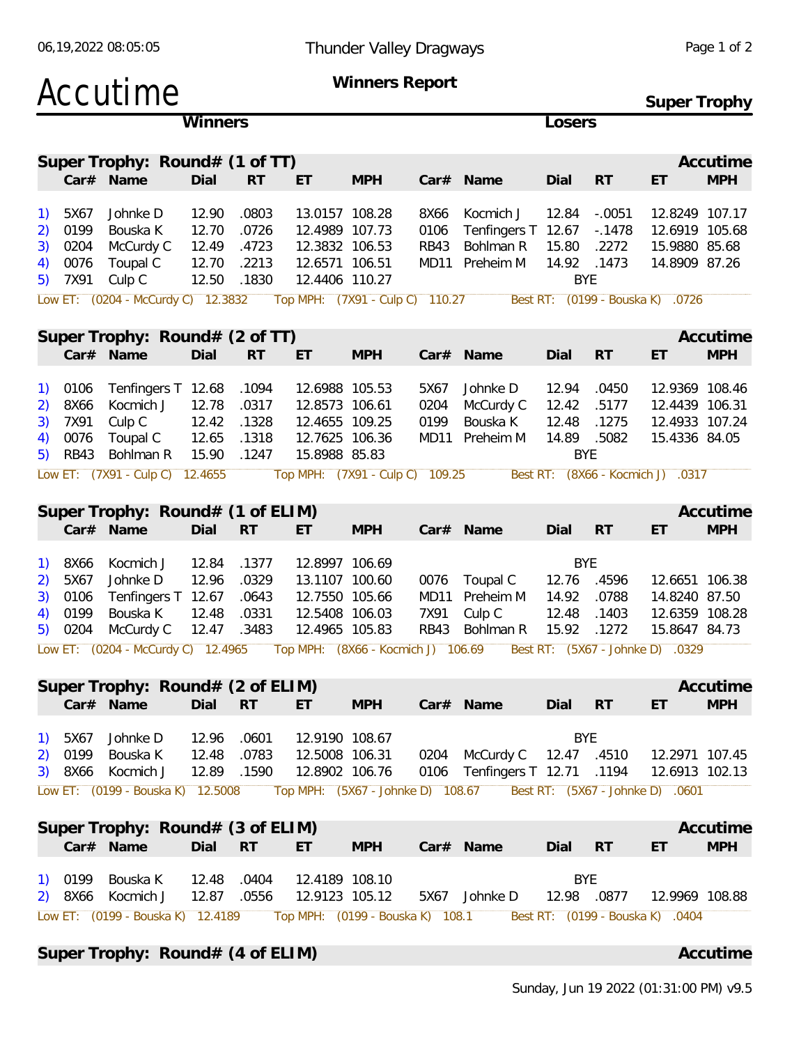Thunder Valley Dragways

# Accutime

**Winners Report**

**Super Trophy**

## Super Trophy: Round# (1 of TT)

| # | Car# | Name | Dial | RT | ET | MPH | Car# | Name | Dial | RT | ET | MPH |
|---|---|---|---|---|---|---|---|---|---|---|---|---|
| 1) | 5X67 | Johnke D | 12.90 | .0803 | 13.0157 | 108.28 | 8X66 | Kocmich J | 12.84 | -.0051 | 12.8249 | 107.17 |
| 2) | 0199 | Bouska K | 12.70 | .0726 | 12.4989 | 107.73 | 0106 | Tenfingers T | 12.67 | -.1478 | 12.6919 | 105.68 |
| 3) | 0204 | McCurdy C | 12.49 | .4723 | 12.3832 | 106.53 | RB43 | Bohlman R | 15.80 | .2272 | 15.9880 | 85.68 |
| 4) | 0076 | Toupal C | 12.70 | .2213 | 12.6571 | 106.51 | MD11 | Preheim M | 14.92 | .1473 | 14.8909 | 87.26 |
| 5) | 7X91 | Culp C | 12.50 | .1830 | 12.4406 | 110.27 | | | BYE | | | |

Low ET: (0204 - McCurdy C) 12.3832 Top MPH: (7X91 - Culp C) 110.27 Best RT: (0199 - Bouska K) .0726

## Super Trophy: Round# (2 of TT)

| # | Car# | Name | Dial | RT | ET | MPH | Car# | Name | Dial | RT | ET | MPH |
|---|---|---|---|---|---|---|---|---|---|---|---|---|
| 1) | 0106 | Tenfingers T | 12.68 | .1094 | 12.6988 | 105.53 | 5X67 | Johnke D | 12.94 | .0450 | 12.9369 | 108.46 |
| 2) | 8X66 | Kocmich J | 12.78 | .0317 | 12.8573 | 106.61 | 0204 | McCurdy C | 12.42 | .5177 | 12.4439 | 106.31 |
| 3) | 7X91 | Culp C | 12.42 | .1328 | 12.4655 | 109.25 | 0199 | Bouska K | 12.48 | .1275 | 12.4933 | 107.24 |
| 4) | 0076 | Toupal C | 12.65 | .1318 | 12.7625 | 106.36 | MD11 | Preheim M | 14.89 | .5082 | 15.4336 | 84.05 |
| 5) | RB43 | Bohlman R | 15.90 | .1247 | 15.8988 | 85.83 | | | BYE | | | |

Low ET: (7X91 - Culp C) 12.4655 Top MPH: (7X91 - Culp C) 109.25 Best RT: (8X66 - Kocmich J) .0317

## Super Trophy: Round# (1 of ELIM)

| # | Car# | Name | Dial | RT | ET | MPH | Car# | Name | Dial | RT | ET | MPH |
|---|---|---|---|---|---|---|---|---|---|---|---|---|
| 1) | 8X66 | Kocmich J | 12.84 | .1377 | 12.8997 | 106.69 | | | BYE | | | |
| 2) | 5X67 | Johnke D | 12.96 | .0329 | 13.1107 | 100.60 | 0076 | Toupal C | 12.76 | .4596 | 12.6651 | 106.38 |
| 3) | 0106 | Tenfingers T | 12.67 | .0643 | 12.7550 | 105.66 | MD11 | Preheim M | 14.92 | .0788 | 14.8240 | 87.50 |
| 4) | 0199 | Bouska K | 12.48 | .0331 | 12.5408 | 106.03 | 7X91 | Culp C | 12.48 | .1403 | 12.6359 | 108.28 |
| 5) | 0204 | McCurdy C | 12.47 | .3483 | 12.4965 | 105.83 | RB43 | Bohlman R | 15.92 | .1272 | 15.8647 | 84.73 |

Low ET: (0204 - McCurdy C) 12.4965 Top MPH: (8X66 - Kocmich J) 106.69 Best RT: (5X67 - Johnke D) .0329

## Super Trophy: Round# (2 of ELIM)

| # | Car# | Name | Dial | RT | ET | MPH | Car# | Name | Dial | RT | ET | MPH |
|---|---|---|---|---|---|---|---|---|---|---|---|---|
| 1) | 5X67 | Johnke D | 12.96 | .0601 | 12.9190 | 108.67 | | | BYE | | | |
| 2) | 0199 | Bouska K | 12.48 | .0783 | 12.5008 | 106.31 | 0204 | McCurdy C | 12.47 | .4510 | 12.2971 | 107.45 |
| 3) | 8X66 | Kocmich J | 12.89 | .1590 | 12.8902 | 106.76 | 0106 | Tenfingers T | 12.71 | .1194 | 12.6913 | 102.13 |

Low ET: (0199 - Bouska K) 12.5008 Top MPH: (5X67 - Johnke D) 108.67 Best RT: (5X67 - Johnke D) .0601

## Super Trophy: Round# (3 of ELIM)

| # | Car# | Name | Dial | RT | ET | MPH | Car# | Name | Dial | RT | ET | MPH |
|---|---|---|---|---|---|---|---|---|---|---|---|---|
| 1) | 0199 | Bouska K | 12.48 | .0404 | 12.4189 | 108.10 | | | BYE | | | |
| 2) | 8X66 | Kocmich J | 12.87 | .0556 | 12.9123 | 105.12 | 5X67 | Johnke D | 12.98 | .0877 | 12.9969 | 108.88 |

Low ET: (0199 - Bouska K) 12.4189 Top MPH: (0199 - Bouska K) 108.1 Best RT: (0199 - Bouska K) .0404

## Super Trophy: Round# (4 of ELIM)

Sunday, Jun 19 2022 (01:31:00 PM) v9.5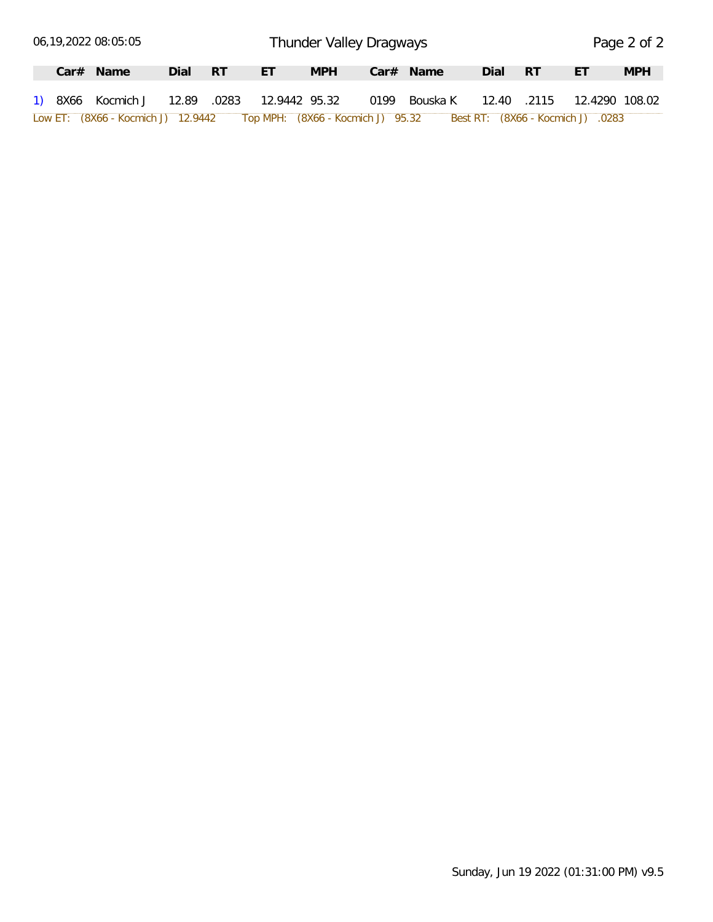# Thunder Valley Dragways

| | Car# | Name | Dial | RT | ET | MPH | Car# | Name | Dial | RT | ET | MPH |
|---|---|---|---|---|---|---|---|---|---|---|---|---|
| 1) | 8X66 | Kocmich J | 12.89 | .0283 | 12.9442 | 95.32 | 0199 | Bouska K | 12.40 | .2115 | 12.4290 | 108.02 |

Low ET: (8X66 - Kocmich J) 12.9442 Top MPH: (8X66 - Kocmich J) 95.32 Best RT: (8X66 - Kocmich J) .0283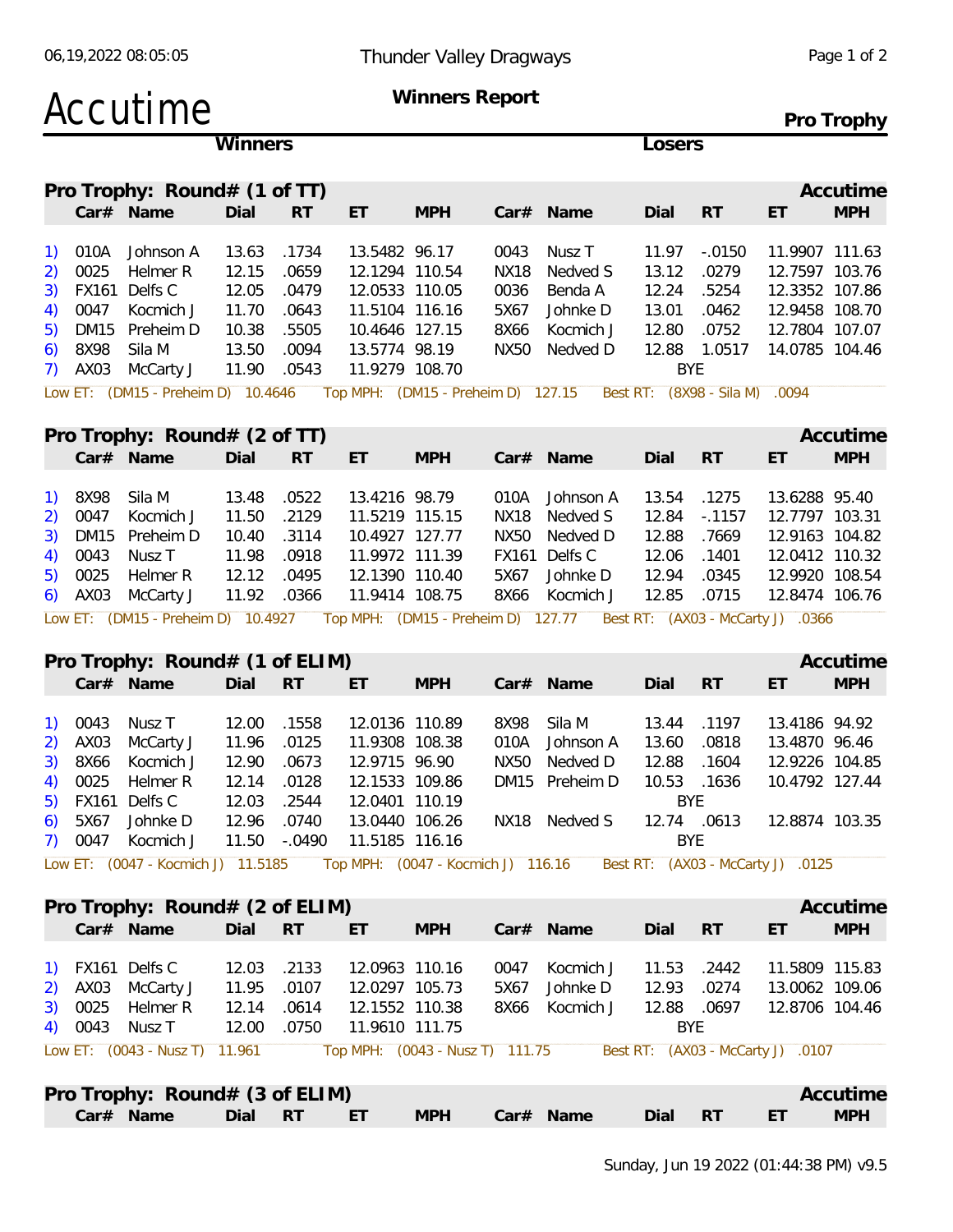Thunder Valley Dragways

# Accutime

**Winners Report**

**Pro Trophy**

## Pro Trophy: Round# (1 of TT)

| # | Car# | Name | Dial | RT | ET | MPH | Car# | Name | Dial | RT | ET | MPH |
|---|---|---|---|---|---|---|---|---|---|---|---|---|
| 1) | 010A | Johnson A | 13.63 | .1734 | 13.5482 | 96.17 | 0043 | Nusz T | 11.97 | -.0150 | 11.9907 | 111.63 |
| 2) | 0025 | Helmer R | 12.15 | .0659 | 12.1294 | 110.54 | NX18 | Nedved S | 13.12 | .0279 | 12.7597 | 103.76 |
| 3) | FX161 | Delfs C | 12.05 | .0479 | 12.0533 | 110.05 | 0036 | Benda A | 12.24 | .5254 | 12.3352 | 107.86 |
| 4) | 0047 | Kocmich J | 11.70 | .0643 | 11.5104 | 116.16 | 5X67 | Johnke D | 13.01 | .0462 | 12.9458 | 108.70 |
| 5) | DM15 | Preheim D | 10.38 | .5505 | 10.4646 | 127.15 | 8X66 | Kocmich J | 12.80 | .0752 | 12.7804 | 107.07 |
| 6) | 8X98 | Sila M | 13.50 | .0094 | 13.5774 | 98.19 | NX50 | Nedved D | 12.88 | 1.0517 | 14.0785 | 104.46 |
| 7) | AX03 | McCarty J | 11.90 | .0543 | 11.9279 | 108.70 | | | | BYE | | |

Low ET: (DM15 - Preheim D) 10.4646 Top MPH: (DM15 - Preheim D) 127.15 Best RT: (8X98 - Sila M) .0094

## Pro Trophy: Round# (2 of TT)

| # | Car# | Name | Dial | RT | ET | MPH | Car# | Name | Dial | RT | ET | MPH |
|---|---|---|---|---|---|---|---|---|---|---|---|---|
| 1) | 8X98 | Sila M | 13.48 | .0522 | 13.4216 | 98.79 | 010A | Johnson A | 13.54 | .1275 | 13.6288 | 95.40 |
| 2) | 0047 | Kocmich J | 11.50 | .2129 | 11.5219 | 115.15 | NX18 | Nedved S | 12.84 | -.1157 | 12.7797 | 103.31 |
| 3) | DM15 | Preheim D | 10.40 | .3114 | 10.4927 | 127.77 | NX50 | Nedved D | 12.88 | .7669 | 12.9163 | 104.82 |
| 4) | 0043 | Nusz T | 11.98 | .0918 | 11.9972 | 111.39 | FX161 | Delfs C | 12.06 | .1401 | 12.0412 | 110.32 |
| 5) | 0025 | Helmer R | 12.12 | .0495 | 12.1390 | 110.40 | 5X67 | Johnke D | 12.94 | .0345 | 12.9920 | 108.54 |
| 6) | AX03 | McCarty J | 11.92 | .0366 | 11.9414 | 108.75 | 8X66 | Kocmich J | 12.85 | .0715 | 12.8474 | 106.76 |

Low ET: (DM15 - Preheim D) 10.4927 Top MPH: (DM15 - Preheim D) 127.77 Best RT: (AX03 - McCarty J) .0366

## Pro Trophy: Round# (1 of ELIM)

| # | Car# | Name | Dial | RT | ET | MPH | Car# | Name | Dial | RT | ET | MPH |
|---|---|---|---|---|---|---|---|---|---|---|---|---|
| 1) | 0043 | Nusz T | 12.00 | .1558 | 12.0136 | 110.89 | 8X98 | Sila M | 13.44 | .1197 | 13.4186 | 94.92 |
| 2) | AX03 | McCarty J | 11.96 | .0125 | 11.9308 | 108.38 | 010A | Johnson A | 13.60 | .0818 | 13.4870 | 96.46 |
| 3) | 8X66 | Kocmich J | 12.90 | .0673 | 12.9715 | 96.90 | NX50 | Nedved D | 12.88 | .1604 | 12.9226 | 104.85 |
| 4) | 0025 | Helmer R | 12.14 | .0128 | 12.1533 | 109.86 | DM15 | Preheim D | 10.53 | .1636 | 10.4792 | 127.44 |
| 5) | FX161 | Delfs C | 12.03 | .2544 | 12.0401 | 110.19 | | | | BYE | | |
| 6) | 5X67 | Johnke D | 12.96 | .0740 | 13.0440 | 106.26 | NX18 | Nedved S | 12.74 | .0613 | 12.8874 | 103.35 |
| 7) | 0047 | Kocmich J | 11.50 | -.0490 | 11.5185 | 116.16 | | | | BYE | | |

Low ET: (0047 - Kocmich J) 11.5185 Top MPH: (0047 - Kocmich J) 116.16 Best RT: (AX03 - McCarty J) .0125

## Pro Trophy: Round# (2 of ELIM)

| # | Car# | Name | Dial | RT | ET | MPH | Car# | Name | Dial | RT | ET | MPH |
|---|---|---|---|---|---|---|---|---|---|---|---|---|
| 1) | FX161 | Delfs C | 12.03 | .2133 | 12.0963 | 110.16 | 0047 | Kocmich J | 11.53 | .2442 | 11.5809 | 115.83 |
| 2) | AX03 | McCarty J | 11.95 | .0107 | 12.0297 | 105.73 | 5X67 | Johnke D | 12.93 | .0274 | 13.0062 | 109.06 |
| 3) | 0025 | Helmer R | 12.14 | .0614 | 12.1552 | 110.38 | 8X66 | Kocmich J | 12.88 | .0697 | 12.8706 | 104.46 |
| 4) | 0043 | Nusz T | 12.00 | .0750 | 11.9610 | 111.75 | | | | BYE | | |

Low ET: (0043 - Nusz T) 11.961 Top MPH: (0043 - Nusz T) 111.75 Best RT: (AX03 - McCarty J) .0107

## Pro Trophy: Round# (3 of ELIM)

| Car# | Name | Dial | RT | ET | MPH | Car# | Name | Dial | RT | ET | MPH |
|---|---|---|---|---|---|---|---|---|---|---|---|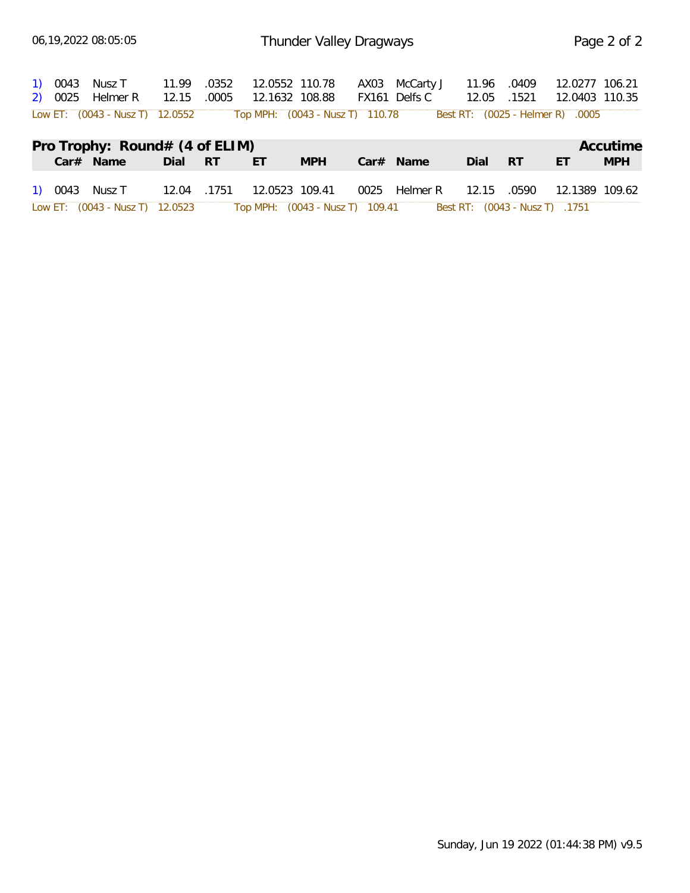| | Car# | Name | Dial | RT | ET | MPH | Car# | Name | Dial | RT | ET | MPH |
|---|---|---|---|---|---|---|---|---|---|---|---|---|
| 1) | 0043 | Nusz T | 11.99 | .0352 | 12.0552 | 110.78 | AX03 | McCarty J | 11.96 | .0409 | 12.0277 | 106.21 |
| 2) | 0025 | Helmer R | 12.15 | .0005 | 12.1632 | 108.88 | FX161 | Delfs C | 12.05 | .1521 | 12.0403 | 110.35 |

Low ET: (0043 - Nusz T) 12.0552    Top MPH: (0043 - Nusz T) 110.78    Best RT: (0025 - Helmer R) .0005

## Pro Trophy: Round# (4 of ELIM) — Accutime

| | Car# | Name | Dial | RT | ET | MPH | Car# | Name | Dial | RT | ET | MPH |
|---|---|---|---|---|---|---|---|---|---|---|---|---|
| 1) | 0043 | Nusz T | 12.04 | .1751 | 12.0523 | 109.41 | 0025 | Helmer R | 12.15 | .0590 | 12.1389 | 109.62 |

Low ET: (0043 - Nusz T) 12.0523    Top MPH: (0043 - Nusz T) 109.41    Best RT: (0043 - Nusz T) .1751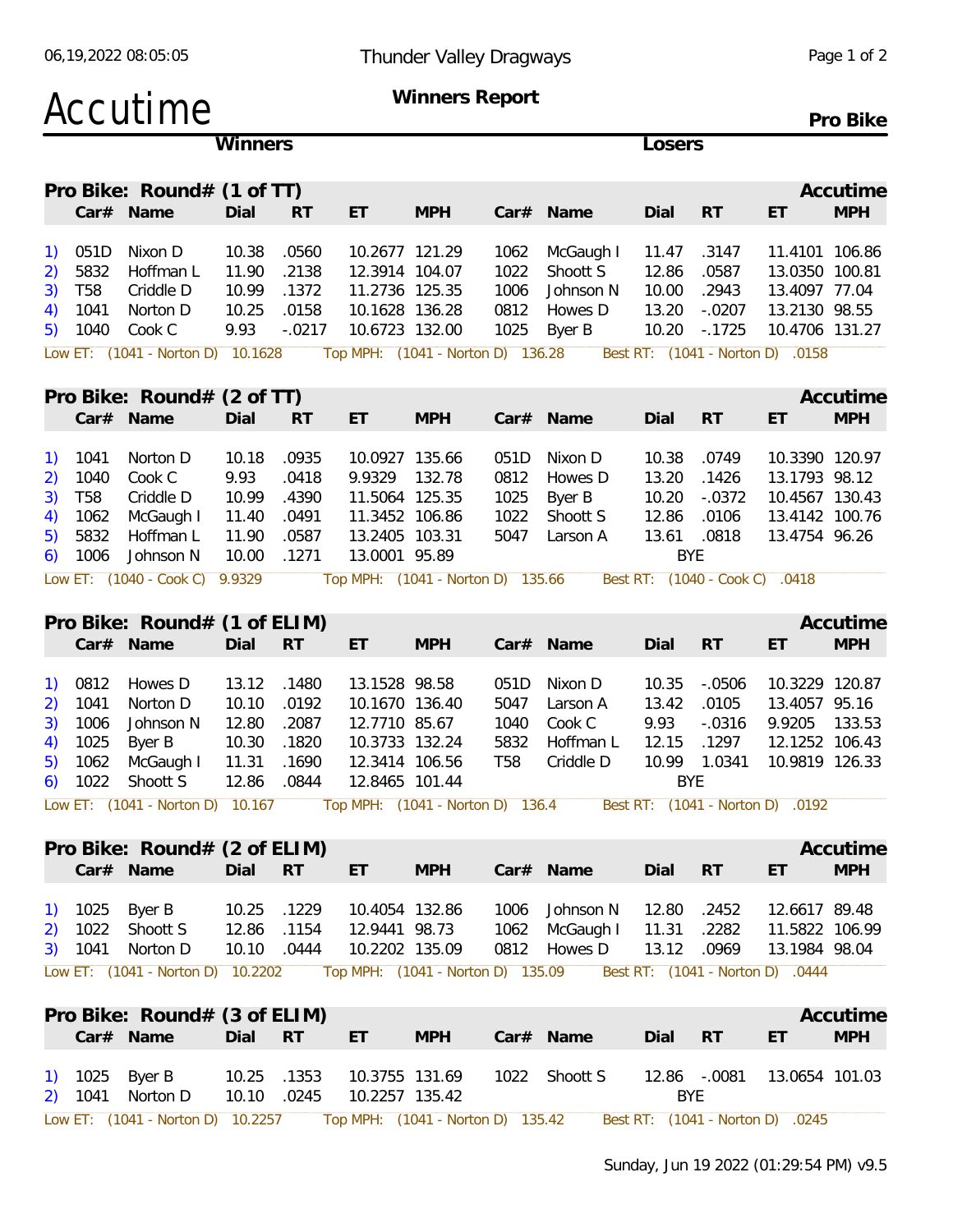Thunder Valley Dragways

# Accutime

**Winners Report**

**Pro Bike**

## Pro Bike: Round# (1 of TT)

| | Car# | Name | Dial | RT | ET | MPH | Car# | Name | Dial | RT | ET | MPH |
|---|---|---|---|---|---|---|---|---|---|---|---|---|
| 1) | 051D | Nixon D | 10.38 | .0560 | 10.2677 | 121.29 | 1062 | McGaugh I | 11.47 | .3147 | 11.4101 | 106.86 |
| 2) | 5832 | Hoffman L | 11.90 | .2138 | 12.3914 | 104.07 | 1022 | Shoott S | 12.86 | .0587 | 13.0350 | 100.81 |
| 3) | T58 | Criddle D | 10.99 | .1372 | 11.2736 | 125.35 | 1006 | Johnson N | 10.00 | .2943 | 13.4097 | 77.04 |
| 4) | 1041 | Norton D | 10.25 | .0158 | 10.1628 | 136.28 | 0812 | Howes D | 13.20 | -.0207 | 13.2130 | 98.55 |
| 5) | 1040 | Cook C | 9.93 | -.0217 | 10.6723 | 132.00 | 1025 | Byer B | 10.20 | -.1725 | 10.4706 | 131.27 |

Low ET: (1041 - Norton D) 10.1628 Top MPH: (1041 - Norton D) 136.28 Best RT: (1041 - Norton D) .0158

## Pro Bike: Round# (2 of TT)

| | Car# | Name | Dial | RT | ET | MPH | Car# | Name | Dial | RT | ET | MPH |
|---|---|---|---|---|---|---|---|---|---|---|---|---|
| 1) | 1041 | Norton D | 10.18 | .0935 | 10.0927 | 135.66 | 051D | Nixon D | 10.38 | .0749 | 10.3390 | 120.97 |
| 2) | 1040 | Cook C | 9.93 | .0418 | 9.9329 | 132.78 | 0812 | Howes D | 13.20 | .1426 | 13.1793 | 98.12 |
| 3) | T58 | Criddle D | 10.99 | .4390 | 11.5064 | 125.35 | 1025 | Byer B | 10.20 | -.0372 | 10.4567 | 130.43 |
| 4) | 1062 | McGaugh I | 11.40 | .0491 | 11.3452 | 106.86 | 1022 | Shoott S | 12.86 | .0106 | 13.4142 | 100.76 |
| 5) | 5832 | Hoffman L | 11.90 | .0587 | 13.2405 | 103.31 | 5047 | Larson A | 13.61 | .0818 | 13.4754 | 96.26 |
| 6) | 1006 | Johnson N | 10.00 | .1271 | 13.0001 | 95.89 | | | | BYE | | |

Low ET: (1040 - Cook C) 9.9329 Top MPH: (1041 - Norton D) 135.66 Best RT: (1040 - Cook C) .0418

## Pro Bike: Round# (1 of ELIM)

| | Car# | Name | Dial | RT | ET | MPH | Car# | Name | Dial | RT | ET | MPH |
|---|---|---|---|---|---|---|---|---|---|---|---|---|
| 1) | 0812 | Howes D | 13.12 | .1480 | 13.1528 | 98.58 | 051D | Nixon D | 10.35 | -.0506 | 10.3229 | 120.87 |
| 2) | 1041 | Norton D | 10.10 | .0192 | 10.1670 | 136.40 | 5047 | Larson A | 13.42 | .0105 | 13.4057 | 95.16 |
| 3) | 1006 | Johnson N | 12.80 | .2087 | 12.7710 | 85.67 | 1040 | Cook C | 9.93 | -.0316 | 9.9205 | 133.53 |
| 4) | 1025 | Byer B | 10.30 | .1820 | 10.3733 | 132.24 | 5832 | Hoffman L | 12.15 | .1297 | 12.1252 | 106.43 |
| 5) | 1062 | McGaugh I | 11.31 | .1690 | 12.3414 | 106.56 | T58 | Criddle D | 10.99 | 1.0341 | 10.9819 | 126.33 |
| 6) | 1022 | Shoott S | 12.86 | .0844 | 12.8465 | 101.44 | | | | BYE | | |

Low ET: (1041 - Norton D) 10.167 Top MPH: (1041 - Norton D) 136.4 Best RT: (1041 - Norton D) .0192

## Pro Bike: Round# (2 of ELIM)

| | Car# | Name | Dial | RT | ET | MPH | Car# | Name | Dial | RT | ET | MPH |
|---|---|---|---|---|---|---|---|---|---|---|---|---|
| 1) | 1025 | Byer B | 10.25 | .1229 | 10.4054 | 132.86 | 1006 | Johnson N | 12.80 | .2452 | 12.6617 | 89.48 |
| 2) | 1022 | Shoott S | 12.86 | .1154 | 12.9441 | 98.73 | 1062 | McGaugh I | 11.31 | .2282 | 11.5822 | 106.99 |
| 3) | 1041 | Norton D | 10.10 | .0444 | 10.2202 | 135.09 | 0812 | Howes D | 13.12 | .0969 | 13.1984 | 98.04 |

Low ET: (1041 - Norton D) 10.2202 Top MPH: (1041 - Norton D) 135.09 Best RT: (1041 - Norton D) .0444

## Pro Bike: Round# (3 of ELIM)

| | Car# | Name | Dial | RT | ET | MPH | Car# | Name | Dial | RT | ET | MPH |
|---|---|---|---|---|---|---|---|---|---|---|---|---|
| 1) | 1025 | Byer B | 10.25 | .1353 | 10.3755 | 131.69 | 1022 | Shoott S | 12.86 | -.0081 | 13.0654 | 101.03 |
| 2) | 1041 | Norton D | 10.10 | .0245 | 10.2257 | 135.42 | | | | BYE | | |

Low ET: (1041 - Norton D) 10.2257 Top MPH: (1041 - Norton D) 135.42 Best RT: (1041 - Norton D) .0245

Sunday, Jun 19 2022 (01:29:54 PM) v9.5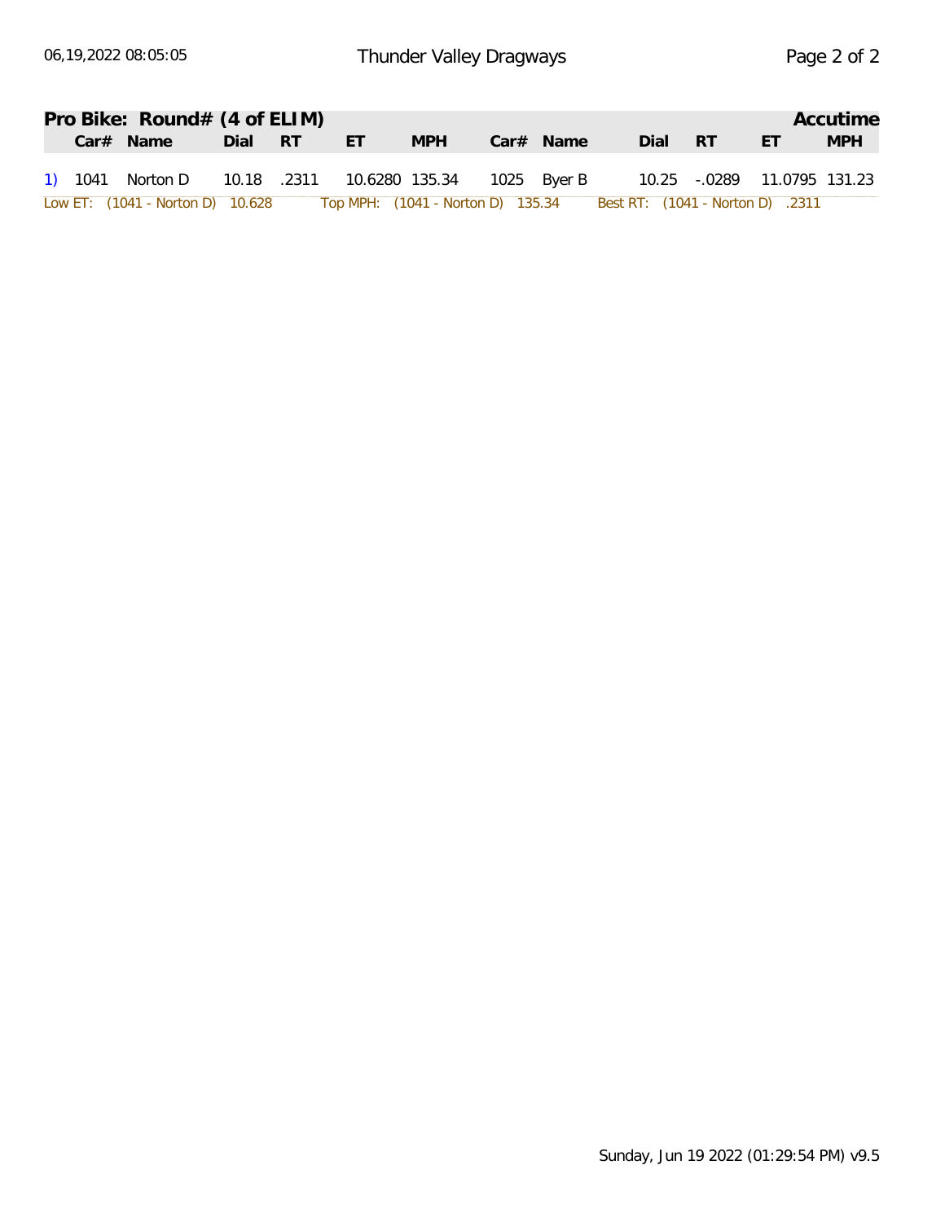## Pro Bike: Round# (4 of ELIM)

**Accutime**

| | Car# | Name | Dial | RT | ET | MPH | Car# | Name | Dial | RT | ET | MPH |
|---|---|---|---|---|---|---|---|---|---|---|---|---|
| 1) | 1041 | Norton D | 10.18 | .2311 | 10.6280 | 135.34 | 1025 | Byer B | 10.25 | -.0289 | 11.0795 | 131.23 |

Low ET: (1041 - Norton D) 10.628 Top MPH: (1041 - Norton D) 135.34 Best RT: (1041 - Norton D) .2311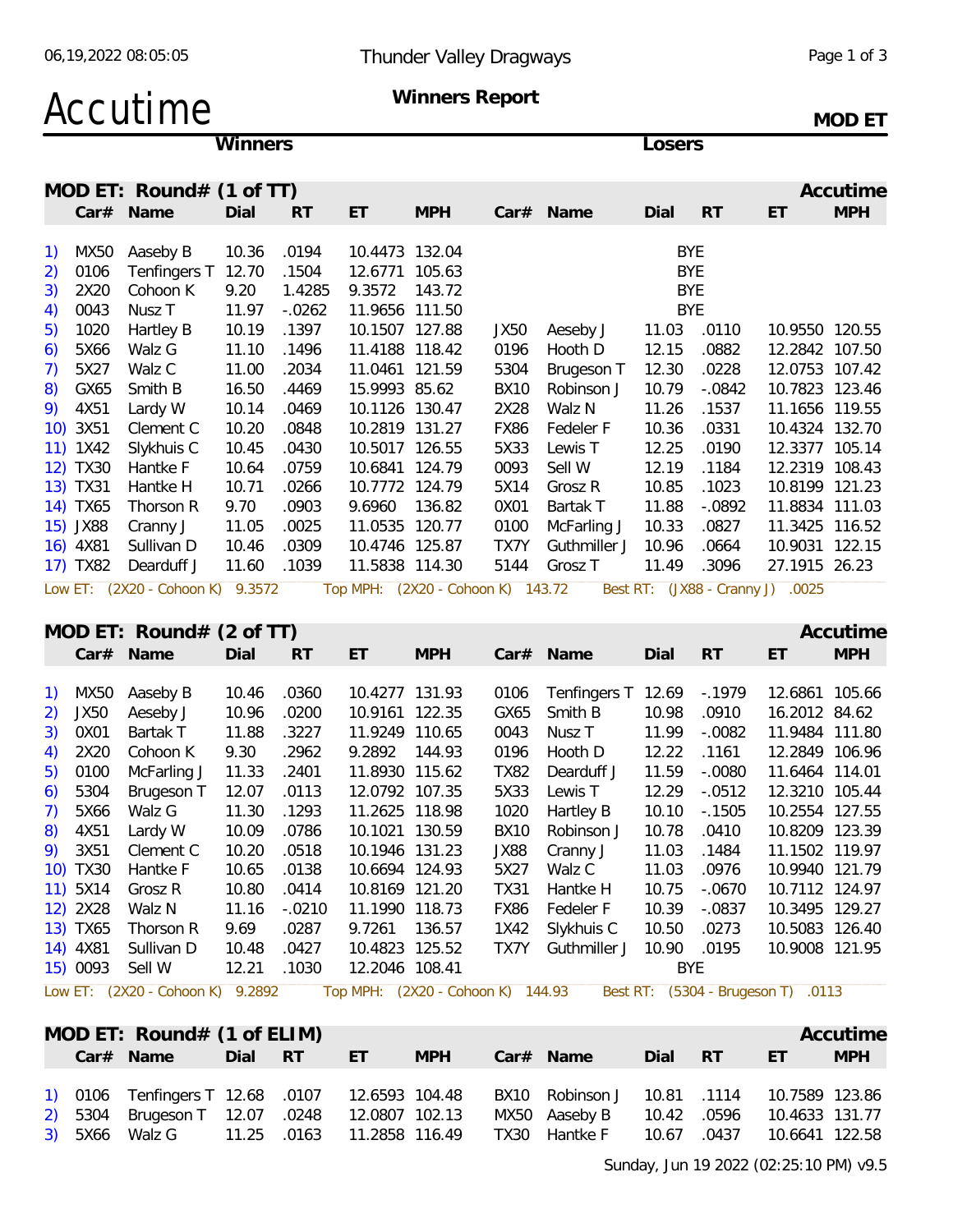Thunder Valley Dragways

# Accutime

**Winners Report**

**MOD ET**

## MOD ET: Round# (1 of TT)

| # | Winner Car# | Winner Name | Dial | RT | ET | MPH | Loser Car# | Loser Name | Dial | RT | ET | MPH |
|---|---|---|---|---|---|---|---|---|---|---|---|---|
| 1) | MX50 | Aaseby B | 10.36 | .0194 | 10.4473 | 132.04 | | BYE | | | | |
| 2) | 0106 | Tenfingers T | 12.70 | .1504 | 12.6771 | 105.63 | | BYE | | | | |
| 3) | 2X20 | Cohoon K | 9.20 | 1.4285 | 9.3572 | 143.72 | | BYE | | | | |
| 4) | 0043 | Nusz T | 11.97 | -.0262 | 11.9656 | 111.50 | | BYE | | | | |
| 5) | 1020 | Hartley B | 10.19 | .1397 | 10.1507 | 127.88 | JX50 | Aeseby J | 11.03 | .0110 | 10.9550 | 120.55 |
| 6) | 5X66 | Walz G | 11.10 | .1496 | 11.4188 | 118.42 | 0196 | Hooth D | 12.15 | .0882 | 12.2842 | 107.50 |
| 7) | 5X27 | Walz C | 11.00 | .2034 | 11.0461 | 121.59 | 5304 | Brugeson T | 12.30 | .0228 | 12.0753 | 107.42 |
| 8) | GX65 | Smith B | 16.50 | .4469 | 15.9993 | 85.62 | BX10 | Robinson J | 10.79 | -.0842 | 10.7823 | 123.46 |
| 9) | 4X51 | Lardy W | 10.14 | .0469 | 10.1126 | 130.47 | 2X28 | Walz N | 11.26 | .1537 | 11.1656 | 119.55 |
| 10) | 3X51 | Clement C | 10.20 | .0848 | 10.2819 | 131.27 | FX86 | Fedeler F | 10.36 | .0331 | 10.4324 | 132.70 |
| 11) | 1X42 | Slykhuis C | 10.45 | .0430 | 10.5017 | 126.55 | 5X33 | Lewis T | 12.25 | .0190 | 12.3377 | 105.14 |
| 12) | TX30 | Hantke F | 10.64 | .0759 | 10.6841 | 124.79 | 0093 | Sell W | 12.19 | .1184 | 12.2319 | 108.43 |
| 13) | TX31 | Hantke H | 10.71 | .0266 | 10.7772 | 124.79 | 5X14 | Grosz R | 10.85 | .1023 | 10.8199 | 121.23 |
| 14) | TX65 | Thorson R | 9.70 | .0903 | 9.6960 | 136.82 | 0X01 | Bartak T | 11.88 | -.0892 | 11.8834 | 111.03 |
| 15) | JX88 | Cranny J | 11.05 | .0025 | 11.0535 | 120.77 | 0100 | McFarling J | 10.33 | .0827 | 11.3425 | 116.52 |
| 16) | 4X81 | Sullivan D | 10.46 | .0309 | 10.4746 | 125.87 | TX7Y | Guthmiller J | 10.96 | .0664 | 10.9031 | 122.15 |
| 17) | TX82 | Dearduff J | 11.60 | .1039 | 11.5838 | 114.30 | 5144 | Grosz T | 11.49 | .3096 | 27.1915 | 26.23 |

Low ET: (2X20 - Cohoon K) 9.3572 Top MPH: (2X20 - Cohoon K) 143.72 Best RT: (JX88 - Cranny J) .0025

## MOD ET: Round# (2 of TT)

| # | Winner Car# | Winner Name | Dial | RT | ET | MPH | Loser Car# | Loser Name | Dial | RT | ET | MPH |
|---|---|---|---|---|---|---|---|---|---|---|---|---|
| 1) | MX50 | Aaseby B | 10.46 | .0360 | 10.4277 | 131.93 | 0106 | Tenfingers T | 12.69 | -.1979 | 12.6861 | 105.66 |
| 2) | JX50 | Aeseby J | 10.96 | .0200 | 10.9161 | 122.35 | GX65 | Smith B | 10.98 | .0910 | 16.2012 | 84.62 |
| 3) | 0X01 | Bartak T | 11.88 | .3227 | 11.9249 | 110.65 | 0043 | Nusz T | 11.99 | -.0082 | 11.9484 | 111.80 |
| 4) | 2X20 | Cohoon K | 9.30 | .2962 | 9.2892 | 144.93 | 0196 | Hooth D | 12.22 | .1161 | 12.2849 | 106.96 |
| 5) | 0100 | McFarling J | 11.33 | .2401 | 11.8930 | 115.62 | TX82 | Dearduff J | 11.59 | -.0080 | 11.6464 | 114.01 |
| 6) | 5304 | Brugeson T | 12.07 | .0113 | 12.0792 | 107.35 | 5X33 | Lewis T | 12.29 | -.0512 | 12.3210 | 105.44 |
| 7) | 5X66 | Walz G | 11.30 | .1293 | 11.2625 | 118.98 | 1020 | Hartley B | 10.10 | -.1505 | 10.2554 | 127.55 |
| 8) | 4X51 | Lardy W | 10.09 | .0786 | 10.1021 | 130.59 | BX10 | Robinson J | 10.78 | .0410 | 10.8209 | 123.39 |
| 9) | 3X51 | Clement C | 10.20 | .0518 | 10.1946 | 131.23 | JX88 | Cranny J | 11.03 | .1484 | 11.1502 | 119.97 |
| 10) | TX30 | Hantke F | 10.65 | .0138 | 10.6694 | 124.93 | 5X27 | Walz C | 11.03 | .0976 | 10.9940 | 121.79 |
| 11) | 5X14 | Grosz R | 10.80 | .0414 | 10.8169 | 121.20 | TX31 | Hantke H | 10.75 | -.0670 | 10.7112 | 124.97 |
| 12) | 2X28 | Walz N | 11.16 | -.0210 | 11.1990 | 118.73 | FX86 | Fedeler F | 10.39 | -.0837 | 10.3495 | 129.27 |
| 13) | TX65 | Thorson R | 9.69 | .0287 | 9.7261 | 136.57 | 1X42 | Slykhuis C | 10.50 | .0273 | 10.5083 | 126.40 |
| 14) | 4X81 | Sullivan D | 10.48 | .0427 | 10.4823 | 125.52 | TX7Y | Guthmiller J | 10.90 | .0195 | 10.9008 | 121.95 |
| 15) | 0093 | Sell W | 12.21 | .1030 | 12.2046 | 108.41 | | BYE | | | | |

Low ET: (2X20 - Cohoon K) 9.2892 Top MPH: (2X20 - Cohoon K) 144.93 Best RT: (5304 - Brugeson T) .0113

## MOD ET: Round# (1 of ELIM)

| # | Winner Car# | Winner Name | Dial | RT | ET | MPH | Loser Car# | Loser Name | Dial | RT | ET | MPH |
|---|---|---|---|---|---|---|---|---|---|---|---|---|
| 1) | 0106 | Tenfingers T | 12.68 | .0107 | 12.6593 | 104.48 | BX10 | Robinson J | 10.81 | .1114 | 10.7589 | 123.86 |
| 2) | 5304 | Brugeson T | 12.07 | .0248 | 12.0807 | 102.13 | MX50 | Aaseby B | 10.42 | .0596 | 10.4633 | 131.77 |
| 3) | 5X66 | Walz G | 11.25 | .0163 | 11.2858 | 116.49 | TX30 | Hantke F | 10.67 | .0437 | 10.6641 | 122.58 |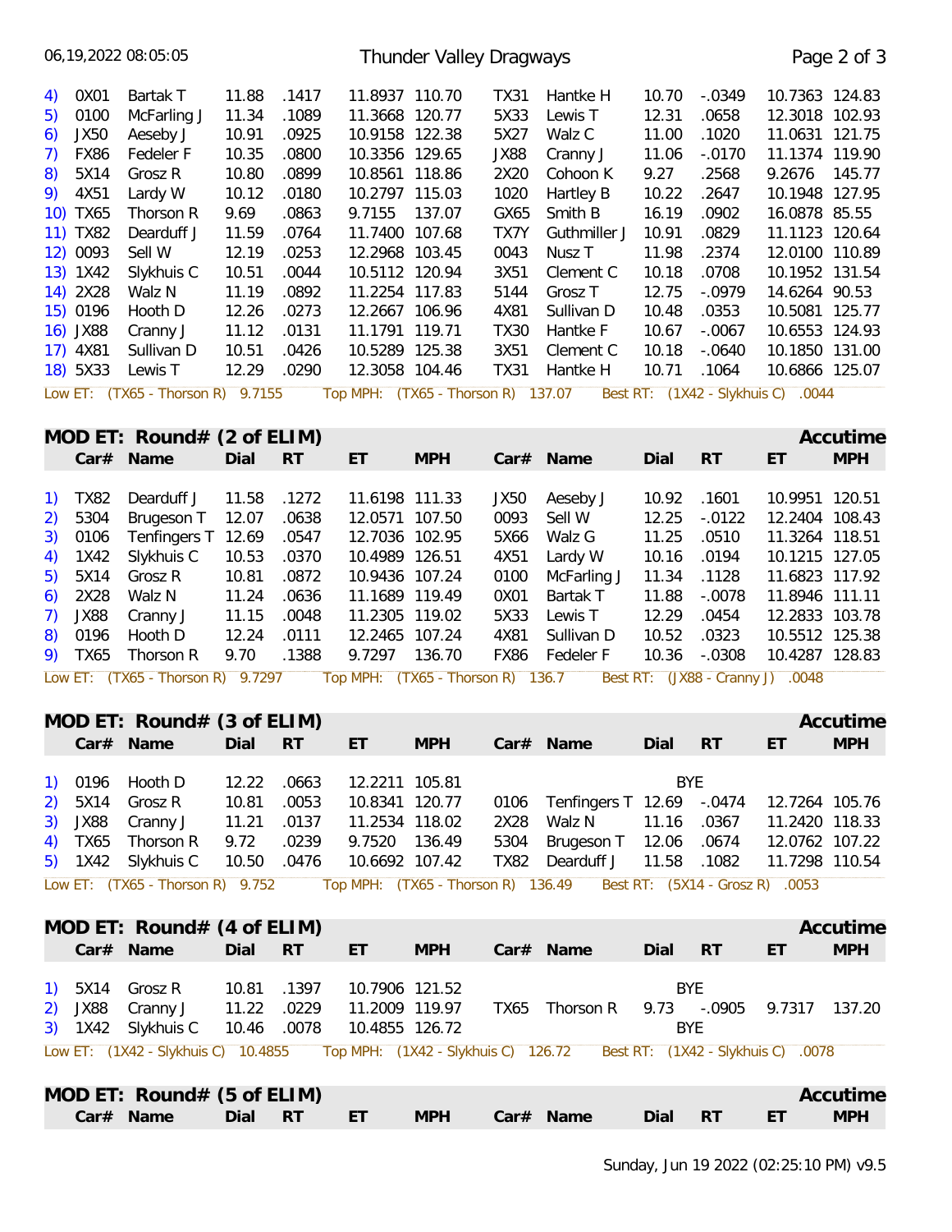| # | Car# | Name | Dial | RT | ET | MPH | Car# | Name | Dial | RT | ET | MPH |
|---|---|---|---|---|---|---|---|---|---|---|---|---|
| 4) | 0X01 | Bartak T | 11.88 | .1417 | 11.8937 | 110.70 | TX31 | Hantke H | 10.70 | -.0349 | 10.7363 | 124.83 |
| 5) | 0100 | McFarling J | 11.34 | .1089 | 11.3668 | 120.77 | 5X33 | Lewis T | 12.31 | .0658 | 12.3018 | 102.93 |
| 6) | JX50 | Aeseby J | 10.91 | .0925 | 10.9158 | 122.38 | 5X27 | Walz C | 11.00 | .1020 | 11.0631 | 121.75 |
| 7) | FX86 | Fedeler F | 10.35 | .0800 | 10.3356 | 129.65 | JX88 | Cranny J | 11.06 | -.0170 | 11.1374 | 119.90 |
| 8) | 5X14 | Grosz R | 10.80 | .0899 | 10.8561 | 118.86 | 2X20 | Cohoon K | 9.27 | .2568 | 9.2676 | 145.77 |
| 9) | 4X51 | Lardy W | 10.12 | .0180 | 10.2797 | 115.03 | 1020 | Hartley B | 10.22 | .2647 | 10.1948 | 127.95 |
| 10) | TX65 | Thorson R | 9.69 | .0863 | 9.7155 | 137.07 | GX65 | Smith B | 16.19 | .0902 | 16.0878 | 85.55 |
| 11) | TX82 | Dearduff J | 11.59 | .0764 | 11.7400 | 107.68 | TX7Y | Guthmiller J | 10.91 | .0829 | 11.1123 | 120.64 |
| 12) | 0093 | Sell W | 12.19 | .0253 | 12.2968 | 103.45 | 0043 | Nusz T | 11.98 | .2374 | 12.0100 | 110.89 |
| 13) | 1X42 | Slykhuis C | 10.51 | .0044 | 10.5112 | 120.94 | 3X51 | Clement C | 10.18 | .0708 | 10.1952 | 131.54 |
| 14) | 2X28 | Walz N | 11.19 | .0892 | 11.2254 | 117.83 | 5144 | Grosz T | 12.75 | -.0979 | 14.6264 | 90.53 |
| 15) | 0196 | Hooth D | 12.26 | .0273 | 12.2667 | 106.96 | 4X81 | Sullivan D | 10.48 | .0353 | 10.5081 | 125.77 |
| 16) | JX88 | Cranny J | 11.12 | .0131 | 11.1791 | 119.71 | TX30 | Hantke F | 10.67 | -.0067 | 10.6553 | 124.93 |
| 17) | 4X81 | Sullivan D | 10.51 | .0426 | 10.5289 | 125.38 | 3X51 | Clement C | 10.18 | -.0640 | 10.1850 | 131.00 |
| 18) | 5X33 | Lewis T | 12.29 | .0290 | 12.3058 | 104.46 | TX31 | Hantke H | 10.71 | .1064 | 10.6866 | 125.07 |

Low ET: (TX65 - Thorson R) 9.7155 Top MPH: (TX65 - Thorson R) 137.07 Best RT: (1X42 - Slykhuis C) .0044

## MOD ET: Round# (2 of ELIM) — Accutime

| # | Car# | Name | Dial | RT | ET | MPH | Car# | Name | Dial | RT | ET | MPH |
|---|---|---|---|---|---|---|---|---|---|---|---|---|
| 1) | TX82 | Dearduff J | 11.58 | .1272 | 11.6198 | 111.33 | JX50 | Aeseby J | 10.92 | .1601 | 10.9951 | 120.51 |
| 2) | 5304 | Brugeson T | 12.07 | .0638 | 12.0571 | 107.50 | 0093 | Sell W | 12.25 | -.0122 | 12.2404 | 108.43 |
| 3) | 0106 | Tenfingers T | 12.69 | .0547 | 12.7036 | 102.95 | 5X66 | Walz G | 11.25 | .0510 | 11.3264 | 118.51 |
| 4) | 1X42 | Slykhuis C | 10.53 | .0370 | 10.4989 | 126.51 | 4X51 | Lardy W | 10.16 | .0194 | 10.1215 | 127.05 |
| 5) | 5X14 | Grosz R | 10.81 | .0872 | 10.9436 | 107.24 | 0100 | McFarling J | 11.34 | .1128 | 11.6823 | 117.92 |
| 6) | 2X28 | Walz N | 11.24 | .0636 | 11.1689 | 119.49 | 0X01 | Bartak T | 11.88 | -.0078 | 11.8946 | 111.11 |
| 7) | JX88 | Cranny J | 11.15 | .0048 | 11.2305 | 119.02 | 5X33 | Lewis T | 12.29 | .0454 | 12.2833 | 103.78 |
| 8) | 0196 | Hooth D | 12.24 | .0111 | 12.2465 | 107.24 | 4X81 | Sullivan D | 10.52 | .0323 | 10.5512 | 125.38 |
| 9) | TX65 | Thorson R | 9.70 | .1388 | 9.7297 | 136.70 | FX86 | Fedeler F | 10.36 | -.0308 | 10.4287 | 128.83 |

Low ET: (TX65 - Thorson R) 9.7297 Top MPH: (TX65 - Thorson R) 136.7 Best RT: (JX88 - Cranny J) .0048

## MOD ET: Round# (3 of ELIM) — Accutime

| # | Car# | Name | Dial | RT | ET | MPH | Car# | Name | Dial | RT | ET | MPH |
|---|---|---|---|---|---|---|---|---|---|---|---|---|
| 1) | 0196 | Hooth D | 12.22 | .0663 | 12.2211 | 105.81 | | BYE | | | | |
| 2) | 5X14 | Grosz R | 10.81 | .0053 | 10.8341 | 120.77 | 0106 | Tenfingers T | 12.69 | -.0474 | 12.7264 | 105.76 |
| 3) | JX88 | Cranny J | 11.21 | .0137 | 11.2534 | 118.02 | 2X28 | Walz N | 11.16 | .0367 | 11.2420 | 118.33 |
| 4) | TX65 | Thorson R | 9.72 | .0239 | 9.7520 | 136.49 | 5304 | Brugeson T | 12.06 | .0674 | 12.0762 | 107.22 |
| 5) | 1X42 | Slykhuis C | 10.50 | .0476 | 10.6692 | 107.42 | TX82 | Dearduff J | 11.58 | .1082 | 11.7298 | 110.54 |

Low ET: (TX65 - Thorson R) 9.752 Top MPH: (TX65 - Thorson R) 136.49 Best RT: (5X14 - Grosz R) .0053

## MOD ET: Round# (4 of ELIM) — Accutime

| # | Car# | Name | Dial | RT | ET | MPH | Car# | Name | Dial | RT | ET | MPH |
|---|---|---|---|---|---|---|---|---|---|---|---|---|
| 1) | 5X14 | Grosz R | 10.81 | .1397 | 10.7906 | 121.52 | | BYE | | | | |
| 2) | JX88 | Cranny J | 11.22 | .0229 | 11.2009 | 119.97 | TX65 | Thorson R | 9.73 | -.0905 | 9.7317 | 137.20 |
| 3) | 1X42 | Slykhuis C | 10.46 | .0078 | 10.4855 | 126.72 | | BYE | | | | |

Low ET: (1X42 - Slykhuis C) 10.4855 Top MPH: (1X42 - Slykhuis C) 126.72 Best RT: (1X42 - Slykhuis C) .0078

## MOD ET: Round# (5 of ELIM) — Accutime

| Car# | Name | Dial | RT | ET | MPH | Car# | Name | Dial | RT | ET | MPH |
|---|---|---|---|---|---|---|---|---|---|---|---|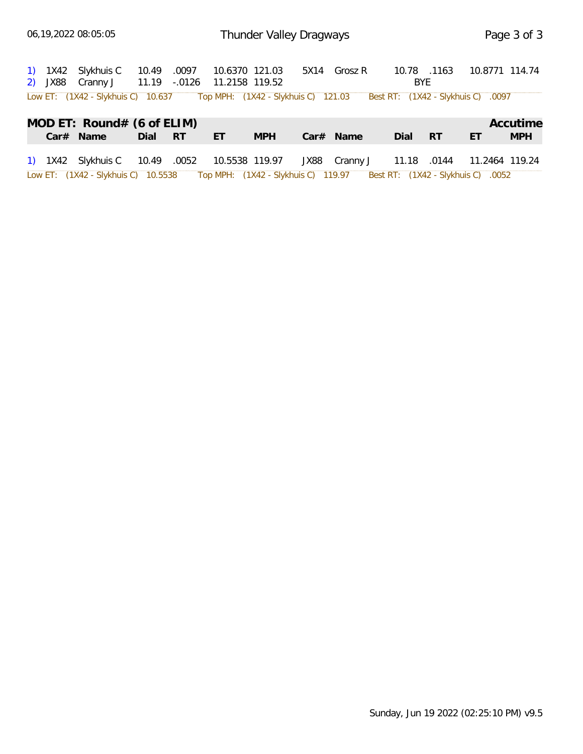| | Car# | Name | Dial | RT | ET | MPH | Car# | Name | Dial | RT | ET | MPH |
|---|---|---|---|---|---|---|---|---|---|---|---|---|
| 1) | 1X42 | Slykhuis C | 10.49 | .0097 | 10.6370 | 121.03 | 5X14 | Grosz R | 10.78 | .1163 | 10.8771 | 114.74 |
| 2) | JX88 | Cranny J | 11.19 | -.0126 | 11.2158 | 119.52 | | | | BYE | | |

Low ET: (1X42 - Slykhuis C) 10.637 Top MPH: (1X42 - Slykhuis C) 121.03 Best RT: (1X42 - Slykhuis C) .0097

## MOD ET: Round# (6 of ELIM) Accutime

| | Car# | Name | Dial | RT | ET | MPH | Car# | Name | Dial | RT | ET | MPH |
|---|---|---|---|---|---|---|---|---|---|---|---|---|
| 1) | 1X42 | Slykhuis C | 10.49 | .0052 | 10.5538 | 119.97 | JX88 | Cranny J | 11.18 | .0144 | 11.2464 | 119.24 |

Low ET: (1X42 - Slykhuis C) 10.5538 Top MPH: (1X42 - Slykhuis C) 119.97 Best RT: (1X42 - Slykhuis C) .0052

Sunday, Jun 19 2022 (02:25:10 PM) v9.5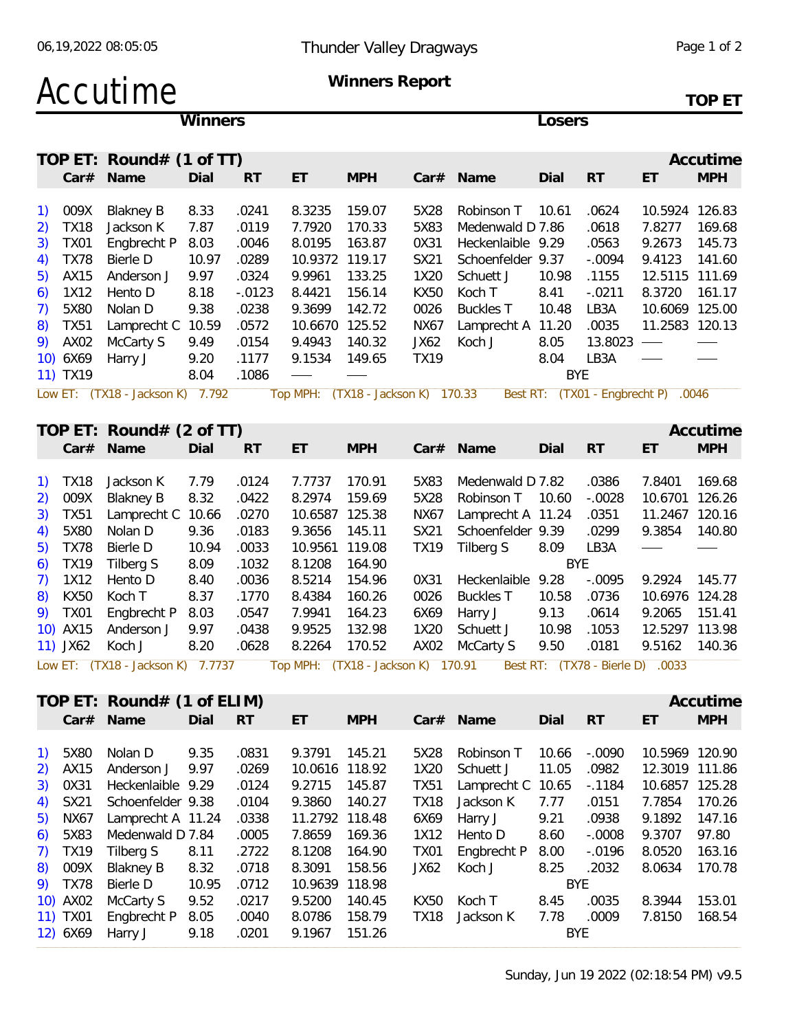Thunder Valley Dragways

# Accutime

**Winners Report**

**TOP ET**

## TOP ET: Round# (1 of TT)

| | Car# | Name | Dial | RT | ET | MPH | Car# | Name | Dial | RT | ET | MPH |
|---|---|---|---|---|---|---|---|---|---|---|---|---|
| 1) | 009X | Blakney B | 8.33 | .0241 | 8.3235 | 159.07 | 5X28 | Robinson T | 10.61 | .0624 | 10.5924 | 126.83 |
| 2) | TX18 | Jackson K | 7.87 | .0119 | 7.7920 | 170.33 | 5X83 | Medenwald D | 7.86 | .0618 | 7.8277 | 169.68 |
| 3) | TX01 | Engbrecht P | 8.03 | .0046 | 8.0195 | 163.87 | 0X31 | Heckenlaible | 9.29 | .0563 | 9.2673 | 145.73 |
| 4) | TX78 | Bierle D | 10.97 | .0289 | 10.9372 | 119.17 | SX21 | Schoenfelder | 9.37 | -.0094 | 9.4123 | 141.60 |
| 5) | AX15 | Anderson J | 9.97 | .0324 | 9.9961 | 133.25 | 1X20 | Schuett J | 10.98 | .1155 | 12.5115 | 111.69 |
| 6) | 1X12 | Hento D | 8.18 | -.0123 | 8.4421 | 156.14 | KX50 | Koch T | 8.41 | -.0211 | 8.3720 | 161.17 |
| 7) | 5X80 | Nolan D | 9.38 | .0238 | 9.3699 | 142.72 | 0026 | Buckles T | 10.48 | LB3A | 10.6069 | 125.00 |
| 8) | TX51 | Lamprecht C | 10.59 | .0572 | 10.6670 | 125.52 | NX67 | Lamprecht A | 11.20 | .0035 | 11.2583 | 120.13 |
| 9) | AX02 | McCarty S | 9.49 | .0154 | 9.4943 | 140.32 | JX62 | Koch J | 8.05 | 13.8023 | — | — |
| 10) | 6X69 | Harry J | 9.20 | .1177 | 9.1534 | 149.65 | TX19 | | 8.04 | LB3A | — | — |
| 11) | TX19 | | 8.04 | .1086 | — | — | | | | BYE | | |

Low ET: (TX18 - Jackson K) 7.792 Top MPH: (TX18 - Jackson K) 170.33 Best RT: (TX01 - Engbrecht P) .0046

## TOP ET: Round# (2 of TT)

| | Car# | Name | Dial | RT | ET | MPH | Car# | Name | Dial | RT | ET | MPH |
|---|---|---|---|---|---|---|---|---|---|---|---|---|
| 1) | TX18 | Jackson K | 7.79 | .0124 | 7.7737 | 170.91 | 5X83 | Medenwald D | 7.82 | .0386 | 7.8401 | 169.68 |
| 2) | 009X | Blakney B | 8.32 | .0422 | 8.2974 | 159.69 | 5X28 | Robinson T | 10.60 | -.0028 | 10.6701 | 126.26 |
| 3) | TX51 | Lamprecht C | 10.66 | .0270 | 10.6587 | 125.38 | NX67 | Lamprecht A | 11.24 | .0351 | 11.2467 | 120.16 |
| 4) | 5X80 | Nolan D | 9.36 | .0183 | 9.3656 | 145.11 | SX21 | Schoenfelder | 9.39 | .0299 | 9.3854 | 140.80 |
| 5) | TX78 | Bierle D | 10.94 | .0033 | 10.9561 | 119.08 | TX19 | Tilberg S | 8.09 | LB3A | — | — |
| 6) | TX19 | Tilberg S | 8.09 | .1032 | 8.1208 | 164.90 | | | | BYE | | |
| 7) | 1X12 | Hento D | 8.40 | .0036 | 8.5214 | 154.96 | 0X31 | Heckenlaible | 9.28 | -.0095 | 9.2924 | 145.77 |
| 8) | KX50 | Koch T | 8.37 | .1770 | 8.4384 | 160.26 | 0026 | Buckles T | 10.58 | .0736 | 10.6976 | 124.28 |
| 9) | TX01 | Engbrecht P | 8.03 | .0547 | 7.9941 | 164.23 | 6X69 | Harry J | 9.13 | .0614 | 9.2065 | 151.41 |
| 10) | AX15 | Anderson J | 9.97 | .0438 | 9.9525 | 132.98 | 1X20 | Schuett J | 10.98 | .1053 | 12.5297 | 113.98 |
| 11) | JX62 | Koch J | 8.20 | .0628 | 8.2264 | 170.52 | AX02 | McCarty S | 9.50 | .0181 | 9.5162 | 140.36 |

Low ET: (TX18 - Jackson K) 7.7737 Top MPH: (TX18 - Jackson K) 170.91 Best RT: (TX78 - Bierle D) .0033

## TOP ET: Round# (1 of ELIM)

| | Car# | Name | Dial | RT | ET | MPH | Car# | Name | Dial | RT | ET | MPH |
|---|---|---|---|---|---|---|---|---|---|---|---|---|
| 1) | 5X80 | Nolan D | 9.35 | .0831 | 9.3791 | 145.21 | 5X28 | Robinson T | 10.66 | -.0090 | 10.5969 | 120.90 |
| 2) | AX15 | Anderson J | 9.97 | .0269 | 10.0616 | 118.92 | 1X20 | Schuett J | 11.05 | .0982 | 12.3019 | 111.86 |
| 3) | 0X31 | Heckenlaible | 9.29 | .0124 | 9.2715 | 145.87 | TX51 | Lamprecht C | 10.65 | -.1184 | 10.6857 | 125.28 |
| 4) | SX21 | Schoenfelder | 9.38 | .0104 | 9.3860 | 140.27 | TX18 | Jackson K | 7.77 | .0151 | 7.7854 | 170.26 |
| 5) | NX67 | Lamprecht A | 11.24 | .0338 | 11.2792 | 118.48 | 6X69 | Harry J | 9.21 | .0938 | 9.1892 | 147.16 |
| 6) | 5X83 | Medenwald D | 7.84 | .0005 | 7.8659 | 169.36 | 1X12 | Hento D | 8.60 | -.0008 | 9.3707 | 97.80 |
| 7) | TX19 | Tilberg S | 8.11 | .2722 | 8.1208 | 164.90 | TX01 | Engbrecht P | 8.00 | -.0196 | 8.0520 | 163.16 |
| 8) | 009X | Blakney B | 8.32 | .0718 | 8.3091 | 158.56 | JX62 | Koch J | 8.25 | .2032 | 8.0634 | 170.78 |
| 9) | TX78 | Bierle D | 10.95 | .0712 | 10.9639 | 118.98 | | | | BYE | | |
| 10) | AX02 | McCarty S | 9.52 | .0217 | 9.5200 | 140.45 | KX50 | Koch T | 8.45 | .0035 | 8.3944 | 153.01 |
| 11) | TX01 | Engbrecht P | 8.05 | .0040 | 8.0786 | 158.79 | TX18 | Jackson K | 7.78 | .0009 | 7.8150 | 168.54 |
| 12) | 6X69 | Harry J | 9.18 | .0201 | 9.1967 | 151.26 | | | | BYE | | |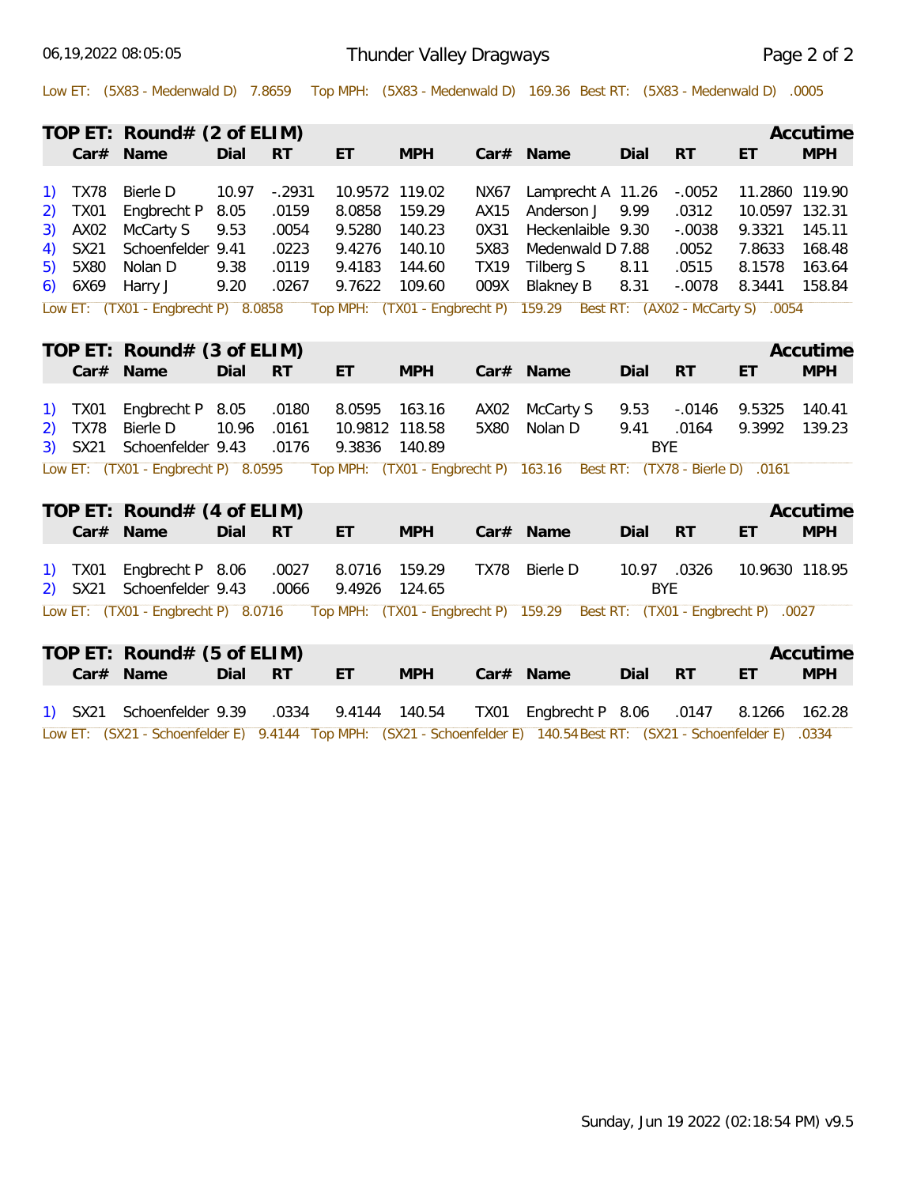Low ET: (5X83 - Medenwald D) 7.8659 Top MPH: (5X83 - Medenwald D) 169.36 Best RT: (5X83 - Medenwald D) .0005

## TOP ET: Round# (2 of ELIM)

Accutime

| | Car# | Name | Dial | RT | ET | MPH | Car# | Name | Dial | RT | ET | MPH |
|---|---|---|---|---|---|---|---|---|---|---|---|---|
| 1) | TX78 | Bierle D | 10.97 | -.2931 | 10.9572 | 119.02 | NX67 | Lamprecht A | 11.26 | -.0052 | 11.2860 | 119.90 |
| 2) | TX01 | Engbrecht P | 8.05 | .0159 | 8.0858 | 159.29 | AX15 | Anderson J | 9.99 | .0312 | 10.0597 | 132.31 |
| 3) | AX02 | McCarty S | 9.53 | .0054 | 9.5280 | 140.23 | 0X31 | Heckenlaible | 9.30 | -.0038 | 9.3321 | 145.11 |
| 4) | SX21 | Schoenfelder | 9.41 | .0223 | 9.4276 | 140.10 | 5X83 | Medenwald D | 7.88 | .0052 | 7.8633 | 168.48 |
| 5) | 5X80 | Nolan D | 9.38 | .0119 | 9.4183 | 144.60 | TX19 | Tilberg S | 8.11 | .0515 | 8.1578 | 163.64 |
| 6) | 6X69 | Harry J | 9.20 | .0267 | 9.7622 | 109.60 | 009X | Blakney B | 8.31 | -.0078 | 8.3441 | 158.84 |

Low ET: (TX01 - Engbrecht P) 8.0858 Top MPH: (TX01 - Engbrecht P) 159.29 Best RT: (AX02 - McCarty S) .0054

## TOP ET: Round# (3 of ELIM)

Accutime

| | Car# | Name | Dial | RT | ET | MPH | Car# | Name | Dial | RT | ET | MPH |
|---|---|---|---|---|---|---|---|---|---|---|---|---|
| 1) | TX01 | Engbrecht P | 8.05 | .0180 | 8.0595 | 163.16 | AX02 | McCarty S | 9.53 | -.0146 | 9.5325 | 140.41 |
| 2) | TX78 | Bierle D | 10.96 | .0161 | 10.9812 | 118.58 | 5X80 | Nolan D | 9.41 | .0164 | 9.3992 | 139.23 |
| 3) | SX21 | Schoenfelder | 9.43 | .0176 | 9.3836 | 140.89 | | | | BYE | | |

Low ET: (TX01 - Engbrecht P) 8.0595 Top MPH: (TX01 - Engbrecht P) 163.16 Best RT: (TX78 - Bierle D) .0161

## TOP ET: Round# (4 of ELIM)

Accutime

| | Car# | Name | Dial | RT | ET | MPH | Car# | Name | Dial | RT | ET | MPH |
|---|---|---|---|---|---|---|---|---|---|---|---|---|
| 1) | TX01 | Engbrecht P | 8.06 | .0027 | 8.0716 | 159.29 | TX78 | Bierle D | 10.97 | .0326 | 10.9630 | 118.95 |
| 2) | SX21 | Schoenfelder | 9.43 | .0066 | 9.4926 | 124.65 | | | | BYE | | |

Low ET: (TX01 - Engbrecht P) 8.0716 Top MPH: (TX01 - Engbrecht P) 159.29 Best RT: (TX01 - Engbrecht P) .0027

## TOP ET: Round# (5 of ELIM)

Accutime

| | Car# | Name | Dial | RT | ET | MPH | Car# | Name | Dial | RT | ET | MPH |
|---|---|---|---|---|---|---|---|---|---|---|---|---|
| 1) | SX21 | Schoenfelder | 9.39 | .0334 | 9.4144 | 140.54 | TX01 | Engbrecht P | 8.06 | .0147 | 8.1266 | 162.28 |

Low ET: (SX21 - Schoenfelder E) 9.4144 Top MPH: (SX21 - Schoenfelder E) 140.54 Best RT: (SX21 - Schoenfelder E) .0334